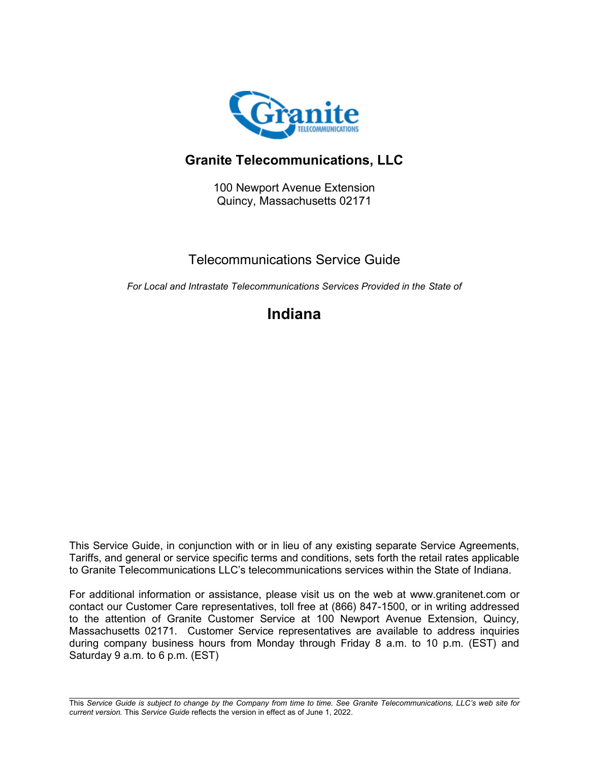# Granite Telecommunications, LLC

100 Newport Avenue Extension
Quincy, Massachusetts 02171

## Telecommunications Service Guide

*For Local and Intrastate Telecommunications Services Provided in the State of*

# Indiana

This Service Guide, in conjunction with or in lieu of any existing separate Service Agreements, Tariffs, and general or service specific terms and conditions, sets forth the retail rates applicable to Granite Telecommunications LLC's telecommunications services within the State of Indiana.

For additional information or assistance, please visit us on the web at www.granitenet.com or contact our Customer Care representatives, toll free at (866) 847-1500, or in writing addressed to the attention of Granite Customer Service at 100 Newport Avenue Extension, Quincy, Massachusetts 02171. Customer Service representatives are available to address inquiries during company business hours from Monday through Friday 8 a.m. to 10 p.m. (EST) and Saturday 9 a.m. to 6 p.m. (EST)

---

This *Service Guide is subject to change by the Company from time to time. See Granite Telecommunications, LLC's web site for current version.* This *Service Guide* reflects the version in effect as of June 1, 2022.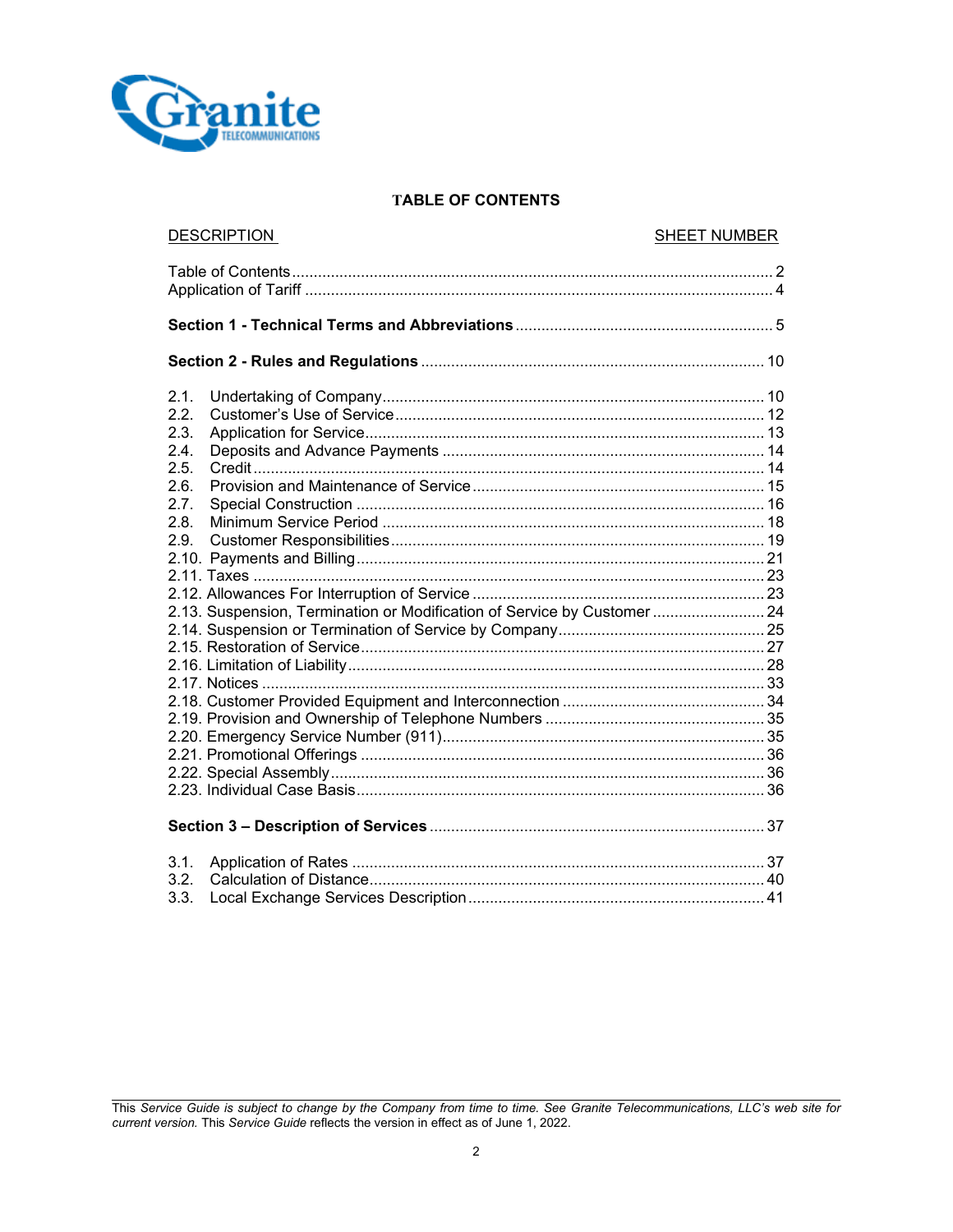## TABLE OF CONTENTS

| DESCRIPTION | SHEET NUMBER |
|---|---|
| Table of Contents | 2 |
| Application of Tariff | 4 |
| **Section 1 - Technical Terms and Abbreviations** | 5 |
| **Section 2 - Rules and Regulations** | 10 |
| 2.1. Undertaking of Company | 10 |
| 2.2. Customer's Use of Service | 12 |
| 2.3. Application for Service | 13 |
| 2.4. Deposits and Advance Payments | 14 |
| 2.5. Credit | 14 |
| 2.6. Provision and Maintenance of Service | 15 |
| 2.7. Special Construction | 16 |
| 2.8. Minimum Service Period | 18 |
| 2.9. Customer Responsibilities | 19 |
| 2.10. Payments and Billing | 21 |
| 2.11. Taxes | 23 |
| 2.12. Allowances For Interruption of Service | 23 |
| 2.13. Suspension, Termination or Modification of Service by Customer | 24 |
| 2.14. Suspension or Termination of Service by Company | 25 |
| 2.15. Restoration of Service | 27 |
| 2.16. Limitation of Liability | 28 |
| 2.17. Notices | 33 |
| 2.18. Customer Provided Equipment and Interconnection | 34 |
| 2.19. Provision and Ownership of Telephone Numbers | 35 |
| 2.20. Emergency Service Number (911) | 35 |
| 2.21. Promotional Offerings | 36 |
| 2.22. Special Assembly | 36 |
| 2.23. Individual Case Basis | 36 |
| **Section 3 – Description of Services** | 37 |
| 3.1. Application of Rates | 37 |
| 3.2. Calculation of Distance | 40 |
| 3.3. Local Exchange Services Description | 41 |

This *Service Guide is subject to change by the Company from time to time. See Granite Telecommunications, LLC's web site for current version.* This *Service Guide* reflects the version in effect as of June 1, 2022.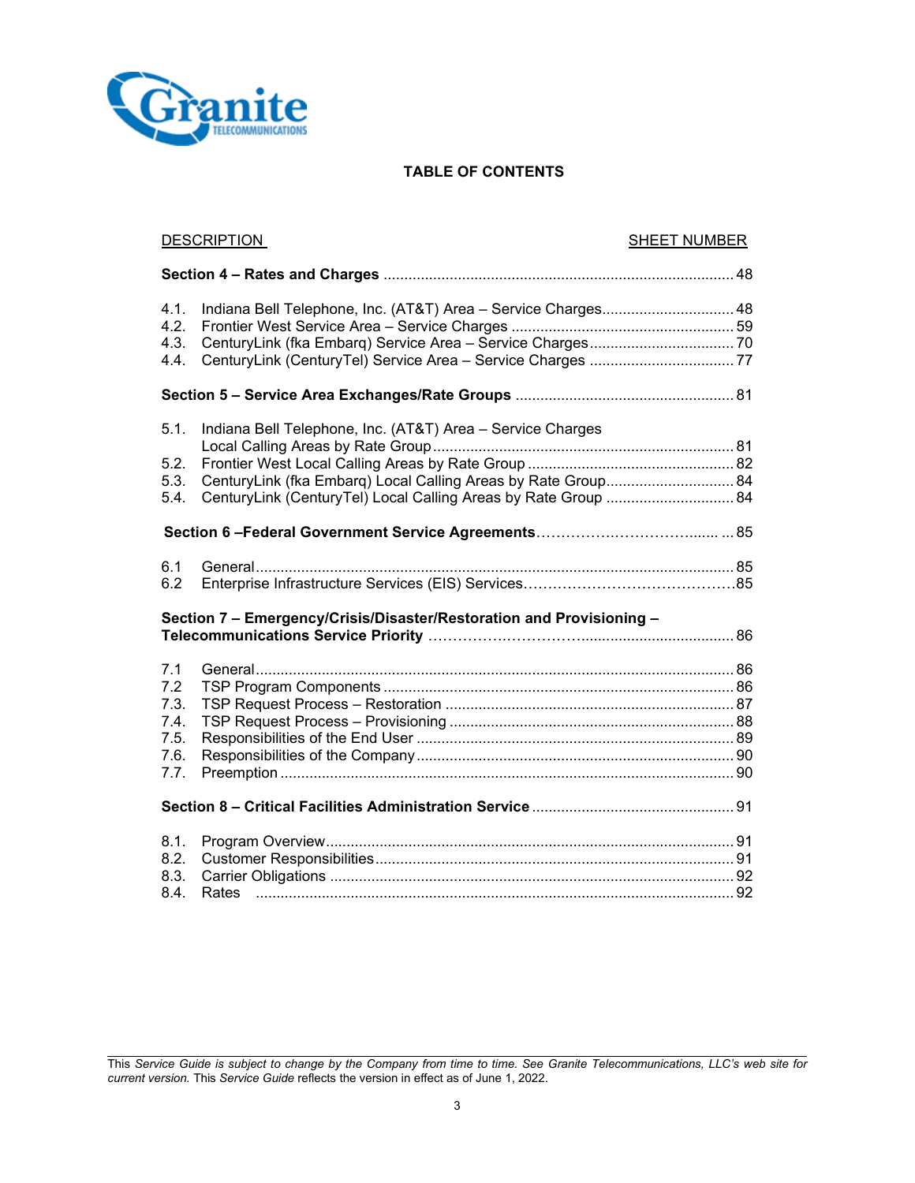# TABLE OF CONTENTS

| DESCRIPTION | SHEET NUMBER |
|---|---|
| **Section 4 – Rates and Charges** | 48 |
| 4.1. Indiana Bell Telephone, Inc. (AT&T) Area – Service Charges | 48 |
| 4.2. Frontier West Service Area – Service Charges | 59 |
| 4.3. CenturyLink (fka Embarq) Service Area – Service Charges | 70 |
| 4.4. CenturyLink (CenturyTel) Service Area – Service Charges | 77 |
| **Section 5 – Service Area Exchanges/Rate Groups** | 81 |
| 5.1. Indiana Bell Telephone, Inc. (AT&T) Area – Service Charges Local Calling Areas by Rate Group | 81 |
| 5.2. Frontier West Local Calling Areas by Rate Group | 82 |
| 5.3. CenturyLink (fka Embarq) Local Calling Areas by Rate Group | 84 |
| 5.4. CenturyLink (CenturyTel) Local Calling Areas by Rate Group | 84 |
| **Section 6 –Federal Government Service Agreements** | 85 |
| 6.1 General | 85 |
| 6.2 Enterprise Infrastructure Services (EIS) Services | 85 |
| **Section 7 – Emergency/Crisis/Disaster/Restoration and Provisioning – Telecommunications Service Priority** | 86 |
| 7.1 General | 86 |
| 7.2 TSP Program Components | 86 |
| 7.3. TSP Request Process – Restoration | 87 |
| 7.4. TSP Request Process – Provisioning | 88 |
| 7.5. Responsibilities of the End User | 89 |
| 7.6. Responsibilities of the Company | 90 |
| 7.7. Preemption | 90 |
| **Section 8 – Critical Facilities Administration Service** | 91 |
| 8.1. Program Overview | 91 |
| 8.2. Customer Responsibilities | 91 |
| 8.3. Carrier Obligations | 92 |
| 8.4. Rates | 92 |

This *Service Guide is subject to change by the Company from time to time. See Granite Telecommunications, LLC's web site for current version.* This *Service Guide* reflects the version in effect as of June 1, 2022.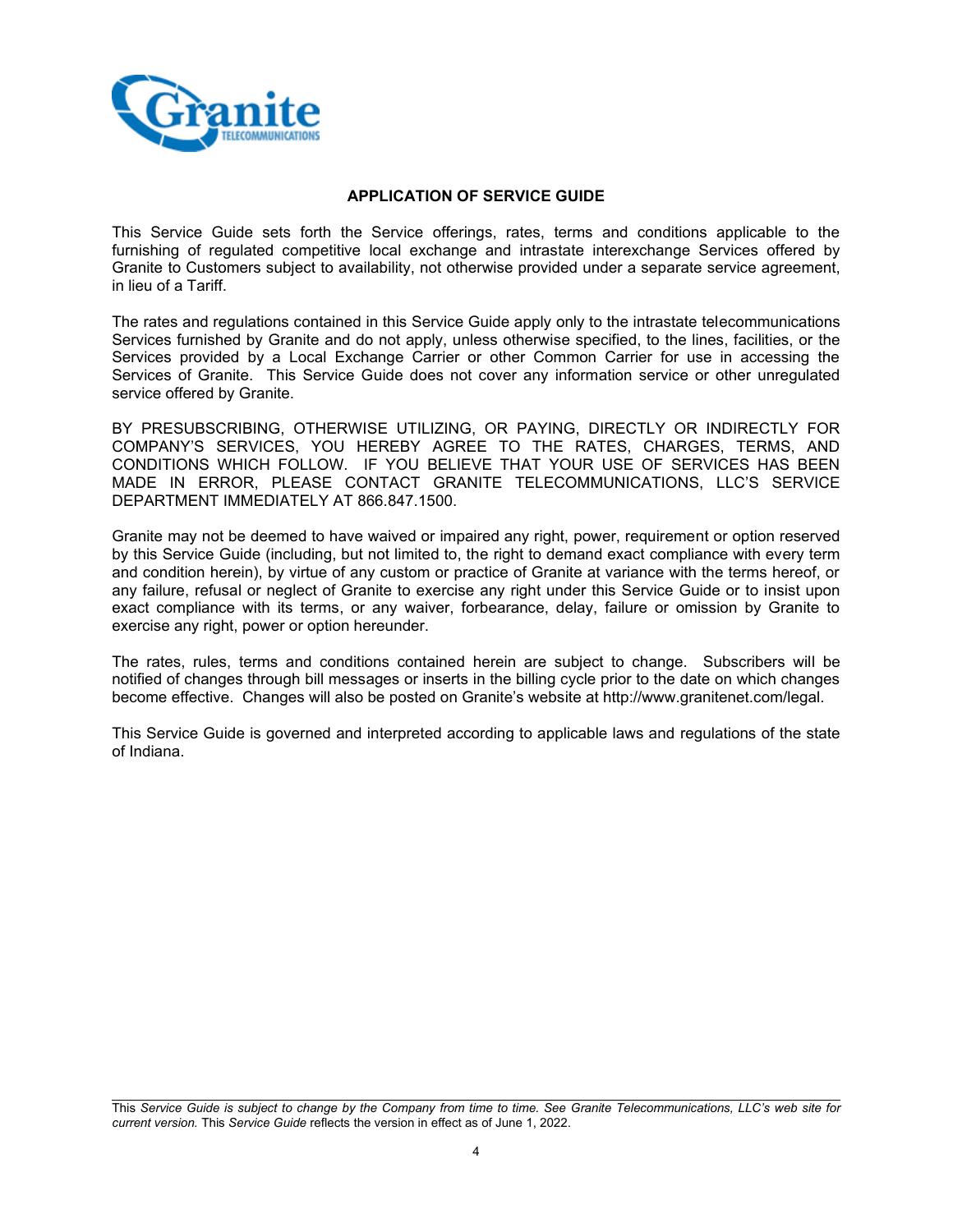## APPLICATION OF SERVICE GUIDE

This Service Guide sets forth the Service offerings, rates, terms and conditions applicable to the furnishing of regulated competitive local exchange and intrastate interexchange Services offered by Granite to Customers subject to availability, not otherwise provided under a separate service agreement, in lieu of a Tariff.

The rates and regulations contained in this Service Guide apply only to the intrastate telecommunications Services furnished by Granite and do not apply, unless otherwise specified, to the lines, facilities, or the Services provided by a Local Exchange Carrier or other Common Carrier for use in accessing the Services of Granite. This Service Guide does not cover any information service or other unregulated service offered by Granite.

BY PRESUBSCRIBING, OTHERWISE UTILIZING, OR PAYING, DIRECTLY OR INDIRECTLY FOR COMPANY'S SERVICES, YOU HEREBY AGREE TO THE RATES, CHARGES, TERMS, AND CONDITIONS WHICH FOLLOW. IF YOU BELIEVE THAT YOUR USE OF SERVICES HAS BEEN MADE IN ERROR, PLEASE CONTACT GRANITE TELECOMMUNICATIONS, LLC'S SERVICE DEPARTMENT IMMEDIATELY AT 866.847.1500.

Granite may not be deemed to have waived or impaired any right, power, requirement or option reserved by this Service Guide (including, but not limited to, the right to demand exact compliance with every term and condition herein), by virtue of any custom or practice of Granite at variance with the terms hereof, or any failure, refusal or neglect of Granite to exercise any right under this Service Guide or to insist upon exact compliance with its terms, or any waiver, forbearance, delay, failure or omission by Granite to exercise any right, power or option hereunder.

The rates, rules, terms and conditions contained herein are subject to change. Subscribers will be notified of changes through bill messages or inserts in the billing cycle prior to the date on which changes become effective. Changes will also be posted on Granite's website at http://www.granitenet.com/legal.

This Service Guide is governed and interpreted according to applicable laws and regulations of the state of Indiana.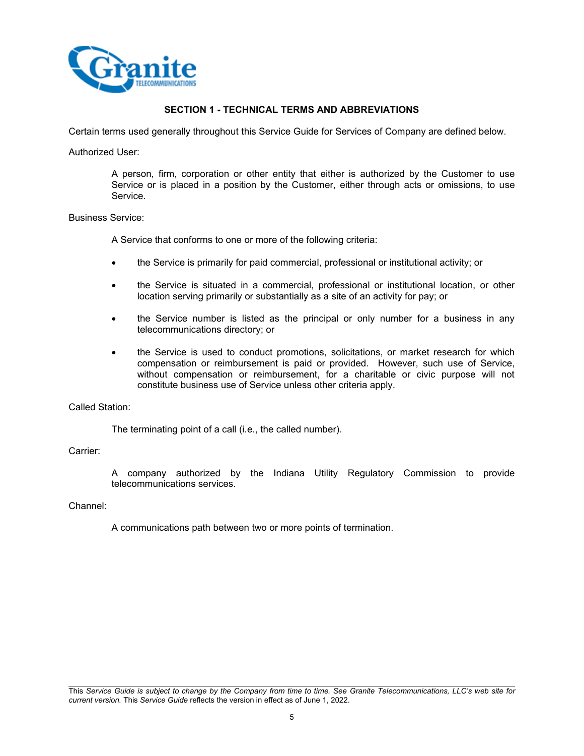## SECTION 1 - TECHNICAL TERMS AND ABBREVIATIONS

Certain terms used generally throughout this Service Guide for Services of Company are defined below.

Authorized User:

> A person, firm, corporation or other entity that either is authorized by the Customer to use Service or is placed in a position by the Customer, either through acts or omissions, to use Service.

Business Service:

> A Service that conforms to one or more of the following criteria:
>
> - the Service is primarily for paid commercial, professional or institutional activity; or
> - the Service is situated in a commercial, professional or institutional location, or other location serving primarily or substantially as a site of an activity for pay; or
> - the Service number is listed as the principal or only number for a business in any telecommunications directory; or
> - the Service is used to conduct promotions, solicitations, or market research for which compensation or reimbursement is paid or provided. However, such use of Service, without compensation or reimbursement, for a charitable or civic purpose will not constitute business use of Service unless other criteria apply.

Called Station:

> The terminating point of a call (i.e., the called number).

Carrier:

> A company authorized by the Indiana Utility Regulatory Commission to provide telecommunications services.

Channel:

> A communications path between two or more points of termination.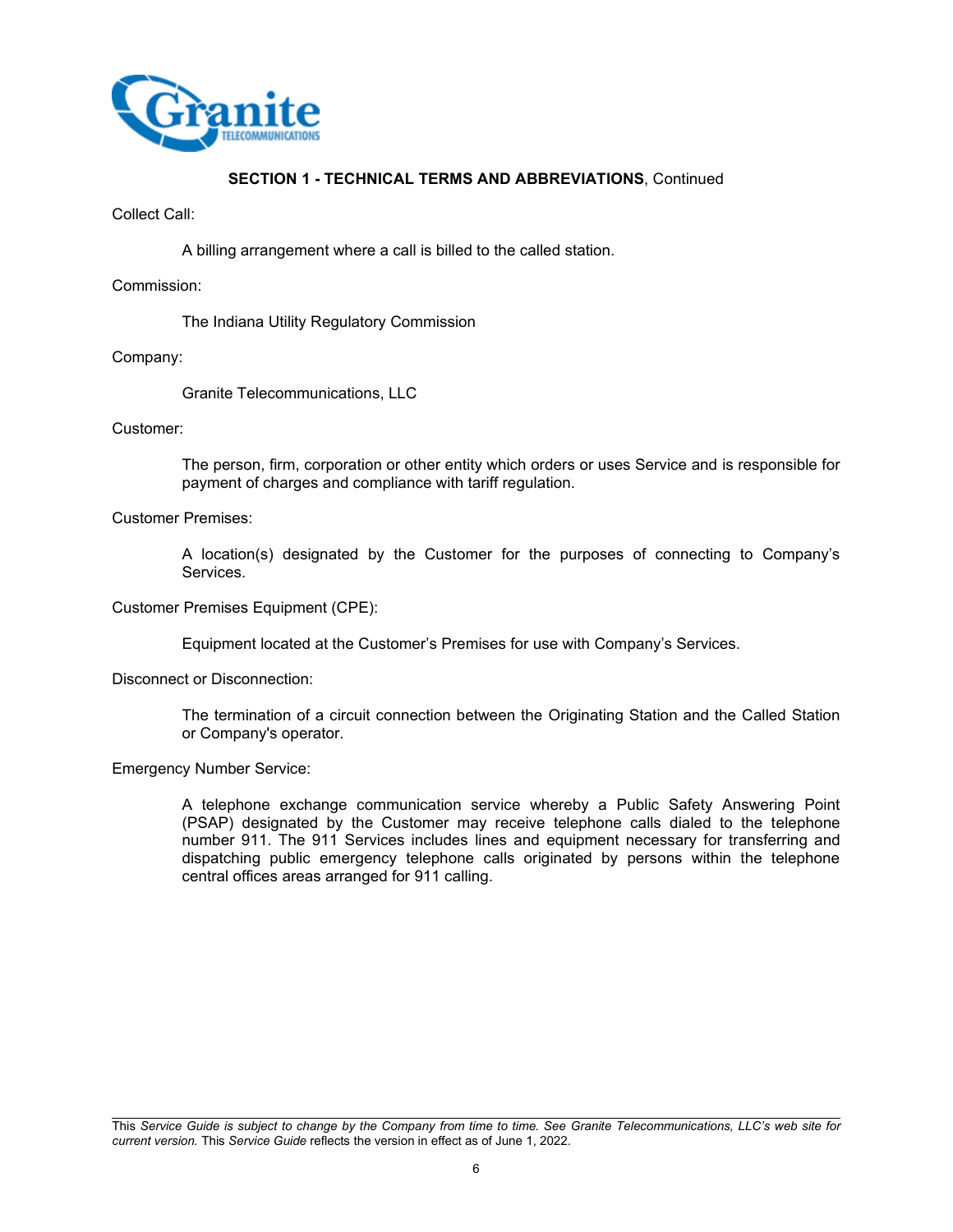**SECTION 1 - TECHNICAL TERMS AND ABBREVIATIONS**, Continued

Collect Call:

A billing arrangement where a call is billed to the called station.

Commission:

The Indiana Utility Regulatory Commission

Company:

Granite Telecommunications, LLC

Customer:

The person, firm, corporation or other entity which orders or uses Service and is responsible for payment of charges and compliance with tariff regulation.

Customer Premises:

A location(s) designated by the Customer for the purposes of connecting to Company's Services.

Customer Premises Equipment (CPE):

Equipment located at the Customer's Premises for use with Company's Services.

Disconnect or Disconnection:

The termination of a circuit connection between the Originating Station and the Called Station or Company's operator.

Emergency Number Service:

A telephone exchange communication service whereby a Public Safety Answering Point (PSAP) designated by the Customer may receive telephone calls dialed to the telephone number 911. The 911 Services includes lines and equipment necessary for transferring and dispatching public emergency telephone calls originated by persons within the telephone central offices areas arranged for 911 calling.

This *Service Guide is subject to change by the Company from time to time. See Granite Telecommunications, LLC's web site for current version.* This *Service Guide* reflects the version in effect as of June 1, 2022.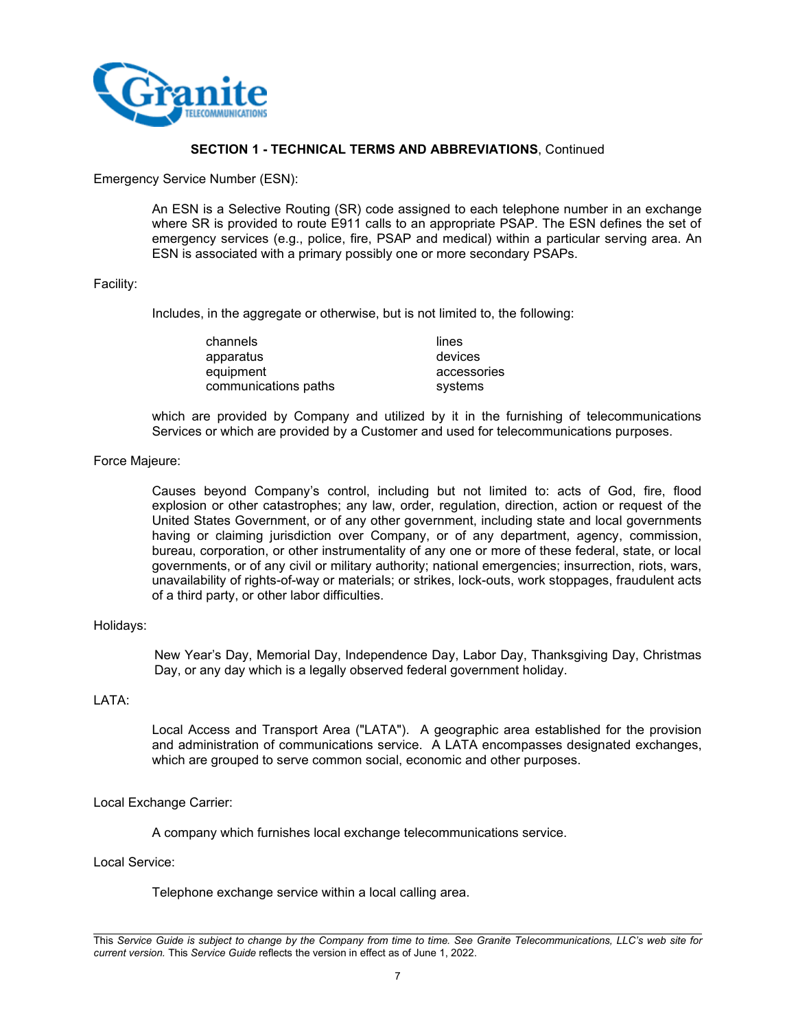## SECTION 1 - TECHNICAL TERMS AND ABBREVIATIONS, Continued

Emergency Service Number (ESN):

> An ESN is a Selective Routing (SR) code assigned to each telephone number in an exchange where SR is provided to route E911 calls to an appropriate PSAP. The ESN defines the set of emergency services (e.g., police, fire, PSAP and medical) within a particular serving area. An ESN is associated with a primary possibly one or more secondary PSAPs.

Facility:

> Includes, in the aggregate or otherwise, but is not limited to, the following:
>
> | | |
> |---|---|
> | channels | lines |
> | apparatus | devices |
> | equipment | accessories |
> | communications paths | systems |
>
> which are provided by Company and utilized by it in the furnishing of telecommunications Services or which are provided by a Customer and used for telecommunications purposes.

Force Majeure:

> Causes beyond Company's control, including but not limited to: acts of God, fire, flood explosion or other catastrophes; any law, order, regulation, direction, action or request of the United States Government, or of any other government, including state and local governments having or claiming jurisdiction over Company, or of any department, agency, commission, bureau, corporation, or other instrumentality of any one or more of these federal, state, or local governments, or of any civil or military authority; national emergencies; insurrection, riots, wars, unavailability of rights-of-way or materials; or strikes, lock-outs, work stoppages, fraudulent acts of a third party, or other labor difficulties.

Holidays:

> New Year's Day, Memorial Day, Independence Day, Labor Day, Thanksgiving Day, Christmas Day, or any day which is a legally observed federal government holiday.

LATA:

> Local Access and Transport Area ("LATA"). A geographic area established for the provision and administration of communications service. A LATA encompasses designated exchanges, which are grouped to serve common social, economic and other purposes.

Local Exchange Carrier:

> A company which furnishes local exchange telecommunications service.

Local Service:

> Telephone exchange service within a local calling area.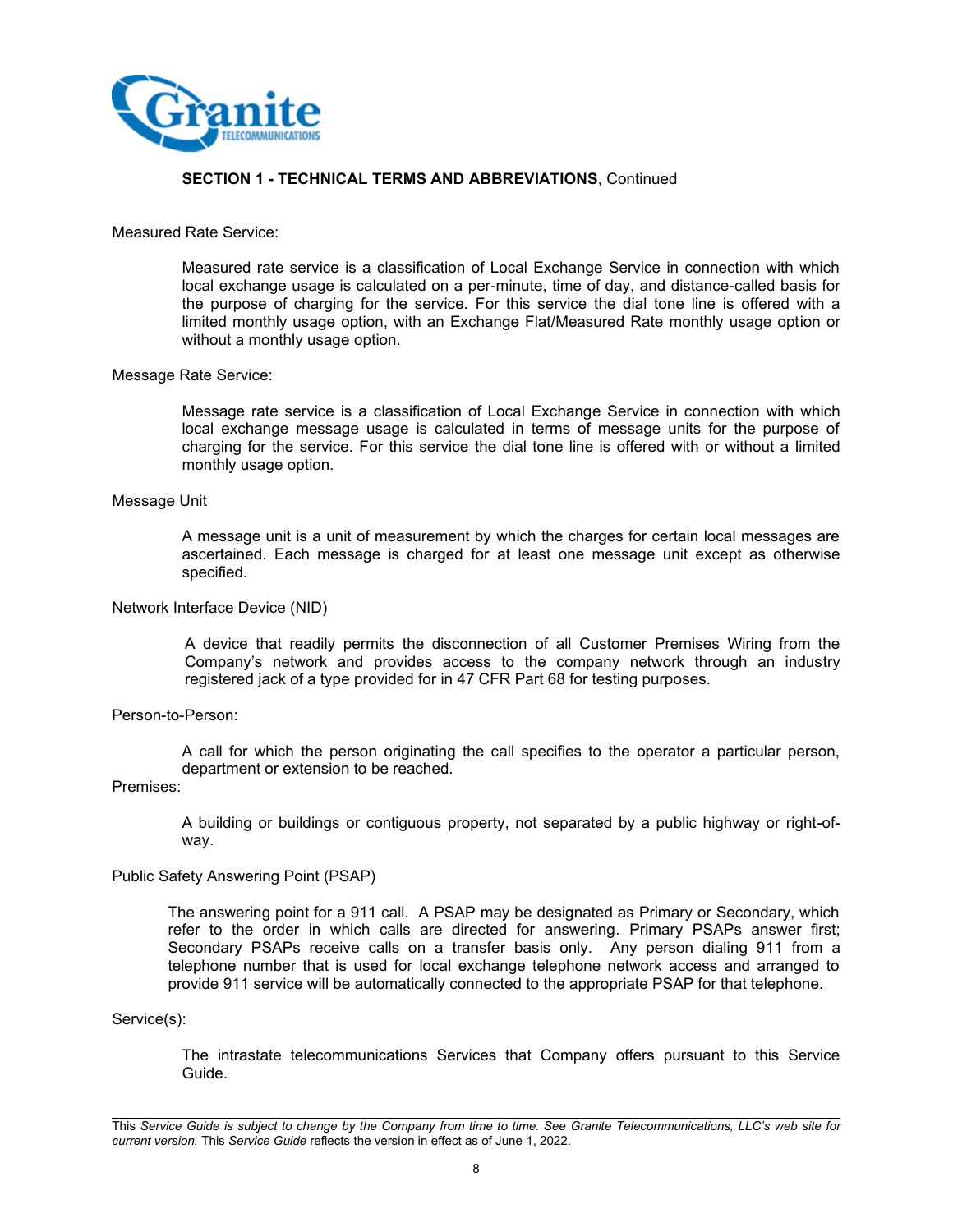**SECTION 1 - TECHNICAL TERMS AND ABBREVIATIONS**, Continued

Measured Rate Service:

> Measured rate service is a classification of Local Exchange Service in connection with which local exchange usage is calculated on a per-minute, time of day, and distance-called basis for the purpose of charging for the service. For this service the dial tone line is offered with a limited monthly usage option, with an Exchange Flat/Measured Rate monthly usage option or without a monthly usage option.

Message Rate Service:

> Message rate service is a classification of Local Exchange Service in connection with which local exchange message usage is calculated in terms of message units for the purpose of charging for the service. For this service the dial tone line is offered with or without a limited monthly usage option.

Message Unit

> A message unit is a unit of measurement by which the charges for certain local messages are ascertained. Each message is charged for at least one message unit except as otherwise specified.

Network Interface Device (NID)

> A device that readily permits the disconnection of all Customer Premises Wiring from the Company's network and provides access to the company network through an industry registered jack of a type provided for in 47 CFR Part 68 for testing purposes.

Person-to-Person:

> A call for which the person originating the call specifies to the operator a particular person, department or extension to be reached.

Premises:

> A building or buildings or contiguous property, not separated by a public highway or right-of-way.

Public Safety Answering Point (PSAP)

> The answering point for a 911 call. A PSAP may be designated as Primary or Secondary, which refer to the order in which calls are directed for answering. Primary PSAPs answer first; Secondary PSAPs receive calls on a transfer basis only. Any person dialing 911 from a telephone number that is used for local exchange telephone network access and arranged to provide 911 service will be automatically connected to the appropriate PSAP for that telephone.

Service(s):

> The intrastate telecommunications Services that Company offers pursuant to this Service Guide.

This *Service Guide is subject to change by the Company from time to time. See Granite Telecommunications, LLC's web site for current version.* This *Service Guide* reflects the version in effect as of June 1, 2022.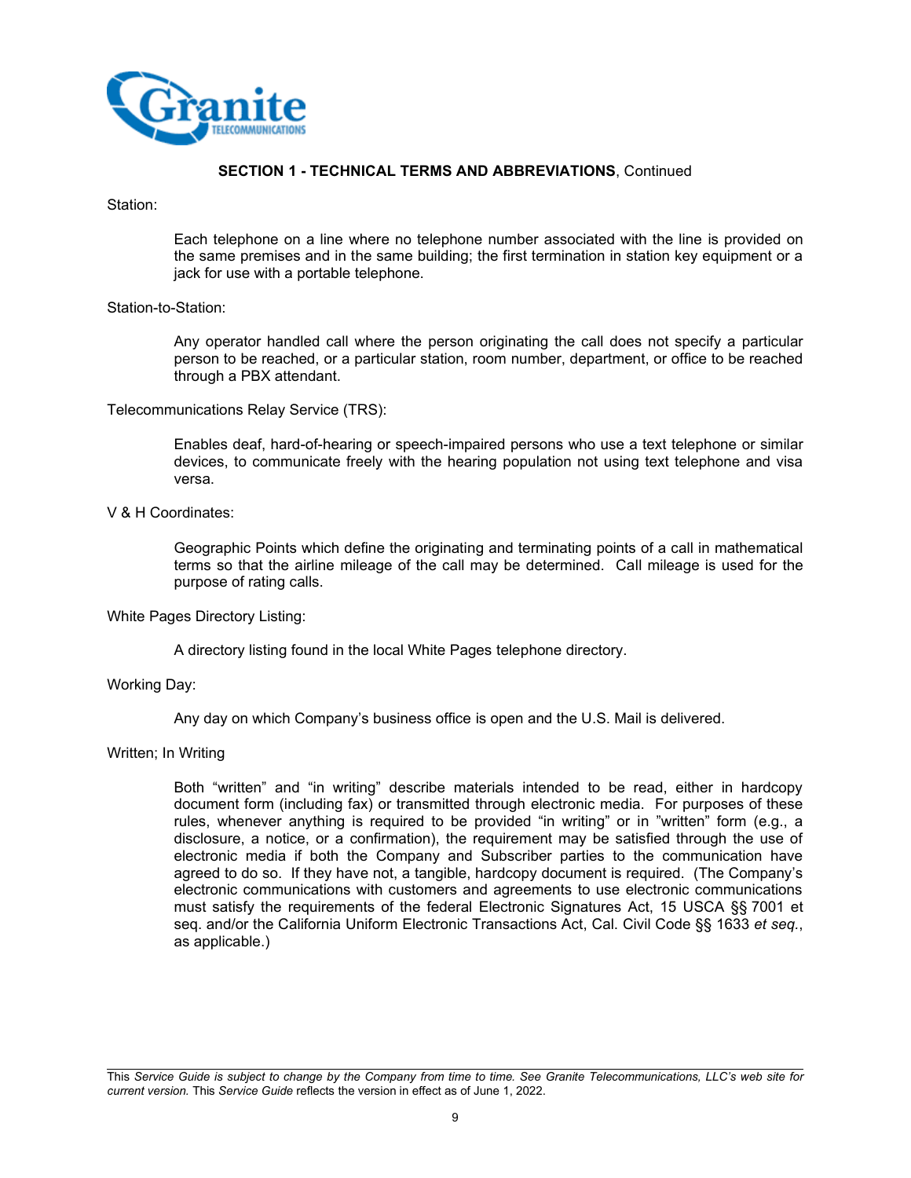**SECTION 1 - TECHNICAL TERMS AND ABBREVIATIONS**, Continued

Station:

Each telephone on a line where no telephone number associated with the line is provided on the same premises and in the same building; the first termination in station key equipment or a jack for use with a portable telephone.

Station-to-Station:

Any operator handled call where the person originating the call does not specify a particular person to be reached, or a particular station, room number, department, or office to be reached through a PBX attendant.

Telecommunications Relay Service (TRS):

Enables deaf, hard-of-hearing or speech-impaired persons who use a text telephone or similar devices, to communicate freely with the hearing population not using text telephone and visa versa.

V & H Coordinates:

Geographic Points which define the originating and terminating points of a call in mathematical terms so that the airline mileage of the call may be determined. Call mileage is used for the purpose of rating calls.

White Pages Directory Listing:

A directory listing found in the local White Pages telephone directory.

Working Day:

Any day on which Company's business office is open and the U.S. Mail is delivered.

Written; In Writing

Both "written" and "in writing" describe materials intended to be read, either in hardcopy document form (including fax) or transmitted through electronic media. For purposes of these rules, whenever anything is required to be provided "in writing" or in "written" form (e.g., a disclosure, a notice, or a confirmation), the requirement may be satisfied through the use of electronic media if both the Company and Subscriber parties to the communication have agreed to do so. If they have not, a tangible, hardcopy document is required. (The Company's electronic communications with customers and agreements to use electronic communications must satisfy the requirements of the federal Electronic Signatures Act, 15 USCA §§ 7001 et seq. and/or the California Uniform Electronic Transactions Act, Cal. Civil Code §§ 1633 *et seq.*, as applicable.)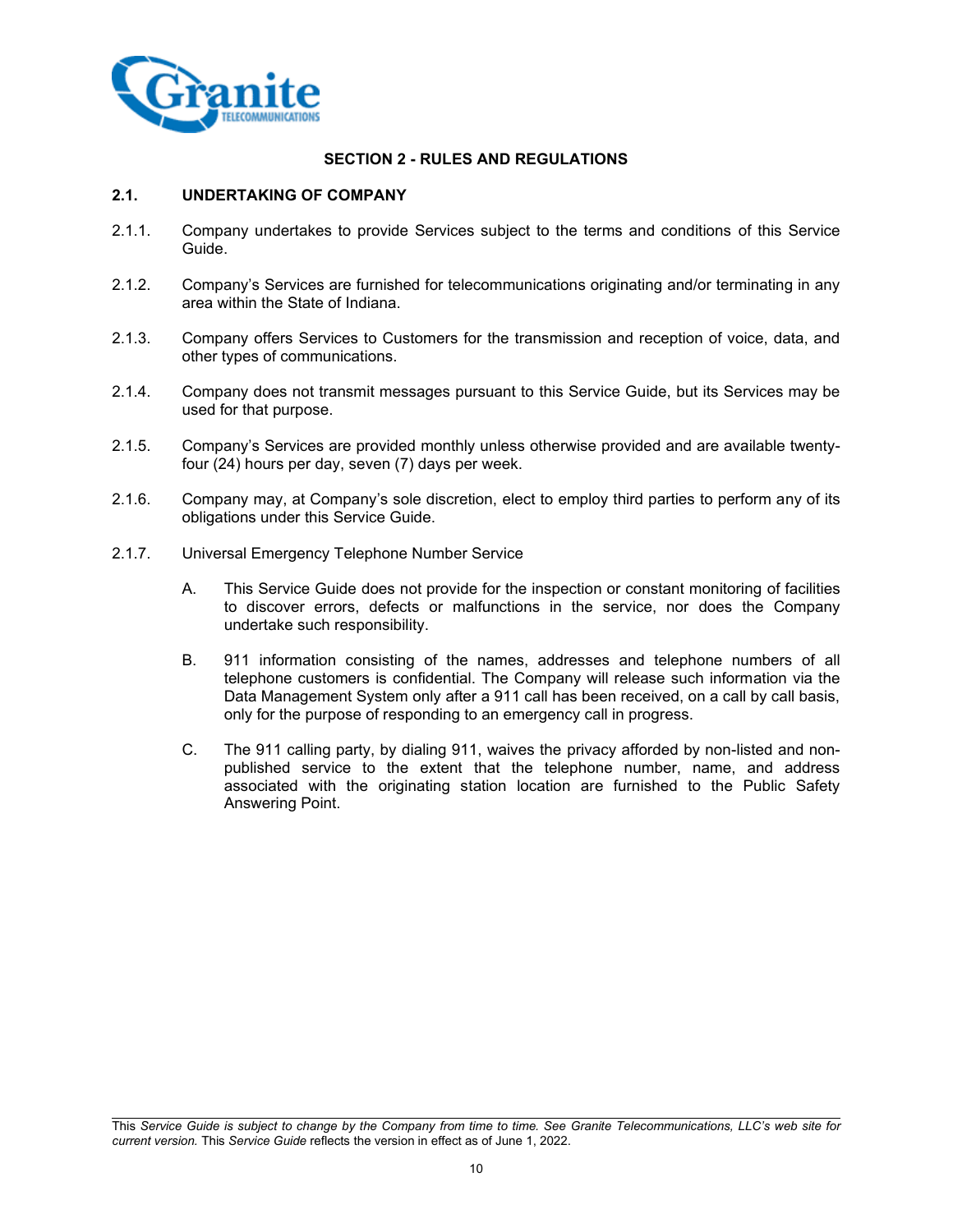## SECTION 2 - RULES AND REGULATIONS

### 2.1. UNDERTAKING OF COMPANY

2.1.1. Company undertakes to provide Services subject to the terms and conditions of this Service Guide.

2.1.2. Company's Services are furnished for telecommunications originating and/or terminating in any area within the State of Indiana.

2.1.3. Company offers Services to Customers for the transmission and reception of voice, data, and other types of communications.

2.1.4. Company does not transmit messages pursuant to this Service Guide, but its Services may be used for that purpose.

2.1.5. Company's Services are provided monthly unless otherwise provided and are available twenty-four (24) hours per day, seven (7) days per week.

2.1.6. Company may, at Company's sole discretion, elect to employ third parties to perform any of its obligations under this Service Guide.

2.1.7. Universal Emergency Telephone Number Service

A. This Service Guide does not provide for the inspection or constant monitoring of facilities to discover errors, defects or malfunctions in the service, nor does the Company undertake such responsibility.

B. 911 information consisting of the names, addresses and telephone numbers of all telephone customers is confidential. The Company will release such information via the Data Management System only after a 911 call has been received, on a call by call basis, only for the purpose of responding to an emergency call in progress.

C. The 911 calling party, by dialing 911, waives the privacy afforded by non-listed and non-published service to the extent that the telephone number, name, and address associated with the originating station location are furnished to the Public Safety Answering Point.

This *Service Guide is subject to change by the Company from time to time. See Granite Telecommunications, LLC's web site for current version.* This *Service Guide* reflects the version in effect as of June 1, 2022.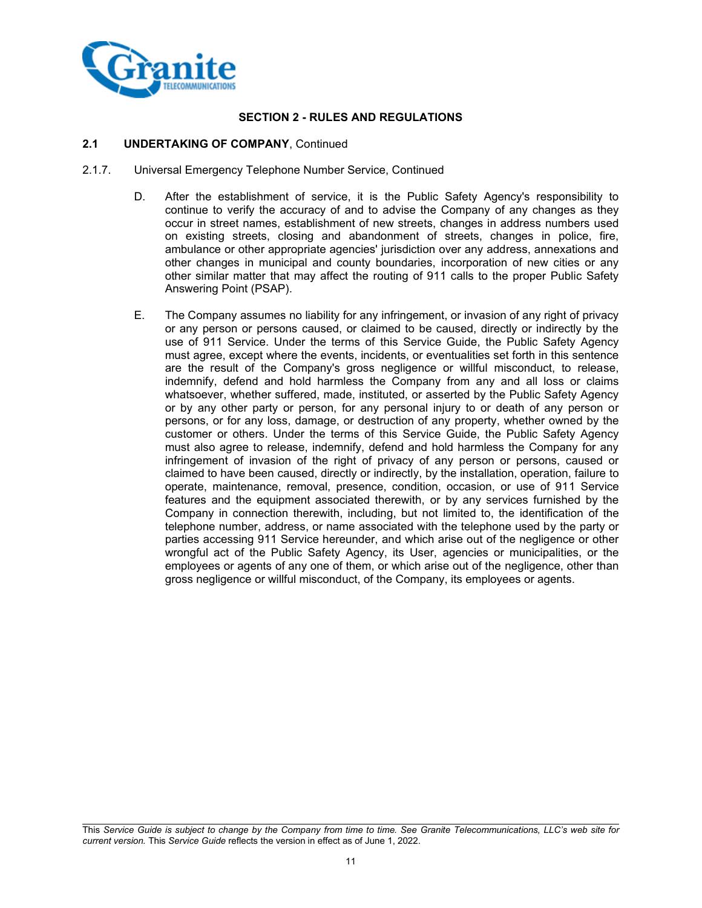## SECTION 2 - RULES AND REGULATIONS

### 2.1 UNDERTAKING OF COMPANY, Continued

2.1.7. Universal Emergency Telephone Number Service, Continued

D. After the establishment of service, it is the Public Safety Agency's responsibility to continue to verify the accuracy of and to advise the Company of any changes as they occur in street names, establishment of new streets, changes in address numbers used on existing streets, closing and abandonment of streets, changes in police, fire, ambulance or other appropriate agencies' jurisdiction over any address, annexations and other changes in municipal and county boundaries, incorporation of new cities or any other similar matter that may affect the routing of 911 calls to the proper Public Safety Answering Point (PSAP).

E. The Company assumes no liability for any infringement, or invasion of any right of privacy or any person or persons caused, or claimed to be caused, directly or indirectly by the use of 911 Service. Under the terms of this Service Guide, the Public Safety Agency must agree, except where the events, incidents, or eventualities set forth in this sentence are the result of the Company's gross negligence or willful misconduct, to release, indemnify, defend and hold harmless the Company from any and all loss or claims whatsoever, whether suffered, made, instituted, or asserted by the Public Safety Agency or by any other party or person, for any personal injury to or death of any person or persons, or for any loss, damage, or destruction of any property, whether owned by the customer or others. Under the terms of this Service Guide, the Public Safety Agency must also agree to release, indemnify, defend and hold harmless the Company for any infringement of invasion of the right of privacy of any person or persons, caused or claimed to have been caused, directly or indirectly, by the installation, operation, failure to operate, maintenance, removal, presence, condition, occasion, or use of 911 Service features and the equipment associated therewith, or by any services furnished by the Company in connection therewith, including, but not limited to, the identification of the telephone number, address, or name associated with the telephone used by the party or parties accessing 911 Service hereunder, and which arise out of the negligence or other wrongful act of the Public Safety Agency, its User, agencies or municipalities, or the employees or agents of any one of them, or which arise out of the negligence, other than gross negligence or willful misconduct, of the Company, its employees or agents.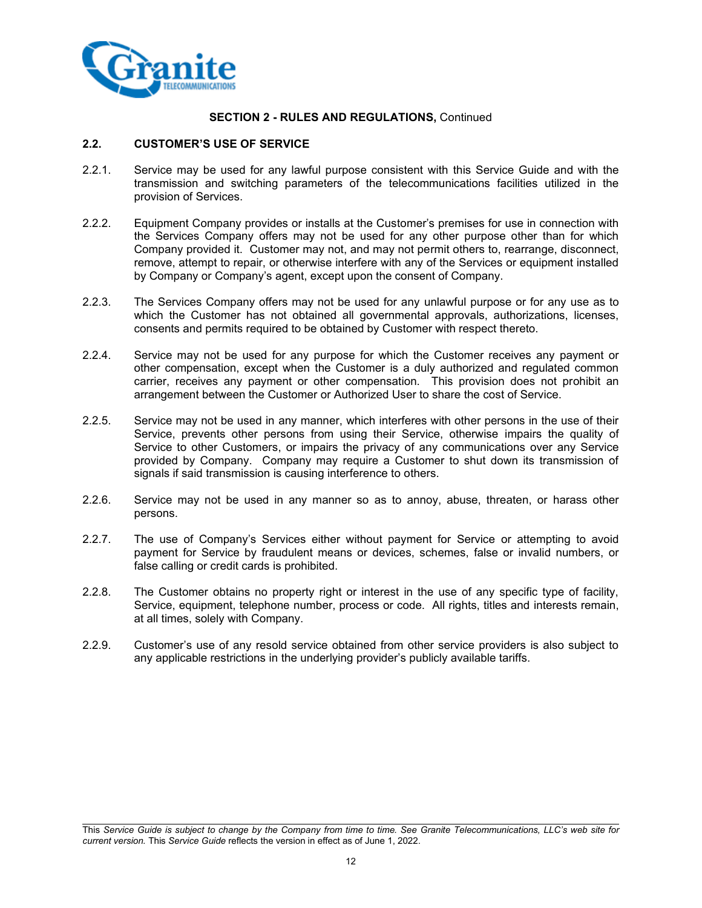**SECTION 2 - RULES AND REGULATIONS,** Continued

## 2.2. CUSTOMER'S USE OF SERVICE

2.2.1. Service may be used for any lawful purpose consistent with this Service Guide and with the transmission and switching parameters of the telecommunications facilities utilized in the provision of Services.

2.2.2. Equipment Company provides or installs at the Customer's premises for use in connection with the Services Company offers may not be used for any other purpose other than for which Company provided it. Customer may not, and may not permit others to, rearrange, disconnect, remove, attempt to repair, or otherwise interfere with any of the Services or equipment installed by Company or Company's agent, except upon the consent of Company.

2.2.3. The Services Company offers may not be used for any unlawful purpose or for any use as to which the Customer has not obtained all governmental approvals, authorizations, licenses, consents and permits required to be obtained by Customer with respect thereto.

2.2.4. Service may not be used for any purpose for which the Customer receives any payment or other compensation, except when the Customer is a duly authorized and regulated common carrier, receives any payment or other compensation. This provision does not prohibit an arrangement between the Customer or Authorized User to share the cost of Service.

2.2.5. Service may not be used in any manner, which interferes with other persons in the use of their Service, prevents other persons from using their Service, otherwise impairs the quality of Service to other Customers, or impairs the privacy of any communications over any Service provided by Company. Company may require a Customer to shut down its transmission of signals if said transmission is causing interference to others.

2.2.6. Service may not be used in any manner so as to annoy, abuse, threaten, or harass other persons.

2.2.7. The use of Company's Services either without payment for Service or attempting to avoid payment for Service by fraudulent means or devices, schemes, false or invalid numbers, or false calling or credit cards is prohibited.

2.2.8. The Customer obtains no property right or interest in the use of any specific type of facility, Service, equipment, telephone number, process or code. All rights, titles and interests remain, at all times, solely with Company.

2.2.9. Customer's use of any resold service obtained from other service providers is also subject to any applicable restrictions in the underlying provider's publicly available tariffs.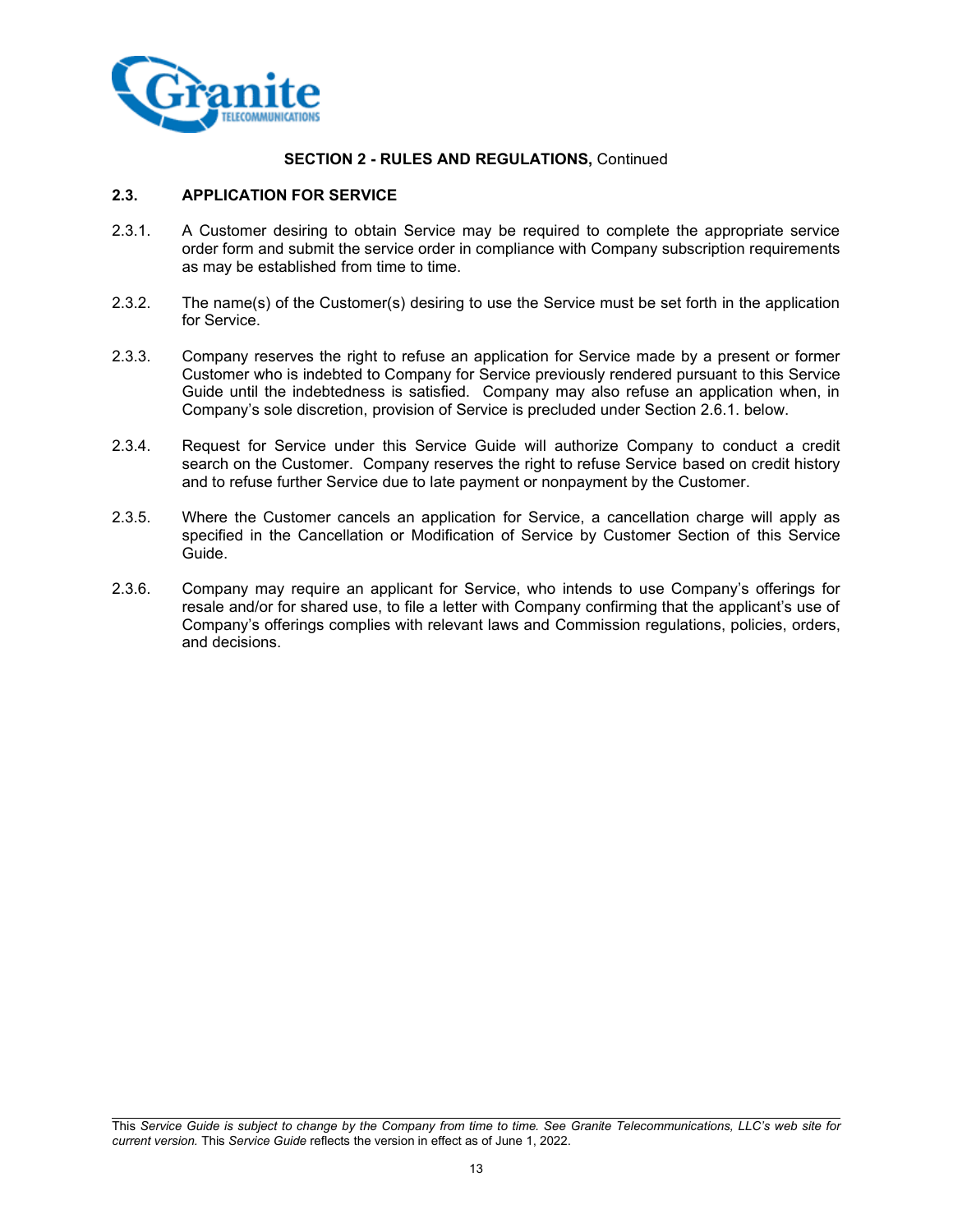**SECTION 2 - RULES AND REGULATIONS,** Continued

## 2.3. APPLICATION FOR SERVICE

2.3.1. A Customer desiring to obtain Service may be required to complete the appropriate service order form and submit the service order in compliance with Company subscription requirements as may be established from time to time.

2.3.2. The name(s) of the Customer(s) desiring to use the Service must be set forth in the application for Service.

2.3.3. Company reserves the right to refuse an application for Service made by a present or former Customer who is indebted to Company for Service previously rendered pursuant to this Service Guide until the indebtedness is satisfied. Company may also refuse an application when, in Company's sole discretion, provision of Service is precluded under Section 2.6.1. below.

2.3.4. Request for Service under this Service Guide will authorize Company to conduct a credit search on the Customer. Company reserves the right to refuse Service based on credit history and to refuse further Service due to late payment or nonpayment by the Customer.

2.3.5. Where the Customer cancels an application for Service, a cancellation charge will apply as specified in the Cancellation or Modification of Service by Customer Section of this Service Guide.

2.3.6. Company may require an applicant for Service, who intends to use Company's offerings for resale and/or for shared use, to file a letter with Company confirming that the applicant's use of Company's offerings complies with relevant laws and Commission regulations, policies, orders, and decisions.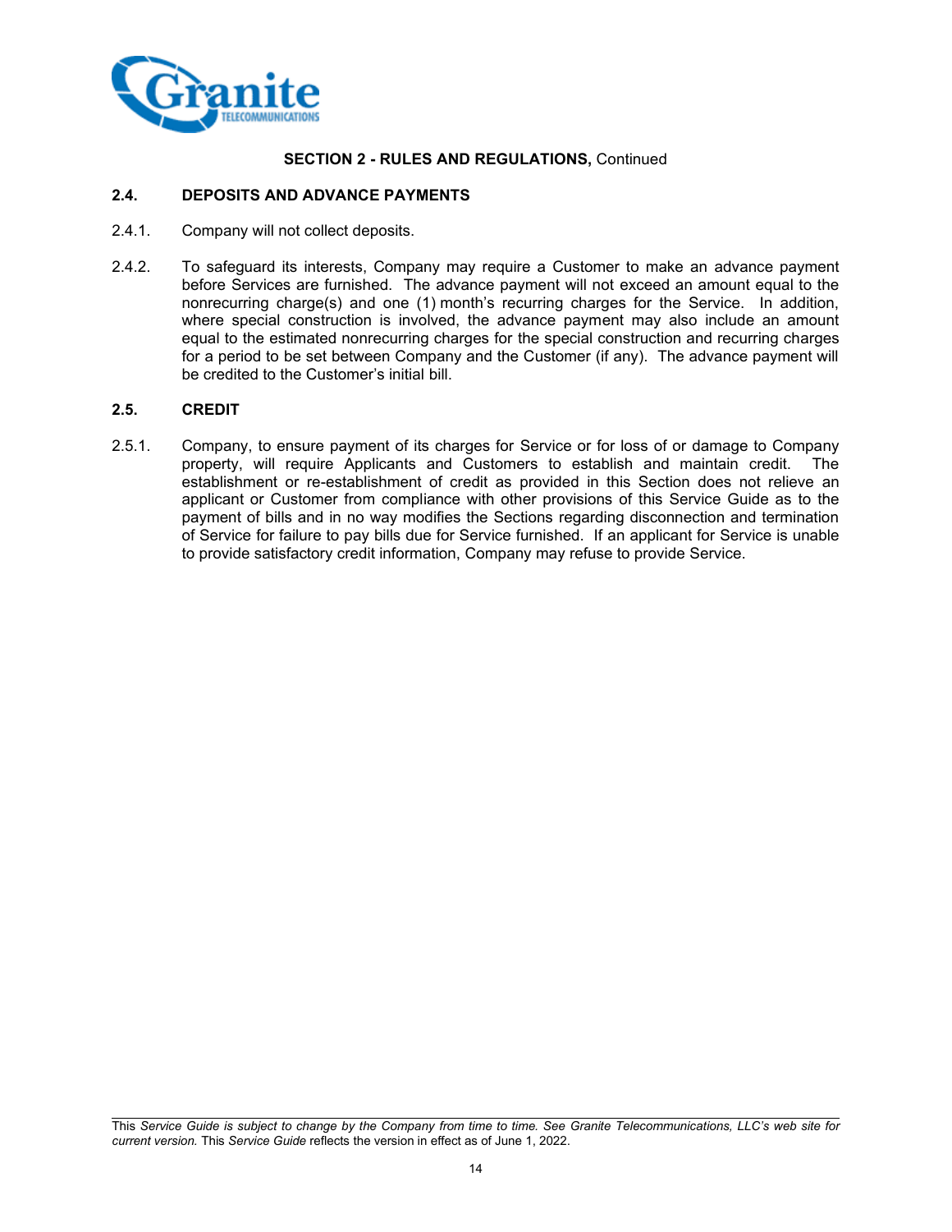**SECTION 2 - RULES AND REGULATIONS,** Continued

## 2.4. DEPOSITS AND ADVANCE PAYMENTS

2.4.1. Company will not collect deposits.

2.4.2. To safeguard its interests, Company may require a Customer to make an advance payment before Services are furnished. The advance payment will not exceed an amount equal to the nonrecurring charge(s) and one (1) month's recurring charges for the Service. In addition, where special construction is involved, the advance payment may also include an amount equal to the estimated nonrecurring charges for the special construction and recurring charges for a period to be set between Company and the Customer (if any). The advance payment will be credited to the Customer's initial bill.

## 2.5. CREDIT

2.5.1. Company, to ensure payment of its charges for Service or for loss of or damage to Company property, will require Applicants and Customers to establish and maintain credit. The establishment or re-establishment of credit as provided in this Section does not relieve an applicant or Customer from compliance with other provisions of this Service Guide as to the payment of bills and in no way modifies the Sections regarding disconnection and termination of Service for failure to pay bills due for Service furnished. If an applicant for Service is unable to provide satisfactory credit information, Company may refuse to provide Service.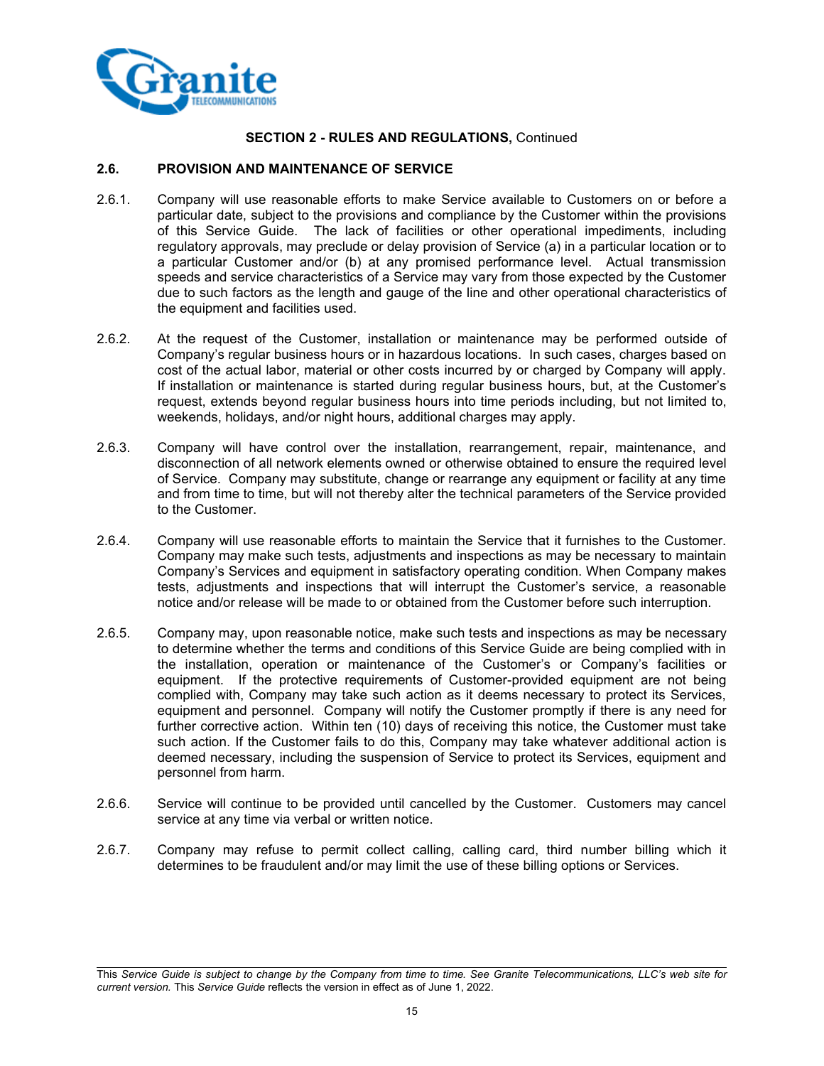**SECTION 2 - RULES AND REGULATIONS,** Continued

## 2.6. PROVISION AND MAINTENANCE OF SERVICE

2.6.1. Company will use reasonable efforts to make Service available to Customers on or before a particular date, subject to the provisions and compliance by the Customer within the provisions of this Service Guide. The lack of facilities or other operational impediments, including regulatory approvals, may preclude or delay provision of Service (a) in a particular location or to a particular Customer and/or (b) at any promised performance level. Actual transmission speeds and service characteristics of a Service may vary from those expected by the Customer due to such factors as the length and gauge of the line and other operational characteristics of the equipment and facilities used.

2.6.2. At the request of the Customer, installation or maintenance may be performed outside of Company's regular business hours or in hazardous locations. In such cases, charges based on cost of the actual labor, material or other costs incurred by or charged by Company will apply. If installation or maintenance is started during regular business hours, but, at the Customer's request, extends beyond regular business hours into time periods including, but not limited to, weekends, holidays, and/or night hours, additional charges may apply.

2.6.3. Company will have control over the installation, rearrangement, repair, maintenance, and disconnection of all network elements owned or otherwise obtained to ensure the required level of Service. Company may substitute, change or rearrange any equipment or facility at any time and from time to time, but will not thereby alter the technical parameters of the Service provided to the Customer.

2.6.4. Company will use reasonable efforts to maintain the Service that it furnishes to the Customer. Company may make such tests, adjustments and inspections as may be necessary to maintain Company's Services and equipment in satisfactory operating condition. When Company makes tests, adjustments and inspections that will interrupt the Customer's service, a reasonable notice and/or release will be made to or obtained from the Customer before such interruption.

2.6.5. Company may, upon reasonable notice, make such tests and inspections as may be necessary to determine whether the terms and conditions of this Service Guide are being complied with in the installation, operation or maintenance of the Customer's or Company's facilities or equipment. If the protective requirements of Customer-provided equipment are not being complied with, Company may take such action as it deems necessary to protect its Services, equipment and personnel. Company will notify the Customer promptly if there is any need for further corrective action. Within ten (10) days of receiving this notice, the Customer must take such action. If the Customer fails to do this, Company may take whatever additional action is deemed necessary, including the suspension of Service to protect its Services, equipment and personnel from harm.

2.6.6. Service will continue to be provided until cancelled by the Customer. Customers may cancel service at any time via verbal or written notice.

2.6.7. Company may refuse to permit collect calling, calling card, third number billing which it determines to be fraudulent and/or may limit the use of these billing options or Services.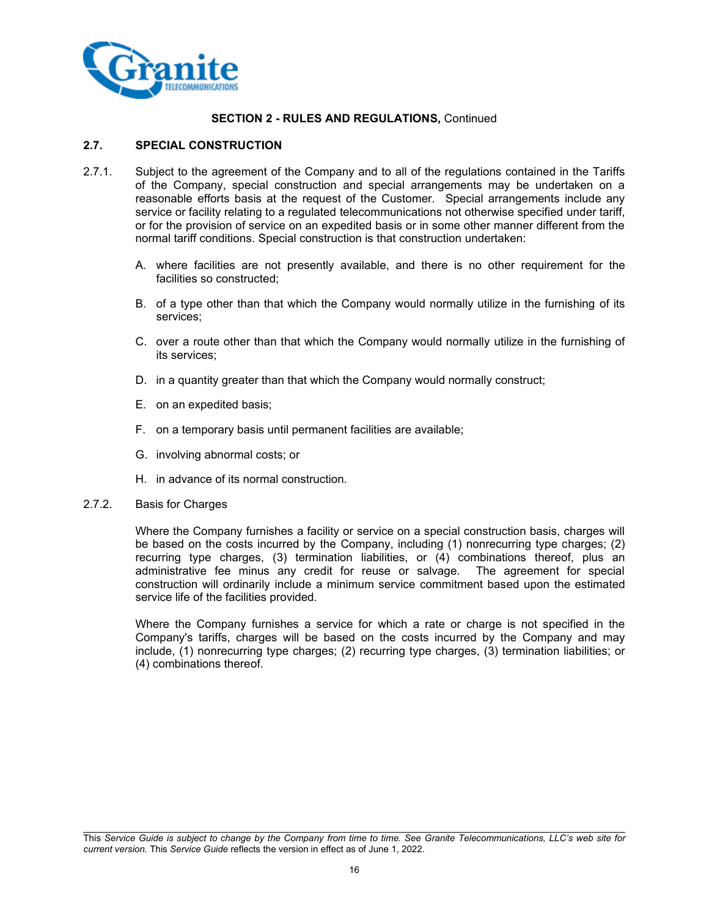**SECTION 2 - RULES AND REGULATIONS,** Continued

## 2.7. SPECIAL CONSTRUCTION

2.7.1. Subject to the agreement of the Company and to all of the regulations contained in the Tariffs of the Company, special construction and special arrangements may be undertaken on a reasonable efforts basis at the request of the Customer. Special arrangements include any service or facility relating to a regulated telecommunications not otherwise specified under tariff, or for the provision of service on an expedited basis or in some other manner different from the normal tariff conditions. Special construction is that construction undertaken:

A. where facilities are not presently available, and there is no other requirement for the facilities so constructed;

B. of a type other than that which the Company would normally utilize in the furnishing of its services;

C. over a route other than that which the Company would normally utilize in the furnishing of its services;

D. in a quantity greater than that which the Company would normally construct;

E. on an expedited basis;

F. on a temporary basis until permanent facilities are available;

G. involving abnormal costs; or

H. in advance of its normal construction.

2.7.2. Basis for Charges

Where the Company furnishes a facility or service on a special construction basis, charges will be based on the costs incurred by the Company, including (1) nonrecurring type charges; (2) recurring type charges, (3) termination liabilities, or (4) combinations thereof, plus an administrative fee minus any credit for reuse or salvage. The agreement for special construction will ordinarily include a minimum service commitment based upon the estimated service life of the facilities provided.

Where the Company furnishes a service for which a rate or charge is not specified in the Company's tariffs, charges will be based on the costs incurred by the Company and may include, (1) nonrecurring type charges; (2) recurring type charges, (3) termination liabilities; or (4) combinations thereof.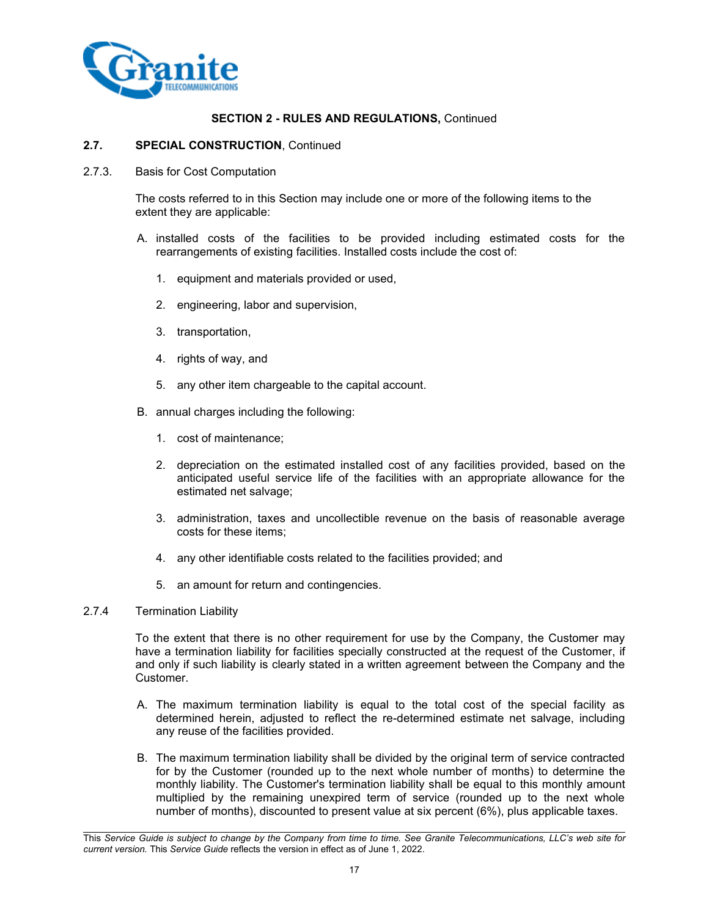## SECTION 2 - RULES AND REGULATIONS, Continued

### 2.7. SPECIAL CONSTRUCTION, Continued

2.7.3. Basis for Cost Computation

The costs referred to in this Section may include one or more of the following items to the extent they are applicable:

A. installed costs of the facilities to be provided including estimated costs for the rearrangements of existing facilities. Installed costs include the cost of:

1. equipment and materials provided or used,
2. engineering, labor and supervision,
3. transportation,
4. rights of way, and
5. any other item chargeable to the capital account.

B. annual charges including the following:

1. cost of maintenance;
2. depreciation on the estimated installed cost of any facilities provided, based on the anticipated useful service life of the facilities with an appropriate allowance for the estimated net salvage;
3. administration, taxes and uncollectible revenue on the basis of reasonable average costs for these items;
4. any other identifiable costs related to the facilities provided; and
5. an amount for return and contingencies.

2.7.4 Termination Liability

To the extent that there is no other requirement for use by the Company, the Customer may have a termination liability for facilities specially constructed at the request of the Customer, if and only if such liability is clearly stated in a written agreement between the Company and the Customer.

A. The maximum termination liability is equal to the total cost of the special facility as determined herein, adjusted to reflect the re-determined estimate net salvage, including any reuse of the facilities provided.

B. The maximum termination liability shall be divided by the original term of service contracted for by the Customer (rounded up to the next whole number of months) to determine the monthly liability. The Customer's termination liability shall be equal to this monthly amount multiplied by the remaining unexpired term of service (rounded up to the next whole number of months), discounted to present value at six percent (6%), plus applicable taxes.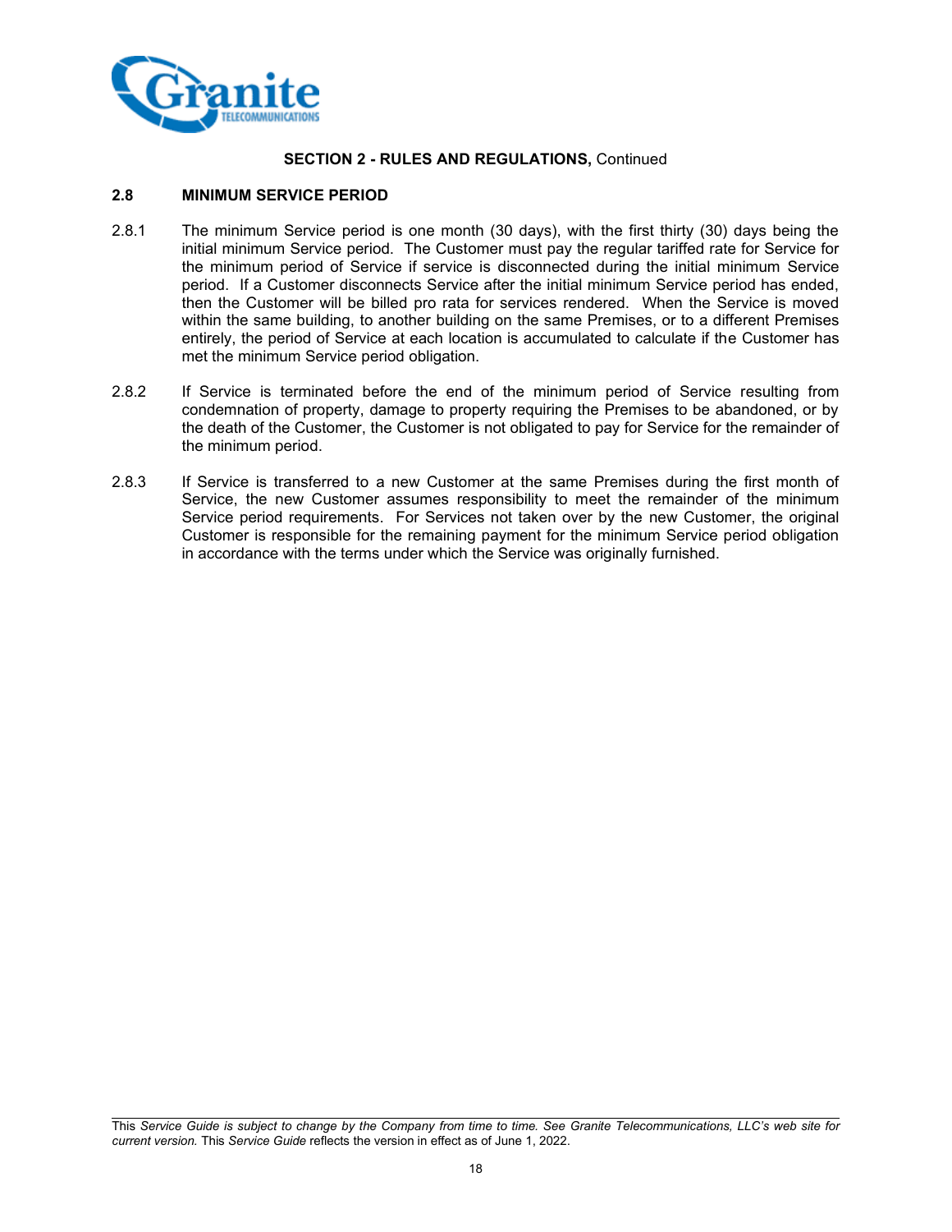**SECTION 2 - RULES AND REGULATIONS,** Continued

## 2.8 MINIMUM SERVICE PERIOD

2.8.1 The minimum Service period is one month (30 days), with the first thirty (30) days being the initial minimum Service period. The Customer must pay the regular tariffed rate for Service for the minimum period of Service if service is disconnected during the initial minimum Service period. If a Customer disconnects Service after the initial minimum Service period has ended, then the Customer will be billed pro rata for services rendered. When the Service is moved within the same building, to another building on the same Premises, or to a different Premises entirely, the period of Service at each location is accumulated to calculate if the Customer has met the minimum Service period obligation.

2.8.2 If Service is terminated before the end of the minimum period of Service resulting from condemnation of property, damage to property requiring the Premises to be abandoned, or by the death of the Customer, the Customer is not obligated to pay for Service for the remainder of the minimum period.

2.8.3 If Service is transferred to a new Customer at the same Premises during the first month of Service, the new Customer assumes responsibility to meet the remainder of the minimum Service period requirements. For Services not taken over by the new Customer, the original Customer is responsible for the remaining payment for the minimum Service period obligation in accordance with the terms under which the Service was originally furnished.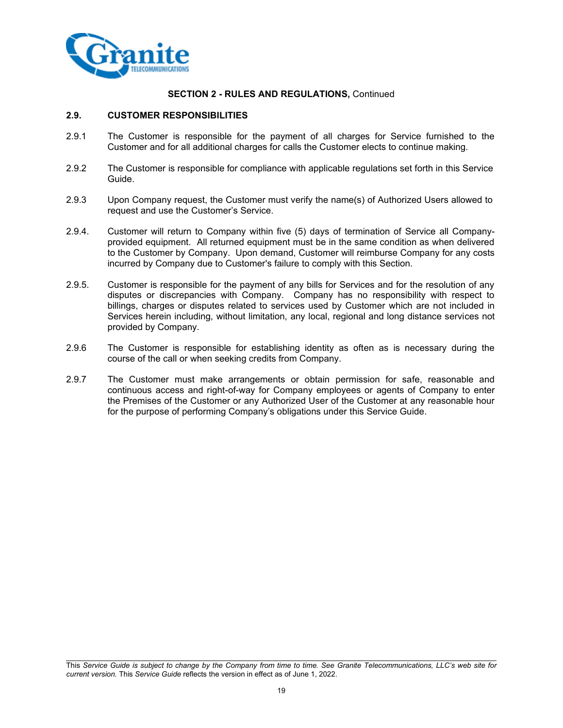**SECTION 2 - RULES AND REGULATIONS,** Continued

## 2.9. CUSTOMER RESPONSIBILITIES

2.9.1 The Customer is responsible for the payment of all charges for Service furnished to the Customer and for all additional charges for calls the Customer elects to continue making.

2.9.2 The Customer is responsible for compliance with applicable regulations set forth in this Service Guide.

2.9.3 Upon Company request, the Customer must verify the name(s) of Authorized Users allowed to request and use the Customer's Service.

2.9.4. Customer will return to Company within five (5) days of termination of Service all Company-provided equipment. All returned equipment must be in the same condition as when delivered to the Customer by Company. Upon demand, Customer will reimburse Company for any costs incurred by Company due to Customer's failure to comply with this Section.

2.9.5. Customer is responsible for the payment of any bills for Services and for the resolution of any disputes or discrepancies with Company. Company has no responsibility with respect to billings, charges or disputes related to services used by Customer which are not included in Services herein including, without limitation, any local, regional and long distance services not provided by Company.

2.9.6 The Customer is responsible for establishing identity as often as is necessary during the course of the call or when seeking credits from Company.

2.9.7 The Customer must make arrangements or obtain permission for safe, reasonable and continuous access and right-of-way for Company employees or agents of Company to enter the Premises of the Customer or any Authorized User of the Customer at any reasonable hour for the purpose of performing Company's obligations under this Service Guide.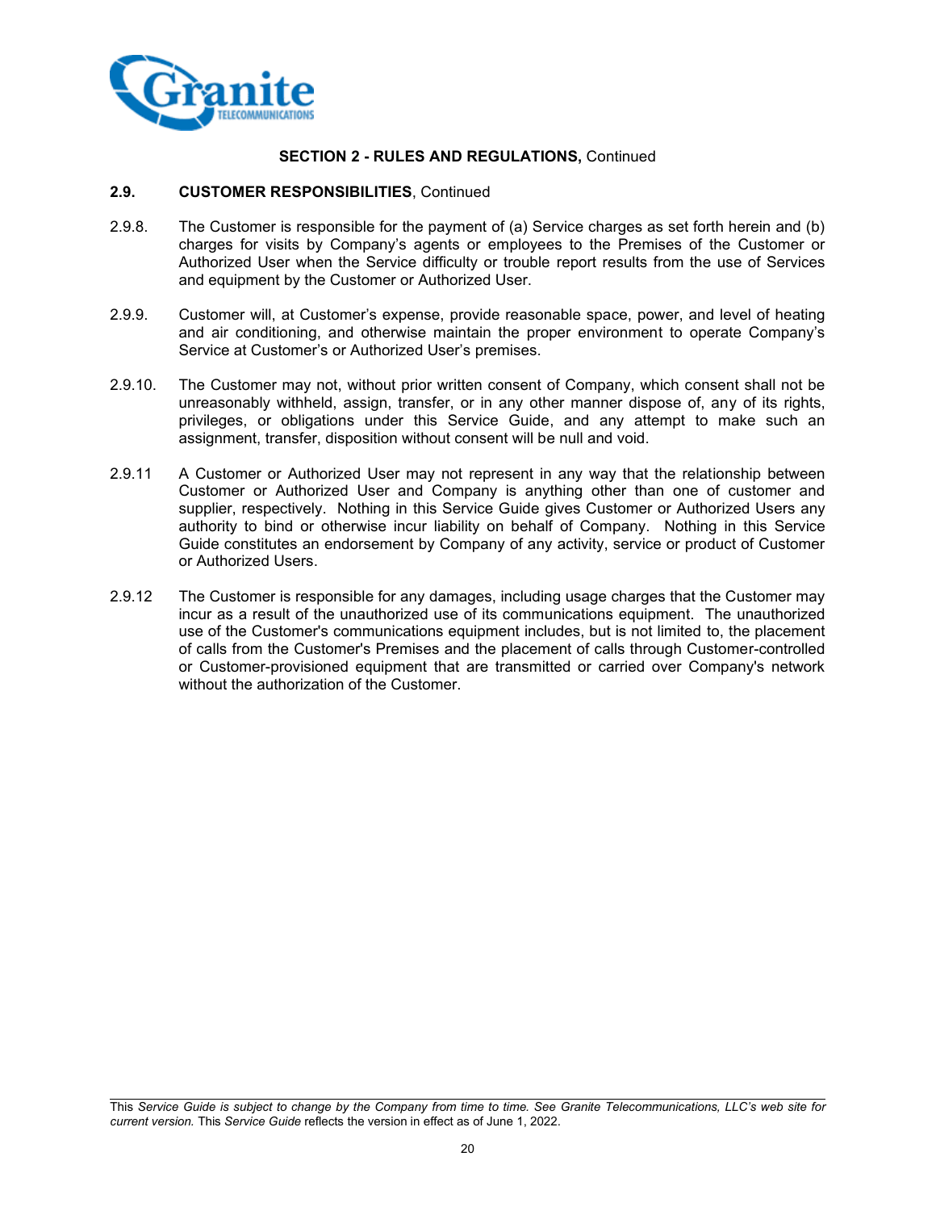## SECTION 2 - RULES AND REGULATIONS, Continued

### 2.9. CUSTOMER RESPONSIBILITIES, Continued

2.9.8. The Customer is responsible for the payment of (a) Service charges as set forth herein and (b) charges for visits by Company's agents or employees to the Premises of the Customer or Authorized User when the Service difficulty or trouble report results from the use of Services and equipment by the Customer or Authorized User.

2.9.9. Customer will, at Customer's expense, provide reasonable space, power, and level of heating and air conditioning, and otherwise maintain the proper environment to operate Company's Service at Customer's or Authorized User's premises.

2.9.10. The Customer may not, without prior written consent of Company, which consent shall not be unreasonably withheld, assign, transfer, or in any other manner dispose of, any of its rights, privileges, or obligations under this Service Guide, and any attempt to make such an assignment, transfer, disposition without consent will be null and void.

2.9.11 A Customer or Authorized User may not represent in any way that the relationship between Customer or Authorized User and Company is anything other than one of customer and supplier, respectively. Nothing in this Service Guide gives Customer or Authorized Users any authority to bind or otherwise incur liability on behalf of Company. Nothing in this Service Guide constitutes an endorsement by Company of any activity, service or product of Customer or Authorized Users.

2.9.12 The Customer is responsible for any damages, including usage charges that the Customer may incur as a result of the unauthorized use of its communications equipment. The unauthorized use of the Customer's communications equipment includes, but is not limited to, the placement of calls from the Customer's Premises and the placement of calls through Customer-controlled or Customer-provisioned equipment that are transmitted or carried over Company's network without the authorization of the Customer.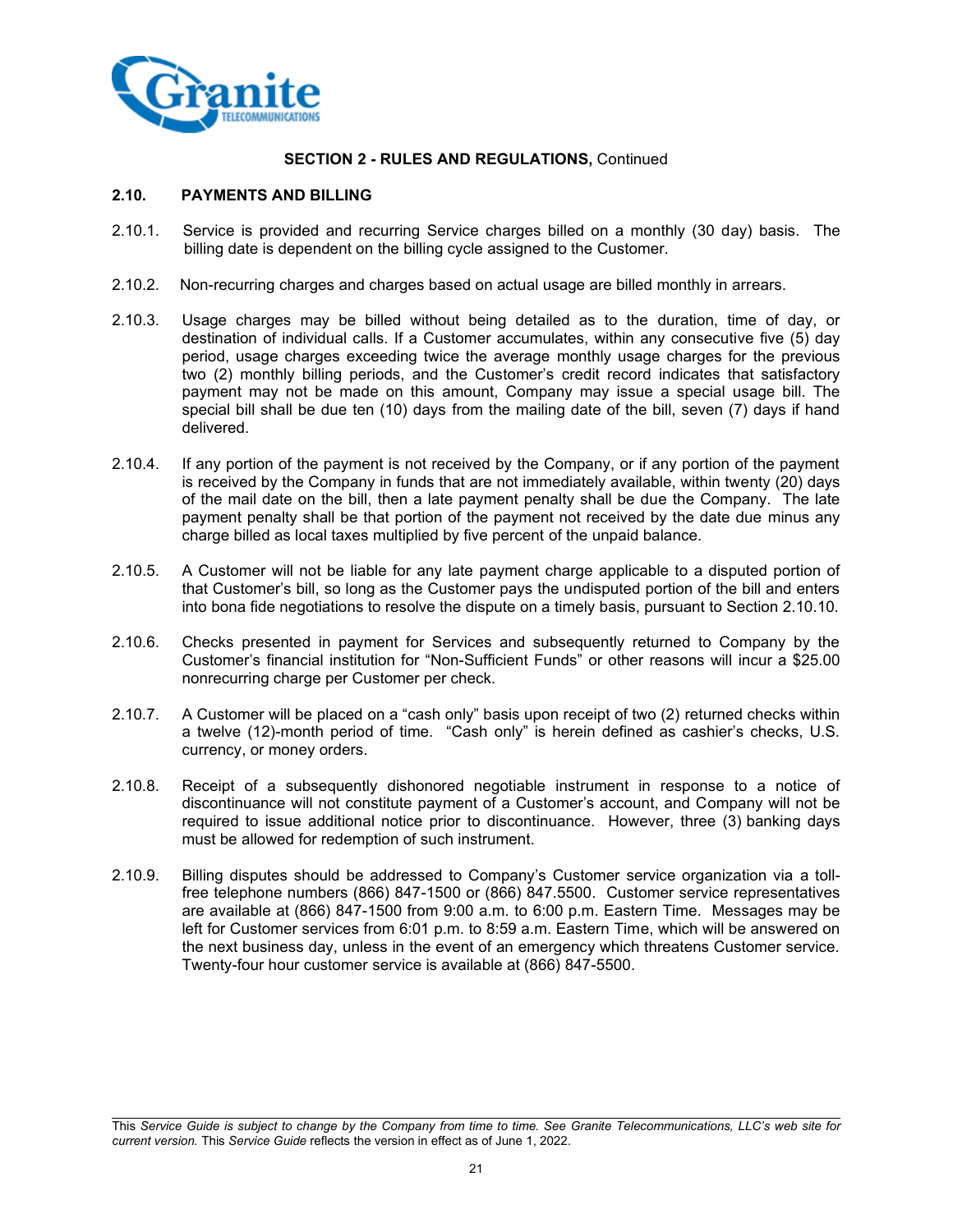**SECTION 2 - RULES AND REGULATIONS,** Continued

## 2.10. PAYMENTS AND BILLING

2.10.1. Service is provided and recurring Service charges billed on a monthly (30 day) basis. The billing date is dependent on the billing cycle assigned to the Customer.

2.10.2. Non-recurring charges and charges based on actual usage are billed monthly in arrears.

2.10.3. Usage charges may be billed without being detailed as to the duration, time of day, or destination of individual calls. If a Customer accumulates, within any consecutive five (5) day period, usage charges exceeding twice the average monthly usage charges for the previous two (2) monthly billing periods, and the Customer's credit record indicates that satisfactory payment may not be made on this amount, Company may issue a special usage bill. The special bill shall be due ten (10) days from the mailing date of the bill, seven (7) days if hand delivered.

2.10.4. If any portion of the payment is not received by the Company, or if any portion of the payment is received by the Company in funds that are not immediately available, within twenty (20) days of the mail date on the bill, then a late payment penalty shall be due the Company. The late payment penalty shall be that portion of the payment not received by the date due minus any charge billed as local taxes multiplied by five percent of the unpaid balance.

2.10.5. A Customer will not be liable for any late payment charge applicable to a disputed portion of that Customer's bill, so long as the Customer pays the undisputed portion of the bill and enters into bona fide negotiations to resolve the dispute on a timely basis, pursuant to Section 2.10.10.

2.10.6. Checks presented in payment for Services and subsequently returned to Company by the Customer's financial institution for "Non-Sufficient Funds" or other reasons will incur a $25.00 nonrecurring charge per Customer per check.

2.10.7. A Customer will be placed on a "cash only" basis upon receipt of two (2) returned checks within a twelve (12)-month period of time. "Cash only" is herein defined as cashier's checks, U.S. currency, or money orders.

2.10.8. Receipt of a subsequently dishonored negotiable instrument in response to a notice of discontinuance will not constitute payment of a Customer's account, and Company will not be required to issue additional notice prior to discontinuance. However, three (3) banking days must be allowed for redemption of such instrument.

2.10.9. Billing disputes should be addressed to Company's Customer service organization via a toll-free telephone numbers (866) 847-1500 or (866) 847.5500. Customer service representatives are available at (866) 847-1500 from 9:00 a.m. to 6:00 p.m. Eastern Time. Messages may be left for Customer services from 6:01 p.m. to 8:59 a.m. Eastern Time, which will be answered on the next business day, unless in the event of an emergency which threatens Customer service. Twenty-four hour customer service is available at (866) 847-5500.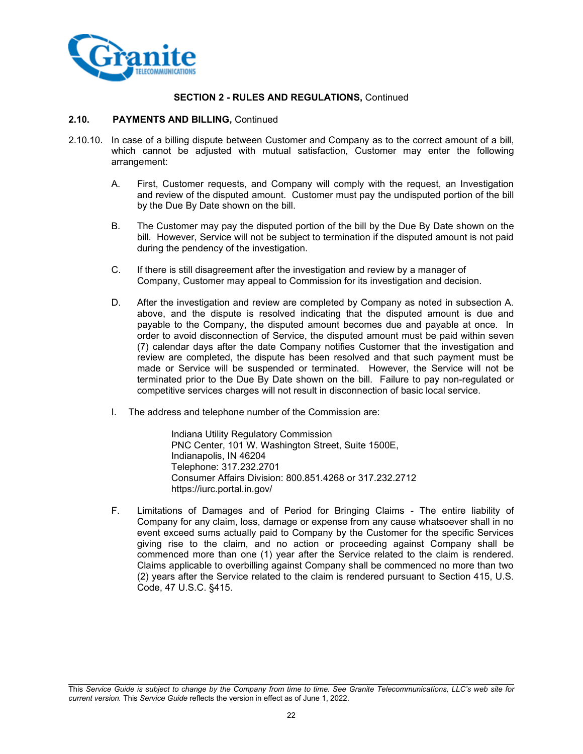**SECTION 2 - RULES AND REGULATIONS,** Continued

**2.10. PAYMENTS AND BILLING,** Continued

2.10.10. In case of a billing dispute between Customer and Company as to the correct amount of a bill, which cannot be adjusted with mutual satisfaction, Customer may enter the following arrangement:

A. First, Customer requests, and Company will comply with the request, an Investigation and review of the disputed amount. Customer must pay the undisputed portion of the bill by the Due By Date shown on the bill.

B. The Customer may pay the disputed portion of the bill by the Due By Date shown on the bill. However, Service will not be subject to termination if the disputed amount is not paid during the pendency of the investigation.

C. If there is still disagreement after the investigation and review by a manager of Company, Customer may appeal to Commission for its investigation and decision.

D. After the investigation and review are completed by Company as noted in subsection A. above, and the dispute is resolved indicating that the disputed amount is due and payable to the Company, the disputed amount becomes due and payable at once. In order to avoid disconnection of Service, the disputed amount must be paid within seven (7) calendar days after the date Company notifies Customer that the investigation and review are completed, the dispute has been resolved and that such payment must be made or Service will be suspended or terminated. However, the Service will not be terminated prior to the Due By Date shown on the bill. Failure to pay non-regulated or competitive services charges will not result in disconnection of basic local service.

I. The address and telephone number of the Commission are:

Indiana Utility Regulatory Commission
PNC Center, 101 W. Washington Street, Suite 1500E,
Indianapolis, IN 46204
Telephone: 317.232.2701
Consumer Affairs Division: 800.851.4268 or 317.232.2712
https://iurc.portal.in.gov/

F. Limitations of Damages and of Period for Bringing Claims - The entire liability of Company for any claim, loss, damage or expense from any cause whatsoever shall in no event exceed sums actually paid to Company by the Customer for the specific Services giving rise to the claim, and no action or proceeding against Company shall be commenced more than one (1) year after the Service related to the claim is rendered. Claims applicable to overbilling against Company shall be commenced no more than two (2) years after the Service related to the claim is rendered pursuant to Section 415, U.S. Code, 47 U.S.C. §415.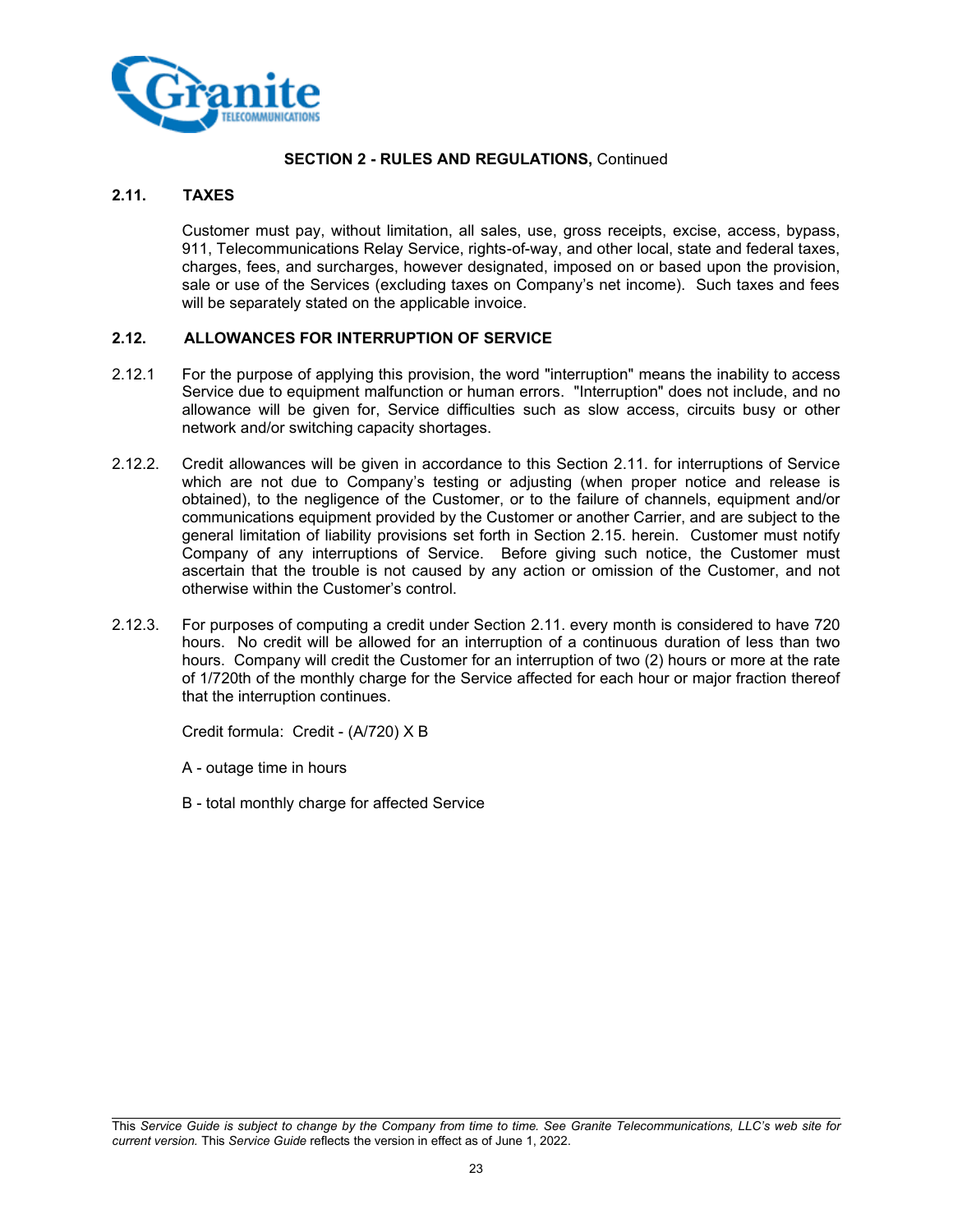**SECTION 2 - RULES AND REGULATIONS,** Continued

## 2.11. TAXES

Customer must pay, without limitation, all sales, use, gross receipts, excise, access, bypass, 911, Telecommunications Relay Service, rights-of-way, and other local, state and federal taxes, charges, fees, and surcharges, however designated, imposed on or based upon the provision, sale or use of the Services (excluding taxes on Company's net income). Such taxes and fees will be separately stated on the applicable invoice.

## 2.12. ALLOWANCES FOR INTERRUPTION OF SERVICE

2.12.1 For the purpose of applying this provision, the word "interruption" means the inability to access Service due to equipment malfunction or human errors. "Interruption" does not include, and no allowance will be given for, Service difficulties such as slow access, circuits busy or other network and/or switching capacity shortages.

2.12.2. Credit allowances will be given in accordance to this Section 2.11. for interruptions of Service which are not due to Company's testing or adjusting (when proper notice and release is obtained), to the negligence of the Customer, or to the failure of channels, equipment and/or communications equipment provided by the Customer or another Carrier, and are subject to the general limitation of liability provisions set forth in Section 2.15. herein. Customer must notify Company of any interruptions of Service. Before giving such notice, the Customer must ascertain that the trouble is not caused by any action or omission of the Customer, and not otherwise within the Customer's control.

2.12.3. For purposes of computing a credit under Section 2.11. every month is considered to have 720 hours. No credit will be allowed for an interruption of a continuous duration of less than two hours. Company will credit the Customer for an interruption of two (2) hours or more at the rate of 1/720th of the monthly charge for the Service affected for each hour or major fraction thereof that the interruption continues.

Credit formula: Credit - (A/720) X B

A - outage time in hours

B - total monthly charge for affected Service

This *Service Guide is subject to change by the Company from time to time. See Granite Telecommunications, LLC's web site for current version.* This *Service Guide* reflects the version in effect as of June 1, 2022.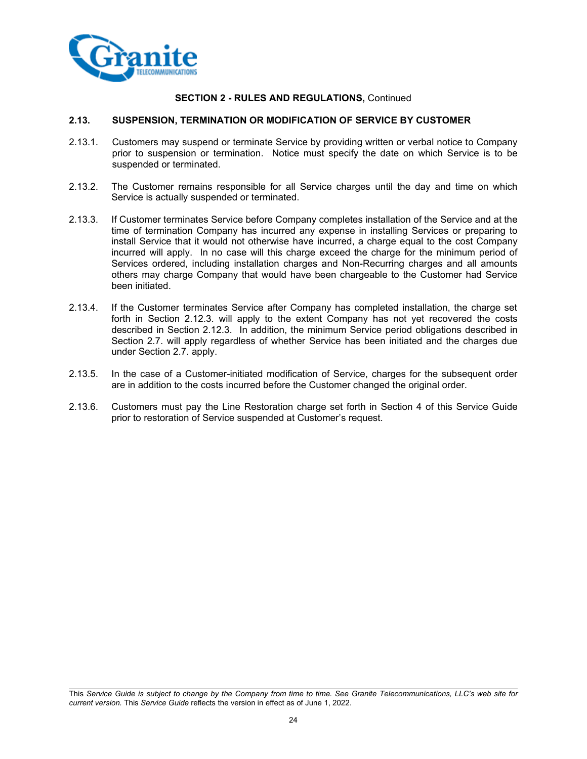**SECTION 2 - RULES AND REGULATIONS,** Continued

## 2.13. SUSPENSION, TERMINATION OR MODIFICATION OF SERVICE BY CUSTOMER

2.13.1. Customers may suspend or terminate Service by providing written or verbal notice to Company prior to suspension or termination. Notice must specify the date on which Service is to be suspended or terminated.

2.13.2. The Customer remains responsible for all Service charges until the day and time on which Service is actually suspended or terminated.

2.13.3. If Customer terminates Service before Company completes installation of the Service and at the time of termination Company has incurred any expense in installing Services or preparing to install Service that it would not otherwise have incurred, a charge equal to the cost Company incurred will apply. In no case will this charge exceed the charge for the minimum period of Services ordered, including installation charges and Non-Recurring charges and all amounts others may charge Company that would have been chargeable to the Customer had Service been initiated.

2.13.4. If the Customer terminates Service after Company has completed installation, the charge set forth in Section 2.12.3. will apply to the extent Company has not yet recovered the costs described in Section 2.12.3. In addition, the minimum Service period obligations described in Section 2.7. will apply regardless of whether Service has been initiated and the charges due under Section 2.7. apply.

2.13.5. In the case of a Customer-initiated modification of Service, charges for the subsequent order are in addition to the costs incurred before the Customer changed the original order.

2.13.6. Customers must pay the Line Restoration charge set forth in Section 4 of this Service Guide prior to restoration of Service suspended at Customer's request.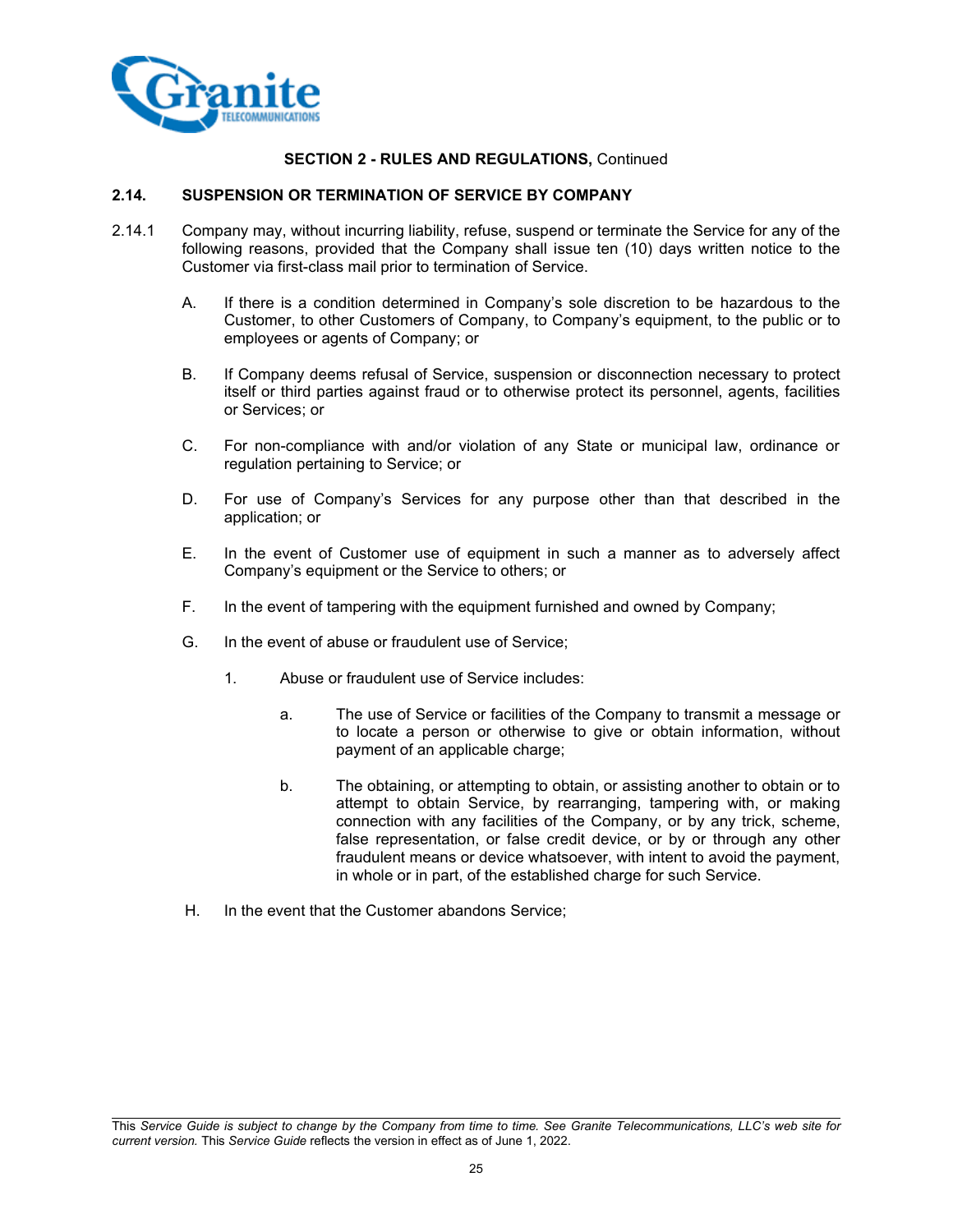**SECTION 2 - RULES AND REGULATIONS,** Continued

## 2.14. SUSPENSION OR TERMINATION OF SERVICE BY COMPANY

2.14.1 Company may, without incurring liability, refuse, suspend or terminate the Service for any of the following reasons, provided that the Company shall issue ten (10) days written notice to the Customer via first-class mail prior to termination of Service.

A. If there is a condition determined in Company's sole discretion to be hazardous to the Customer, to other Customers of Company, to Company's equipment, to the public or to employees or agents of Company; or

B. If Company deems refusal of Service, suspension or disconnection necessary to protect itself or third parties against fraud or to otherwise protect its personnel, agents, facilities or Services; or

C. For non-compliance with and/or violation of any State or municipal law, ordinance or regulation pertaining to Service; or

D. For use of Company's Services for any purpose other than that described in the application; or

E. In the event of Customer use of equipment in such a manner as to adversely affect Company's equipment or the Service to others; or

F. In the event of tampering with the equipment furnished and owned by Company;

G. In the event of abuse or fraudulent use of Service;

1. Abuse or fraudulent use of Service includes:

a. The use of Service or facilities of the Company to transmit a message or to locate a person or otherwise to give or obtain information, without payment of an applicable charge;

b. The obtaining, or attempting to obtain, or assisting another to obtain or to attempt to obtain Service, by rearranging, tampering with, or making connection with any facilities of the Company, or by any trick, scheme, false representation, or false credit device, or by or through any other fraudulent means or device whatsoever, with intent to avoid the payment, in whole or in part, of the established charge for such Service.

H. In the event that the Customer abandons Service;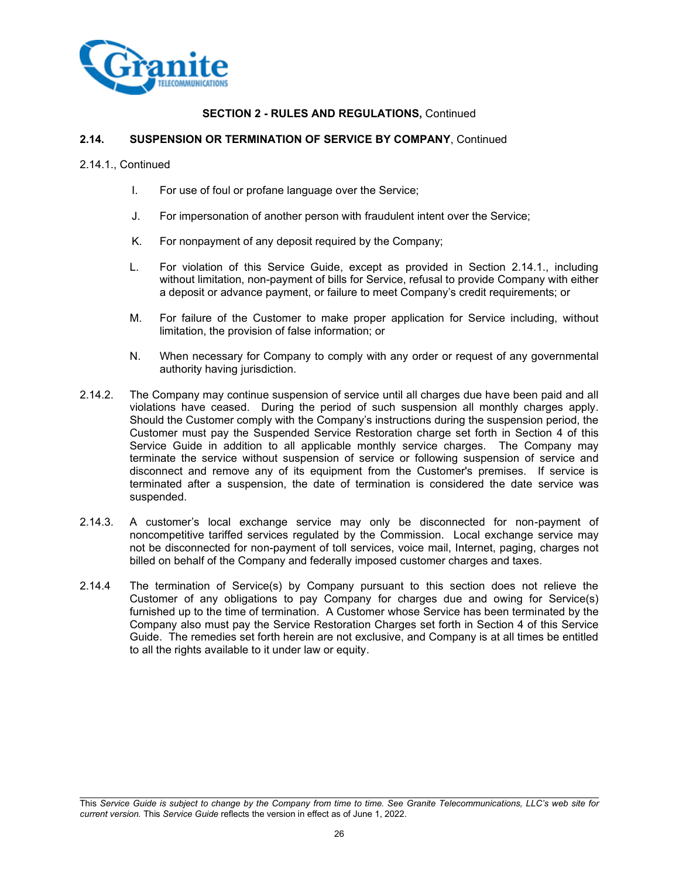## SECTION 2 - RULES AND REGULATIONS, Continued

### 2.14. SUSPENSION OR TERMINATION OF SERVICE BY COMPANY, Continued

2.14.1., Continued

I. For use of foul or profane language over the Service;

J. For impersonation of another person with fraudulent intent over the Service;

K. For nonpayment of any deposit required by the Company;

L. For violation of this Service Guide, except as provided in Section 2.14.1., including without limitation, non-payment of bills for Service, refusal to provide Company with either a deposit or advance payment, or failure to meet Company's credit requirements; or

M. For failure of the Customer to make proper application for Service including, without limitation, the provision of false information; or

N. When necessary for Company to comply with any order or request of any governmental authority having jurisdiction.

2.14.2. The Company may continue suspension of service until all charges due have been paid and all violations have ceased. During the period of such suspension all monthly charges apply. Should the Customer comply with the Company's instructions during the suspension period, the Customer must pay the Suspended Service Restoration charge set forth in Section 4 of this Service Guide in addition to all applicable monthly service charges. The Company may terminate the service without suspension of service or following suspension of service and disconnect and remove any of its equipment from the Customer's premises. If service is terminated after a suspension, the date of termination is considered the date service was suspended.

2.14.3. A customer's local exchange service may only be disconnected for non-payment of noncompetitive tariffed services regulated by the Commission. Local exchange service may not be disconnected for non-payment of toll services, voice mail, Internet, paging, charges not billed on behalf of the Company and federally imposed customer charges and taxes.

2.14.4 The termination of Service(s) by Company pursuant to this section does not relieve the Customer of any obligations to pay Company for charges due and owing for Service(s) furnished up to the time of termination. A Customer whose Service has been terminated by the Company also must pay the Service Restoration Charges set forth in Section 4 of this Service Guide. The remedies set forth herein are not exclusive, and Company is at all times be entitled to all the rights available to it under law or equity.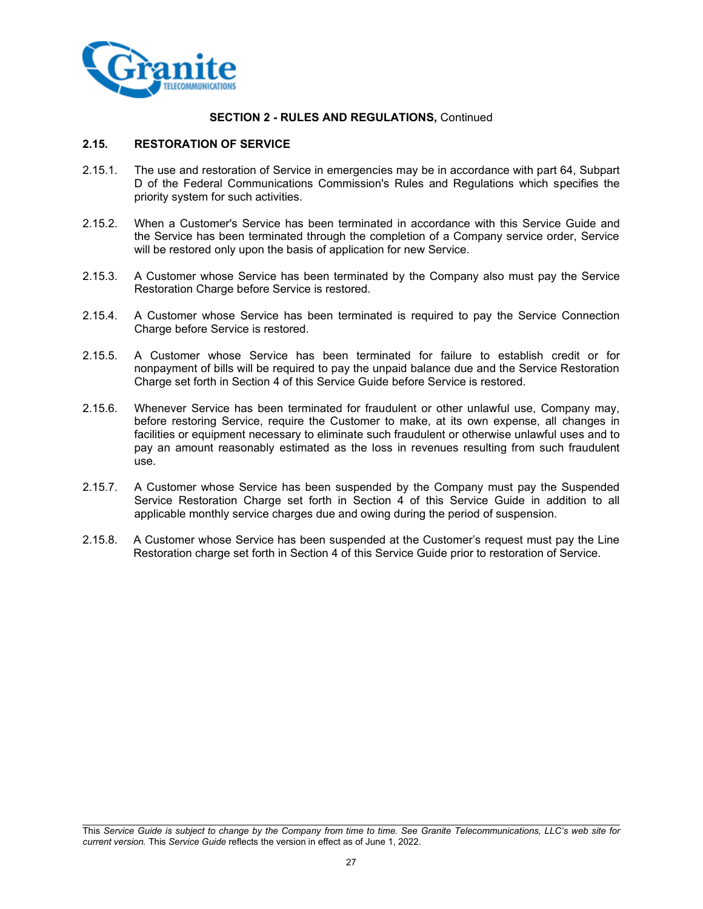**SECTION 2 - RULES AND REGULATIONS,** Continued

## 2.15. RESTORATION OF SERVICE

2.15.1. The use and restoration of Service in emergencies may be in accordance with part 64, Subpart D of the Federal Communications Commission's Rules and Regulations which specifies the priority system for such activities.

2.15.2. When a Customer's Service has been terminated in accordance with this Service Guide and the Service has been terminated through the completion of a Company service order, Service will be restored only upon the basis of application for new Service.

2.15.3. A Customer whose Service has been terminated by the Company also must pay the Service Restoration Charge before Service is restored.

2.15.4. A Customer whose Service has been terminated is required to pay the Service Connection Charge before Service is restored.

2.15.5. A Customer whose Service has been terminated for failure to establish credit or for nonpayment of bills will be required to pay the unpaid balance due and the Service Restoration Charge set forth in Section 4 of this Service Guide before Service is restored.

2.15.6. Whenever Service has been terminated for fraudulent or other unlawful use, Company may, before restoring Service, require the Customer to make, at its own expense, all changes in facilities or equipment necessary to eliminate such fraudulent or otherwise unlawful uses and to pay an amount reasonably estimated as the loss in revenues resulting from such fraudulent use.

2.15.7. A Customer whose Service has been suspended by the Company must pay the Suspended Service Restoration Charge set forth in Section 4 of this Service Guide in addition to all applicable monthly service charges due and owing during the period of suspension.

2.15.8. A Customer whose Service has been suspended at the Customer's request must pay the Line Restoration charge set forth in Section 4 of this Service Guide prior to restoration of Service.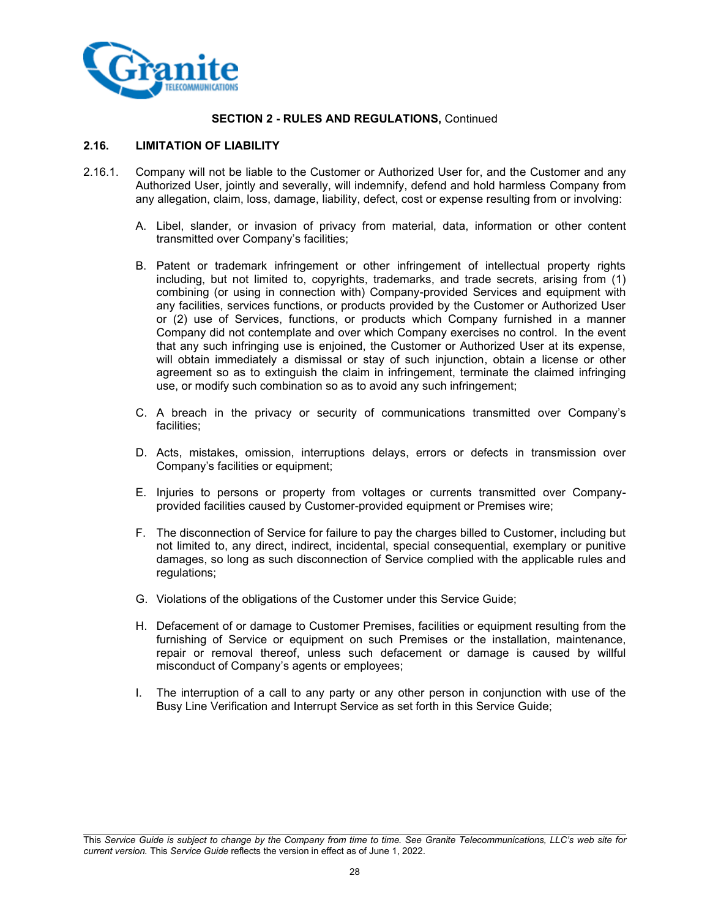**SECTION 2 - RULES AND REGULATIONS,** Continued

## 2.16. LIMITATION OF LIABILITY

2.16.1. Company will not be liable to the Customer or Authorized User for, and the Customer and any Authorized User, jointly and severally, will indemnify, defend and hold harmless Company from any allegation, claim, loss, damage, liability, defect, cost or expense resulting from or involving:

A. Libel, slander, or invasion of privacy from material, data, information or other content transmitted over Company's facilities;

B. Patent or trademark infringement or other infringement of intellectual property rights including, but not limited to, copyrights, trademarks, and trade secrets, arising from (1) combining (or using in connection with) Company-provided Services and equipment with any facilities, services functions, or products provided by the Customer or Authorized User or (2) use of Services, functions, or products which Company furnished in a manner Company did not contemplate and over which Company exercises no control. In the event that any such infringing use is enjoined, the Customer or Authorized User at its expense, will obtain immediately a dismissal or stay of such injunction, obtain a license or other agreement so as to extinguish the claim in infringement, terminate the claimed infringing use, or modify such combination so as to avoid any such infringement;

C. A breach in the privacy or security of communications transmitted over Company's facilities;

D. Acts, mistakes, omission, interruptions delays, errors or defects in transmission over Company's facilities or equipment;

E. Injuries to persons or property from voltages or currents transmitted over Company-provided facilities caused by Customer-provided equipment or Premises wire;

F. The disconnection of Service for failure to pay the charges billed to Customer, including but not limited to, any direct, indirect, incidental, special consequential, exemplary or punitive damages, so long as such disconnection of Service complied with the applicable rules and regulations;

G. Violations of the obligations of the Customer under this Service Guide;

H. Defacement of or damage to Customer Premises, facilities or equipment resulting from the furnishing of Service or equipment on such Premises or the installation, maintenance, repair or removal thereof, unless such defacement or damage is caused by willful misconduct of Company's agents or employees;

I. The interruption of a call to any party or any other person in conjunction with use of the Busy Line Verification and Interrupt Service as set forth in this Service Guide;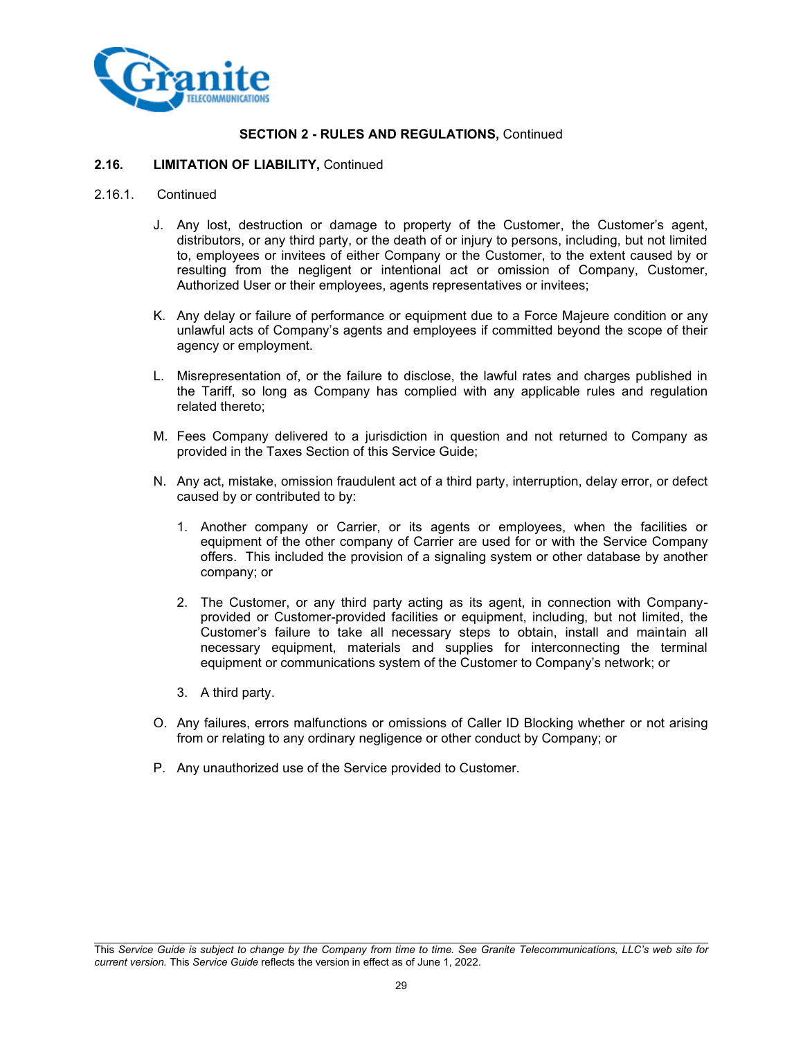**SECTION 2 - RULES AND REGULATIONS,** Continued

**2.16. LIMITATION OF LIABILITY,** Continued

2.16.1. Continued

J. Any lost, destruction or damage to property of the Customer, the Customer's agent, distributors, or any third party, or the death of or injury to persons, including, but not limited to, employees or invitees of either Company or the Customer, to the extent caused by or resulting from the negligent or intentional act or omission of Company, Customer, Authorized User or their employees, agents representatives or invitees;

K. Any delay or failure of performance or equipment due to a Force Majeure condition or any unlawful acts of Company's agents and employees if committed beyond the scope of their agency or employment.

L. Misrepresentation of, or the failure to disclose, the lawful rates and charges published in the Tariff, so long as Company has complied with any applicable rules and regulation related thereto;

M. Fees Company delivered to a jurisdiction in question and not returned to Company as provided in the Taxes Section of this Service Guide;

N. Any act, mistake, omission fraudulent act of a third party, interruption, delay error, or defect caused by or contributed to by:

   1. Another company or Carrier, or its agents or employees, when the facilities or equipment of the other company of Carrier are used for or with the Service Company offers. This included the provision of a signaling system or other database by another company; or

   2. The Customer, or any third party acting as its agent, in connection with Company-provided or Customer-provided facilities or equipment, including, but not limited, the Customer's failure to take all necessary steps to obtain, install and maintain all necessary equipment, materials and supplies for interconnecting the terminal equipment or communications system of the Customer to Company's network; or

   3. A third party.

O. Any failures, errors malfunctions or omissions of Caller ID Blocking whether or not arising from or relating to any ordinary negligence or other conduct by Company; or

P. Any unauthorized use of the Service provided to Customer.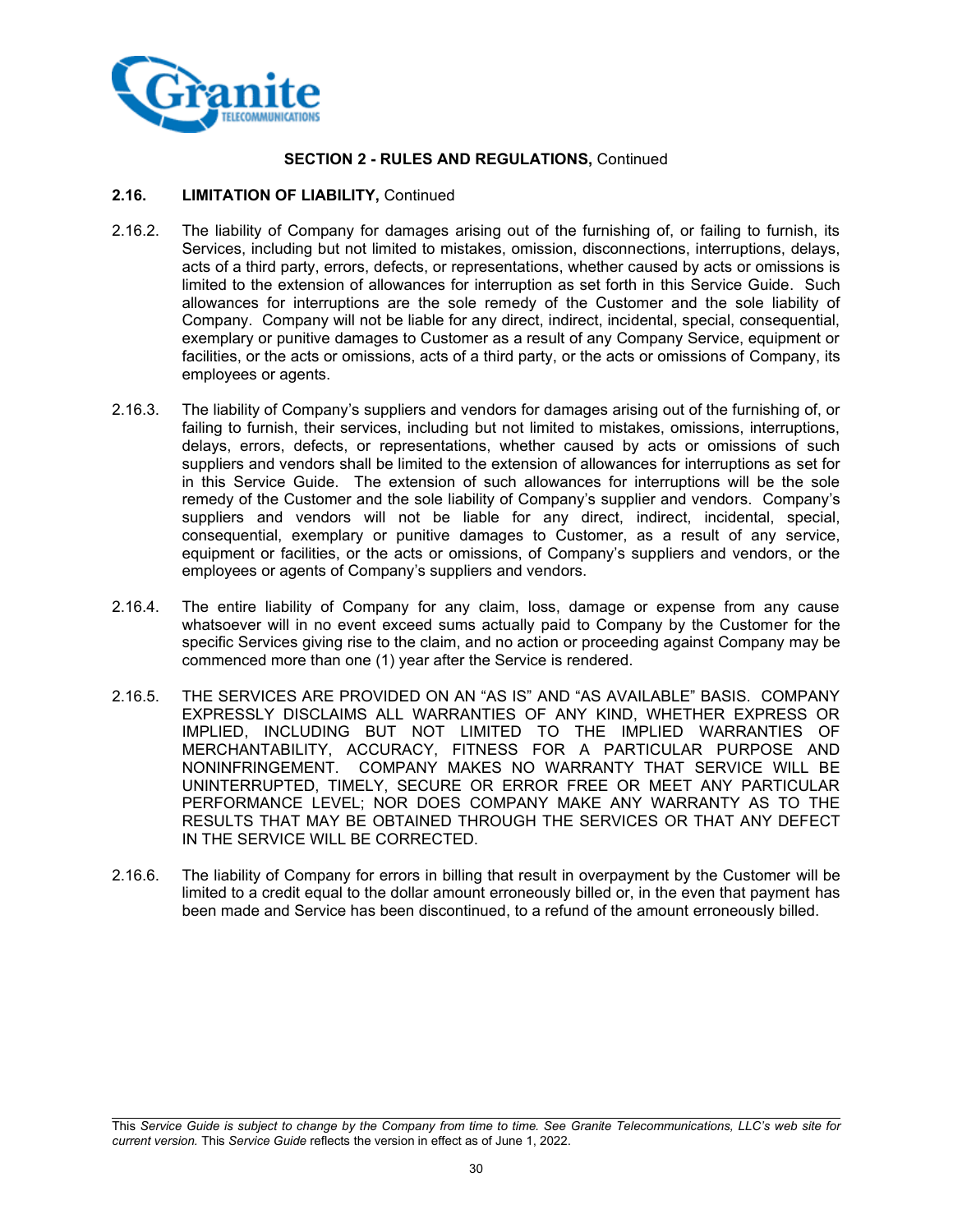**SECTION 2 - RULES AND REGULATIONS,** Continued

**2.16. LIMITATION OF LIABILITY,** Continued

2.16.2. The liability of Company for damages arising out of the furnishing of, or failing to furnish, its Services, including but not limited to mistakes, omission, disconnections, interruptions, delays, acts of a third party, errors, defects, or representations, whether caused by acts or omissions is limited to the extension of allowances for interruption as set forth in this Service Guide. Such allowances for interruptions are the sole remedy of the Customer and the sole liability of Company. Company will not be liable for any direct, indirect, incidental, special, consequential, exemplary or punitive damages to Customer as a result of any Company Service, equipment or facilities, or the acts or omissions, acts of a third party, or the acts or omissions of Company, its employees or agents.

2.16.3. The liability of Company's suppliers and vendors for damages arising out of the furnishing of, or failing to furnish, their services, including but not limited to mistakes, omissions, interruptions, delays, errors, defects, or representations, whether caused by acts or omissions of such suppliers and vendors shall be limited to the extension of allowances for interruptions as set for in this Service Guide. The extension of such allowances for interruptions will be the sole remedy of the Customer and the sole liability of Company's supplier and vendors. Company's suppliers and vendors will not be liable for any direct, indirect, incidental, special, consequential, exemplary or punitive damages to Customer, as a result of any service, equipment or facilities, or the acts or omissions, of Company's suppliers and vendors, or the employees or agents of Company's suppliers and vendors.

2.16.4. The entire liability of Company for any claim, loss, damage or expense from any cause whatsoever will in no event exceed sums actually paid to Company by the Customer for the specific Services giving rise to the claim, and no action or proceeding against Company may be commenced more than one (1) year after the Service is rendered.

2.16.5. THE SERVICES ARE PROVIDED ON AN "AS IS" AND "AS AVAILABLE" BASIS. COMPANY EXPRESSLY DISCLAIMS ALL WARRANTIES OF ANY KIND, WHETHER EXPRESS OR IMPLIED, INCLUDING BUT NOT LIMITED TO THE IMPLIED WARRANTIES OF MERCHANTABILITY, ACCURACY, FITNESS FOR A PARTICULAR PURPOSE AND NONINFRINGEMENT. COMPANY MAKES NO WARRANTY THAT SERVICE WILL BE UNINTERRUPTED, TIMELY, SECURE OR ERROR FREE OR MEET ANY PARTICULAR PERFORMANCE LEVEL; NOR DOES COMPANY MAKE ANY WARRANTY AS TO THE RESULTS THAT MAY BE OBTAINED THROUGH THE SERVICES OR THAT ANY DEFECT IN THE SERVICE WILL BE CORRECTED.

2.16.6. The liability of Company for errors in billing that result in overpayment by the Customer will be limited to a credit equal to the dollar amount erroneously billed or, in the even that payment has been made and Service has been discontinued, to a refund of the amount erroneously billed.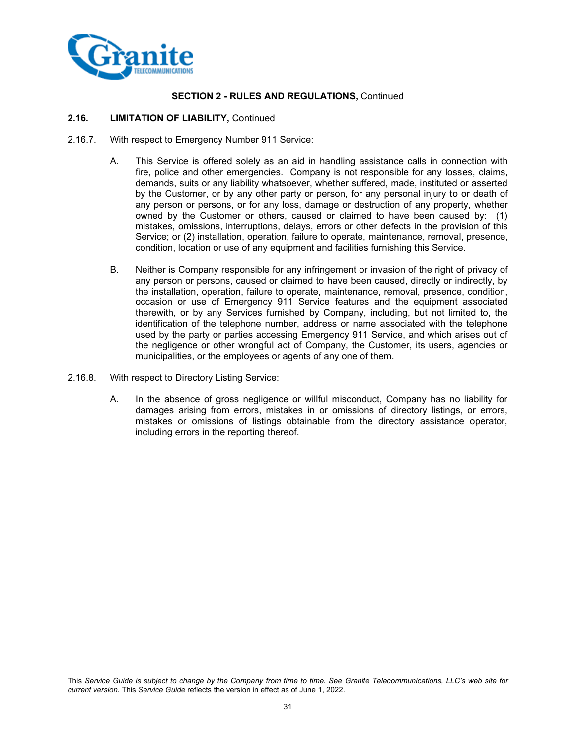**SECTION 2 - RULES AND REGULATIONS,** Continued

**2.16. LIMITATION OF LIABILITY,** Continued

2.16.7. With respect to Emergency Number 911 Service:

A. This Service is offered solely as an aid in handling assistance calls in connection with fire, police and other emergencies. Company is not responsible for any losses, claims, demands, suits or any liability whatsoever, whether suffered, made, instituted or asserted by the Customer, or by any other party or person, for any personal injury to or death of any person or persons, or for any loss, damage or destruction of any property, whether owned by the Customer or others, caused or claimed to have been caused by: (1) mistakes, omissions, interruptions, delays, errors or other defects in the provision of this Service; or (2) installation, operation, failure to operate, maintenance, removal, presence, condition, location or use of any equipment and facilities furnishing this Service.

B. Neither is Company responsible for any infringement or invasion of the right of privacy of any person or persons, caused or claimed to have been caused, directly or indirectly, by the installation, operation, failure to operate, maintenance, removal, presence, condition, occasion or use of Emergency 911 Service features and the equipment associated therewith, or by any Services furnished by Company, including, but not limited to, the identification of the telephone number, address or name associated with the telephone used by the party or parties accessing Emergency 911 Service, and which arises out of the negligence or other wrongful act of Company, the Customer, its users, agencies or municipalities, or the employees or agents of any one of them.

2.16.8. With respect to Directory Listing Service:

A. In the absence of gross negligence or willful misconduct, Company has no liability for damages arising from errors, mistakes in or omissions of directory listings, or errors, mistakes or omissions of listings obtainable from the directory assistance operator, including errors in the reporting thereof.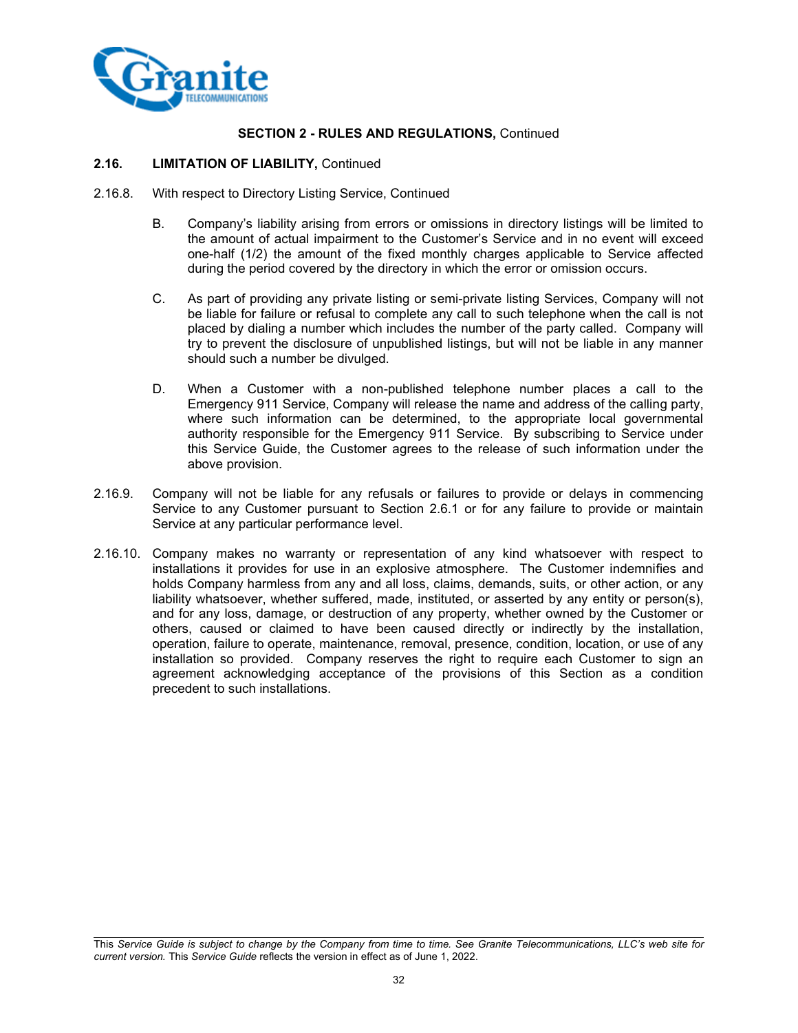## SECTION 2 - RULES AND REGULATIONS, Continued

### 2.16. LIMITATION OF LIABILITY, Continued

2.16.8. With respect to Directory Listing Service, Continued

B. Company's liability arising from errors or omissions in directory listings will be limited to the amount of actual impairment to the Customer's Service and in no event will exceed one-half (1/2) the amount of the fixed monthly charges applicable to Service affected during the period covered by the directory in which the error or omission occurs.

C. As part of providing any private listing or semi-private listing Services, Company will not be liable for failure or refusal to complete any call to such telephone when the call is not placed by dialing a number which includes the number of the party called. Company will try to prevent the disclosure of unpublished listings, but will not be liable in any manner should such a number be divulged.

D. When a Customer with a non-published telephone number places a call to the Emergency 911 Service, Company will release the name and address of the calling party, where such information can be determined, to the appropriate local governmental authority responsible for the Emergency 911 Service. By subscribing to Service under this Service Guide, the Customer agrees to the release of such information under the above provision.

2.16.9. Company will not be liable for any refusals or failures to provide or delays in commencing Service to any Customer pursuant to Section 2.6.1 or for any failure to provide or maintain Service at any particular performance level.

2.16.10. Company makes no warranty or representation of any kind whatsoever with respect to installations it provides for use in an explosive atmosphere. The Customer indemnifies and holds Company harmless from any and all loss, claims, demands, suits, or other action, or any liability whatsoever, whether suffered, made, instituted, or asserted by any entity or person(s), and for any loss, damage, or destruction of any property, whether owned by the Customer or others, caused or claimed to have been caused directly or indirectly by the installation, operation, failure to operate, maintenance, removal, presence, condition, location, or use of any installation so provided. Company reserves the right to require each Customer to sign an agreement acknowledging acceptance of the provisions of this Section as a condition precedent to such installations.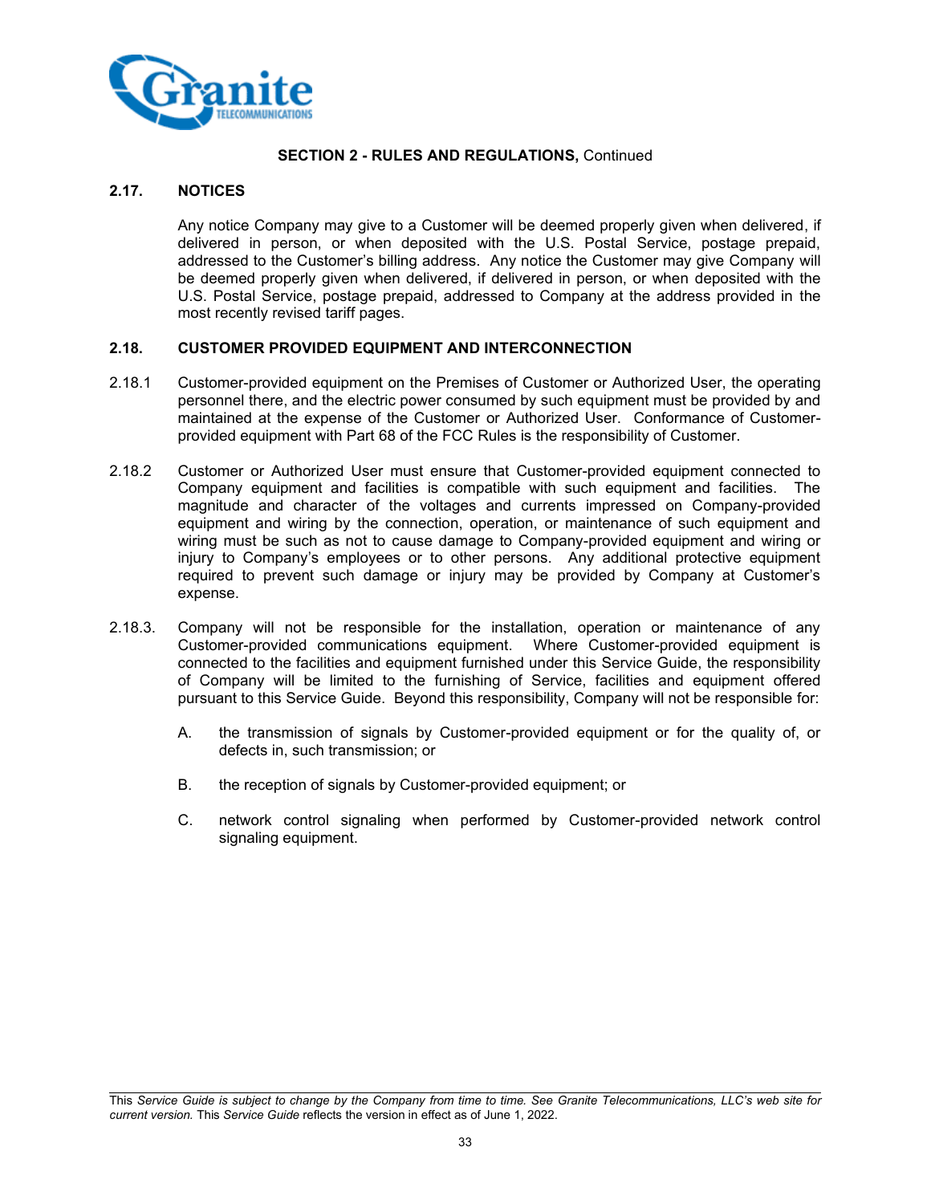**SECTION 2 - RULES AND REGULATIONS,** Continued

## 2.17. NOTICES

Any notice Company may give to a Customer will be deemed properly given when delivered, if delivered in person, or when deposited with the U.S. Postal Service, postage prepaid, addressed to the Customer's billing address. Any notice the Customer may give Company will be deemed properly given when delivered, if delivered in person, or when deposited with the U.S. Postal Service, postage prepaid, addressed to Company at the address provided in the most recently revised tariff pages.

## 2.18. CUSTOMER PROVIDED EQUIPMENT AND INTERCONNECTION

2.18.1 Customer-provided equipment on the Premises of Customer or Authorized User, the operating personnel there, and the electric power consumed by such equipment must be provided by and maintained at the expense of the Customer or Authorized User. Conformance of Customer-provided equipment with Part 68 of the FCC Rules is the responsibility of Customer.

2.18.2 Customer or Authorized User must ensure that Customer-provided equipment connected to Company equipment and facilities is compatible with such equipment and facilities. The magnitude and character of the voltages and currents impressed on Company-provided equipment and wiring by the connection, operation, or maintenance of such equipment and wiring must be such as not to cause damage to Company-provided equipment and wiring or injury to Company's employees or to other persons. Any additional protective equipment required to prevent such damage or injury may be provided by Company at Customer's expense.

2.18.3. Company will not be responsible for the installation, operation or maintenance of any Customer-provided communications equipment. Where Customer-provided equipment is connected to the facilities and equipment furnished under this Service Guide, the responsibility of Company will be limited to the furnishing of Service, facilities and equipment offered pursuant to this Service Guide. Beyond this responsibility, Company will not be responsible for:

A. the transmission of signals by Customer-provided equipment or for the quality of, or defects in, such transmission; or

B. the reception of signals by Customer-provided equipment; or

C. network control signaling when performed by Customer-provided network control signaling equipment.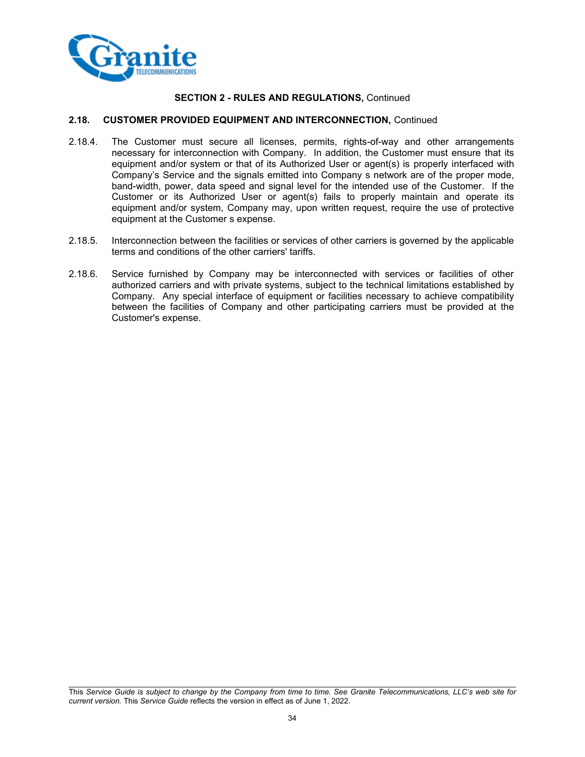**SECTION 2 - RULES AND REGULATIONS,** Continued

**2.18. CUSTOMER PROVIDED EQUIPMENT AND INTERCONNECTION,** Continued

2.18.4. The Customer must secure all licenses, permits, rights-of-way and other arrangements necessary for interconnection with Company. In addition, the Customer must ensure that its equipment and/or system or that of its Authorized User or agent(s) is properly interfaced with Company's Service and the signals emitted into Company s network are of the proper mode, band-width, power, data speed and signal level for the intended use of the Customer. If the Customer or its Authorized User or agent(s) fails to properly maintain and operate its equipment and/or system, Company may, upon written request, require the use of protective equipment at the Customer s expense.

2.18.5. Interconnection between the facilities or services of other carriers is governed by the applicable terms and conditions of the other carriers' tariffs.

2.18.6. Service furnished by Company may be interconnected with services or facilities of other authorized carriers and with private systems, subject to the technical limitations established by Company. Any special interface of equipment or facilities necessary to achieve compatibility between the facilities of Company and other participating carriers must be provided at the Customer's expense.

This *Service Guide is subject to change by the Company from time to time. See Granite Telecommunications, LLC's web site for current version.* This *Service Guide* reflects the version in effect as of June 1, 2022.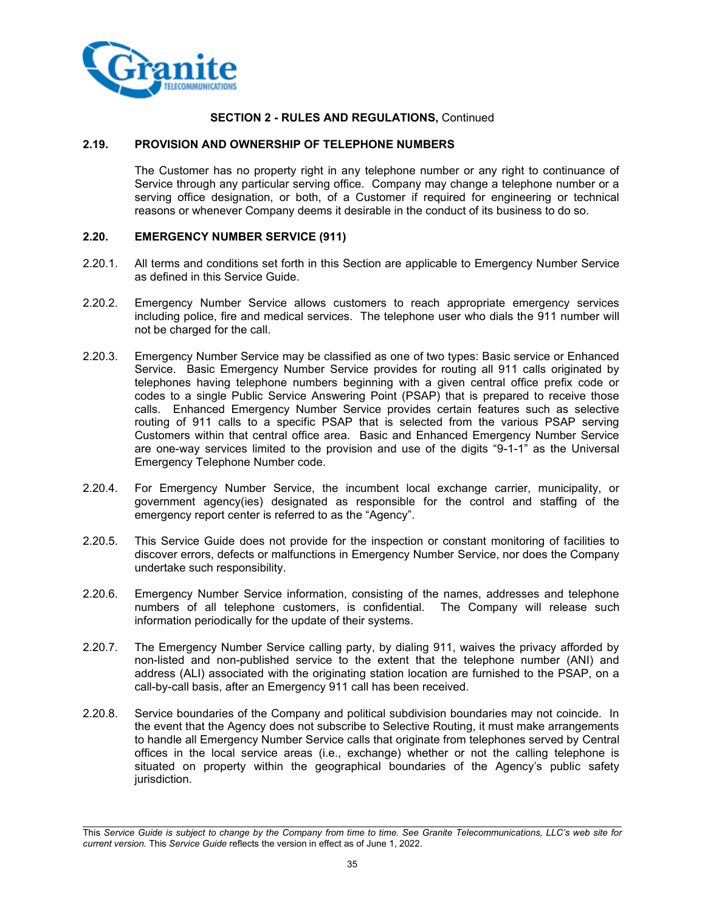**SECTION 2 - RULES AND REGULATIONS,** Continued

## 2.19. PROVISION AND OWNERSHIP OF TELEPHONE NUMBERS

The Customer has no property right in any telephone number or any right to continuance of Service through any particular serving office. Company may change a telephone number or a serving office designation, or both, of a Customer if required for engineering or technical reasons or whenever Company deems it desirable in the conduct of its business to do so.

## 2.20. EMERGENCY NUMBER SERVICE (911)

2.20.1. All terms and conditions set forth in this Section are applicable to Emergency Number Service as defined in this Service Guide.

2.20.2. Emergency Number Service allows customers to reach appropriate emergency services including police, fire and medical services. The telephone user who dials the 911 number will not be charged for the call.

2.20.3. Emergency Number Service may be classified as one of two types: Basic service or Enhanced Service. Basic Emergency Number Service provides for routing all 911 calls originated by telephones having telephone numbers beginning with a given central office prefix code or codes to a single Public Service Answering Point (PSAP) that is prepared to receive those calls. Enhanced Emergency Number Service provides certain features such as selective routing of 911 calls to a specific PSAP that is selected from the various PSAP serving Customers within that central office area. Basic and Enhanced Emergency Number Service are one-way services limited to the provision and use of the digits "9-1-1" as the Universal Emergency Telephone Number code.

2.20.4. For Emergency Number Service, the incumbent local exchange carrier, municipality, or government agency(ies) designated as responsible for the control and staffing of the emergency report center is referred to as the "Agency".

2.20.5. This Service Guide does not provide for the inspection or constant monitoring of facilities to discover errors, defects or malfunctions in Emergency Number Service, nor does the Company undertake such responsibility.

2.20.6. Emergency Number Service information, consisting of the names, addresses and telephone numbers of all telephone customers, is confidential. The Company will release such information periodically for the update of their systems.

2.20.7. The Emergency Number Service calling party, by dialing 911, waives the privacy afforded by non-listed and non-published service to the extent that the telephone number (ANI) and address (ALI) associated with the originating station location are furnished to the PSAP, on a call-by-call basis, after an Emergency 911 call has been received.

2.20.8. Service boundaries of the Company and political subdivision boundaries may not coincide. In the event that the Agency does not subscribe to Selective Routing, it must make arrangements to handle all Emergency Number Service calls that originate from telephones served by Central offices in the local service areas (i.e., exchange) whether or not the calling telephone is situated on property within the geographical boundaries of the Agency's public safety jurisdiction.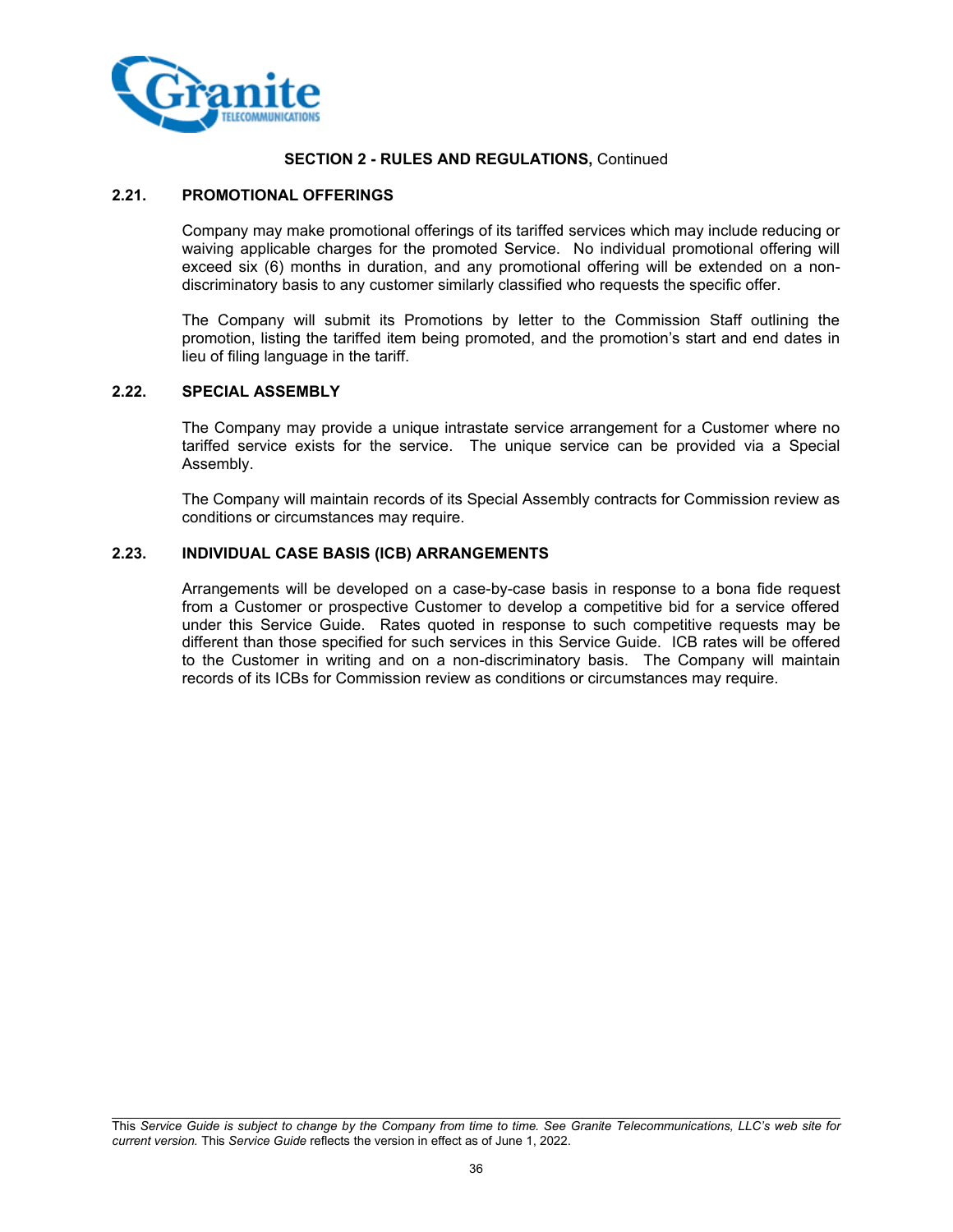## SECTION 2 - RULES AND REGULATIONS, Continued

### 2.21. PROMOTIONAL OFFERINGS

Company may make promotional offerings of its tariffed services which may include reducing or waiving applicable charges for the promoted Service. No individual promotional offering will exceed six (6) months in duration, and any promotional offering will be extended on a non-discriminatory basis to any customer similarly classified who requests the specific offer.

The Company will submit its Promotions by letter to the Commission Staff outlining the promotion, listing the tariffed item being promoted, and the promotion's start and end dates in lieu of filing language in the tariff.

### 2.22. SPECIAL ASSEMBLY

The Company may provide a unique intrastate service arrangement for a Customer where no tariffed service exists for the service. The unique service can be provided via a Special Assembly.

The Company will maintain records of its Special Assembly contracts for Commission review as conditions or circumstances may require.

### 2.23. INDIVIDUAL CASE BASIS (ICB) ARRANGEMENTS

Arrangements will be developed on a case-by-case basis in response to a bona fide request from a Customer or prospective Customer to develop a competitive bid for a service offered under this Service Guide. Rates quoted in response to such competitive requests may be different than those specified for such services in this Service Guide. ICB rates will be offered to the Customer in writing and on a non-discriminatory basis. The Company will maintain records of its ICBs for Commission review as conditions or circumstances may require.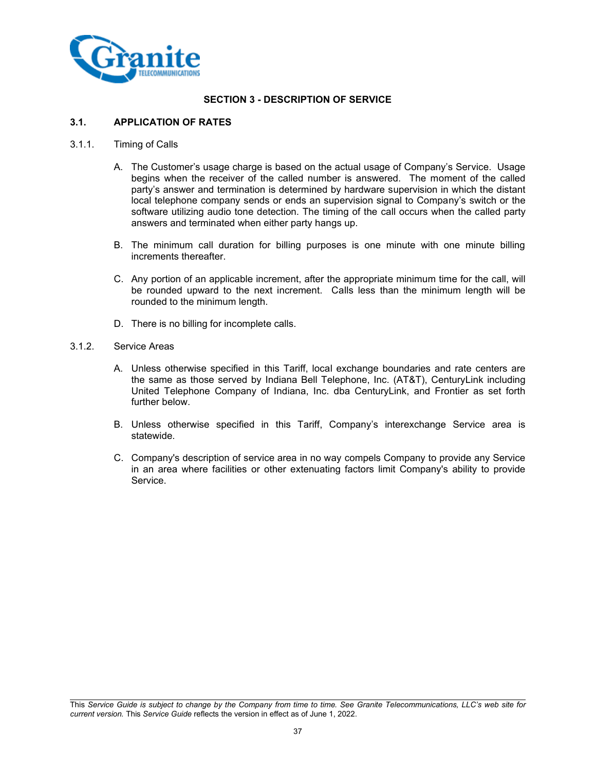## SECTION 3 - DESCRIPTION OF SERVICE

### 3.1. APPLICATION OF RATES

3.1.1. Timing of Calls

A. The Customer's usage charge is based on the actual usage of Company's Service. Usage begins when the receiver of the called number is answered. The moment of the called party's answer and termination is determined by hardware supervision in which the distant local telephone company sends or ends an supervision signal to Company's switch or the software utilizing audio tone detection. The timing of the call occurs when the called party answers and terminated when either party hangs up.

B. The minimum call duration for billing purposes is one minute with one minute billing increments thereafter.

C. Any portion of an applicable increment, after the appropriate minimum time for the call, will be rounded upward to the next increment. Calls less than the minimum length will be rounded to the minimum length.

D. There is no billing for incomplete calls.

3.1.2. Service Areas

A. Unless otherwise specified in this Tariff, local exchange boundaries and rate centers are the same as those served by Indiana Bell Telephone, Inc. (AT&T), CenturyLink including United Telephone Company of Indiana, Inc. dba CenturyLink, and Frontier as set forth further below.

B. Unless otherwise specified in this Tariff, Company's interexchange Service area is statewide.

C. Company's description of service area in no way compels Company to provide any Service in an area where facilities or other extenuating factors limit Company's ability to provide Service.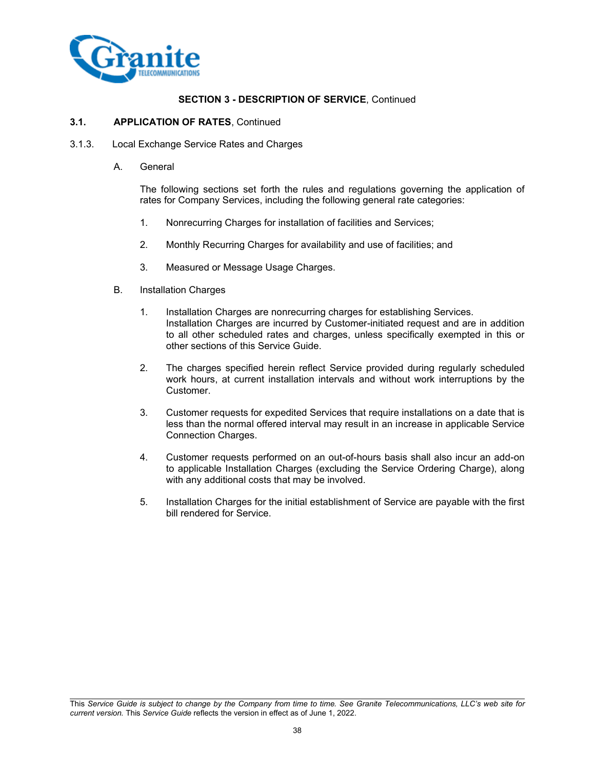**SECTION 3 - DESCRIPTION OF SERVICE**, Continued

**3.1. APPLICATION OF RATES**, Continued

3.1.3. Local Exchange Service Rates and Charges

A. General

The following sections set forth the rules and regulations governing the application of rates for Company Services, including the following general rate categories:

1. Nonrecurring Charges for installation of facilities and Services;

2. Monthly Recurring Charges for availability and use of facilities; and

3. Measured or Message Usage Charges.

B. Installation Charges

1. Installation Charges are nonrecurring charges for establishing Services. Installation Charges are incurred by Customer-initiated request and are in addition to all other scheduled rates and charges, unless specifically exempted in this or other sections of this Service Guide.

2. The charges specified herein reflect Service provided during regularly scheduled work hours, at current installation intervals and without work interruptions by the Customer.

3. Customer requests for expedited Services that require installations on a date that is less than the normal offered interval may result in an increase in applicable Service Connection Charges.

4. Customer requests performed on an out-of-hours basis shall also incur an add-on to applicable Installation Charges (excluding the Service Ordering Charge), along with any additional costs that may be involved.

5. Installation Charges for the initial establishment of Service are payable with the first bill rendered for Service.

This *Service Guide is subject to change by the Company from time to time. See Granite Telecommunications, LLC's web site for current version.* This *Service Guide* reflects the version in effect as of June 1, 2022.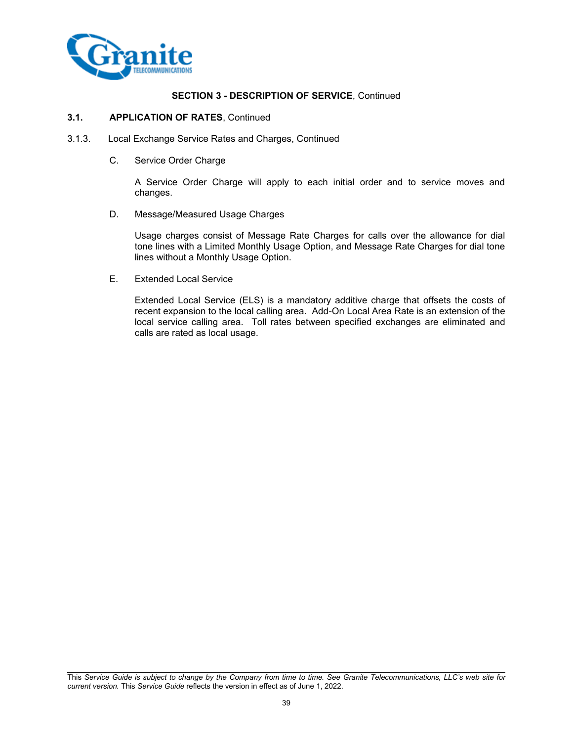**SECTION 3 - DESCRIPTION OF SERVICE**, Continued

**3.1. APPLICATION OF RATES**, Continued

3.1.3. Local Exchange Service Rates and Charges, Continued

C. Service Order Charge

A Service Order Charge will apply to each initial order and to service moves and changes.

D. Message/Measured Usage Charges

Usage charges consist of Message Rate Charges for calls over the allowance for dial tone lines with a Limited Monthly Usage Option, and Message Rate Charges for dial tone lines without a Monthly Usage Option.

E. Extended Local Service

Extended Local Service (ELS) is a mandatory additive charge that offsets the costs of recent expansion to the local calling area. Add-On Local Area Rate is an extension of the local service calling area. Toll rates between specified exchanges are eliminated and calls are rated as local usage.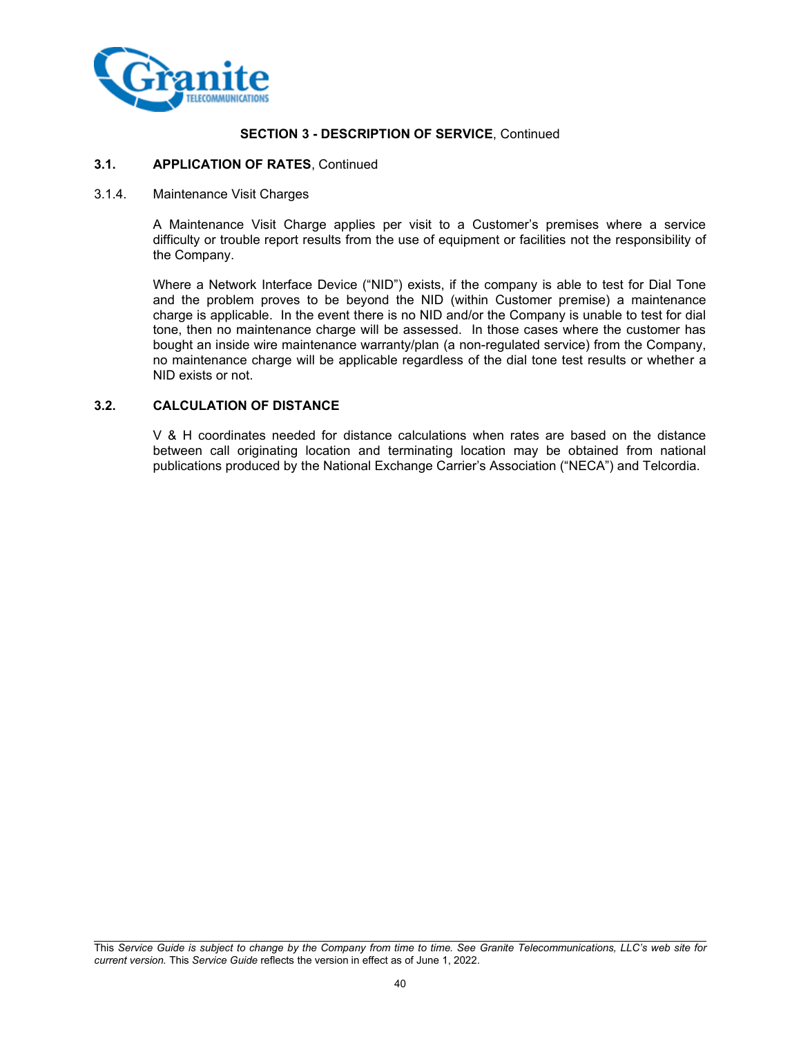**SECTION 3 - DESCRIPTION OF SERVICE**, Continued

**3.1. APPLICATION OF RATES**, Continued

3.1.4. Maintenance Visit Charges

A Maintenance Visit Charge applies per visit to a Customer's premises where a service difficulty or trouble report results from the use of equipment or facilities not the responsibility of the Company.

Where a Network Interface Device ("NID") exists, if the company is able to test for Dial Tone and the problem proves to be beyond the NID (within Customer premise) a maintenance charge is applicable. In the event there is no NID and/or the Company is unable to test for dial tone, then no maintenance charge will be assessed. In those cases where the customer has bought an inside wire maintenance warranty/plan (a non-regulated service) from the Company, no maintenance charge will be applicable regardless of the dial tone test results or whether a NID exists or not.

**3.2. CALCULATION OF DISTANCE**

V & H coordinates needed for distance calculations when rates are based on the distance between call originating location and terminating location may be obtained from national publications produced by the National Exchange Carrier's Association ("NECA") and Telcordia.

This *Service Guide is subject to change by the Company from time to time. See Granite Telecommunications, LLC's web site for current version.* This *Service Guide* reflects the version in effect as of June 1, 2022.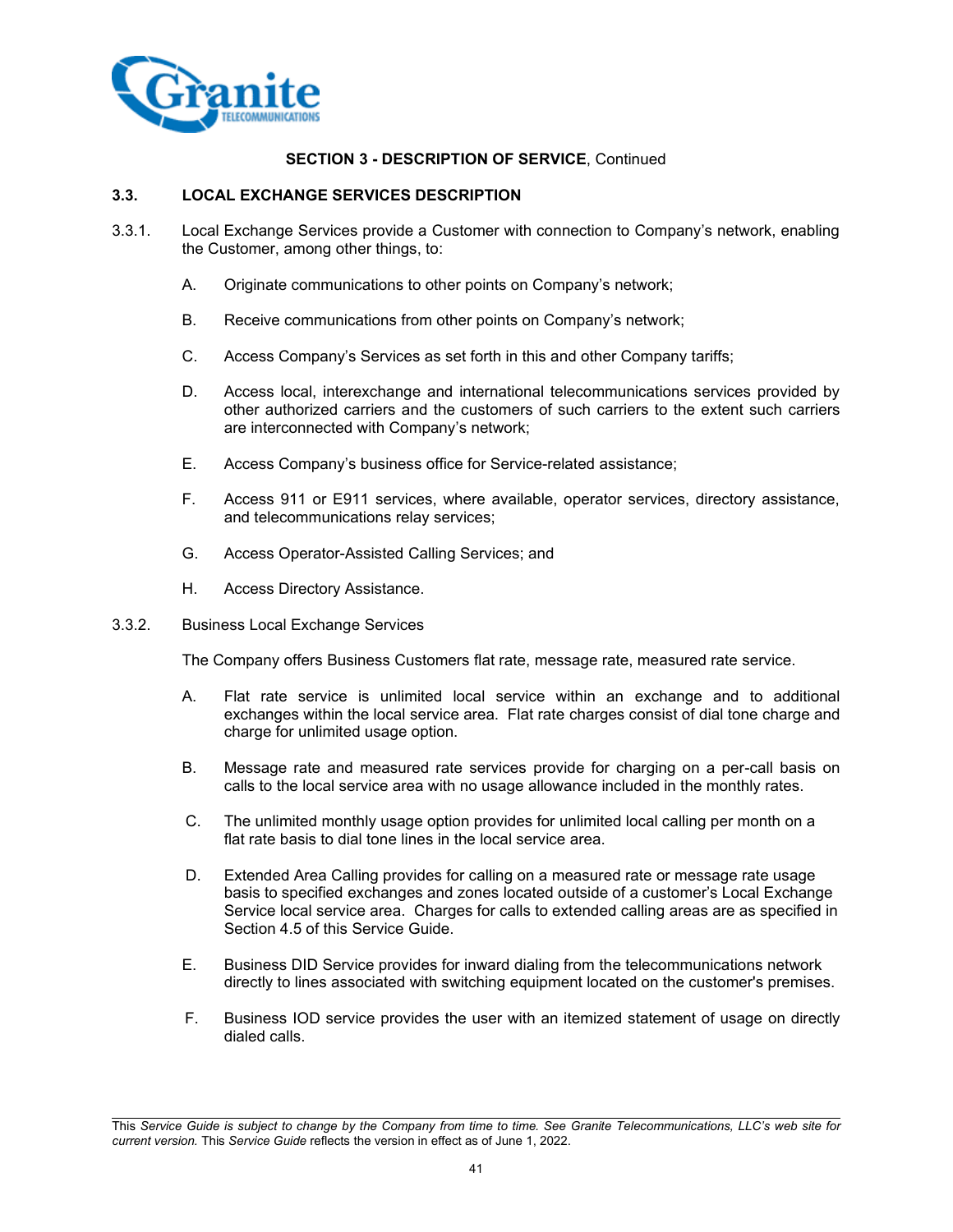**SECTION 3 - DESCRIPTION OF SERVICE**, Continued

## 3.3. LOCAL EXCHANGE SERVICES DESCRIPTION

3.3.1. Local Exchange Services provide a Customer with connection to Company's network, enabling the Customer, among other things, to:

A. Originate communications to other points on Company's network;

B. Receive communications from other points on Company's network;

C. Access Company's Services as set forth in this and other Company tariffs;

D. Access local, interexchange and international telecommunications services provided by other authorized carriers and the customers of such carriers to the extent such carriers are interconnected with Company's network;

E. Access Company's business office for Service-related assistance;

F. Access 911 or E911 services, where available, operator services, directory assistance, and telecommunications relay services;

G. Access Operator-Assisted Calling Services; and

H. Access Directory Assistance.

3.3.2. Business Local Exchange Services

The Company offers Business Customers flat rate, message rate, measured rate service.

A. Flat rate service is unlimited local service within an exchange and to additional exchanges within the local service area. Flat rate charges consist of dial tone charge and charge for unlimited usage option.

B. Message rate and measured rate services provide for charging on a per-call basis on calls to the local service area with no usage allowance included in the monthly rates.

C. The unlimited monthly usage option provides for unlimited local calling per month on a flat rate basis to dial tone lines in the local service area.

D. Extended Area Calling provides for calling on a measured rate or message rate usage basis to specified exchanges and zones located outside of a customer's Local Exchange Service local service area. Charges for calls to extended calling areas are as specified in Section 4.5 of this Service Guide.

E. Business DID Service provides for inward dialing from the telecommunications network directly to lines associated with switching equipment located on the customer's premises.

F. Business IOD service provides the user with an itemized statement of usage on directly dialed calls.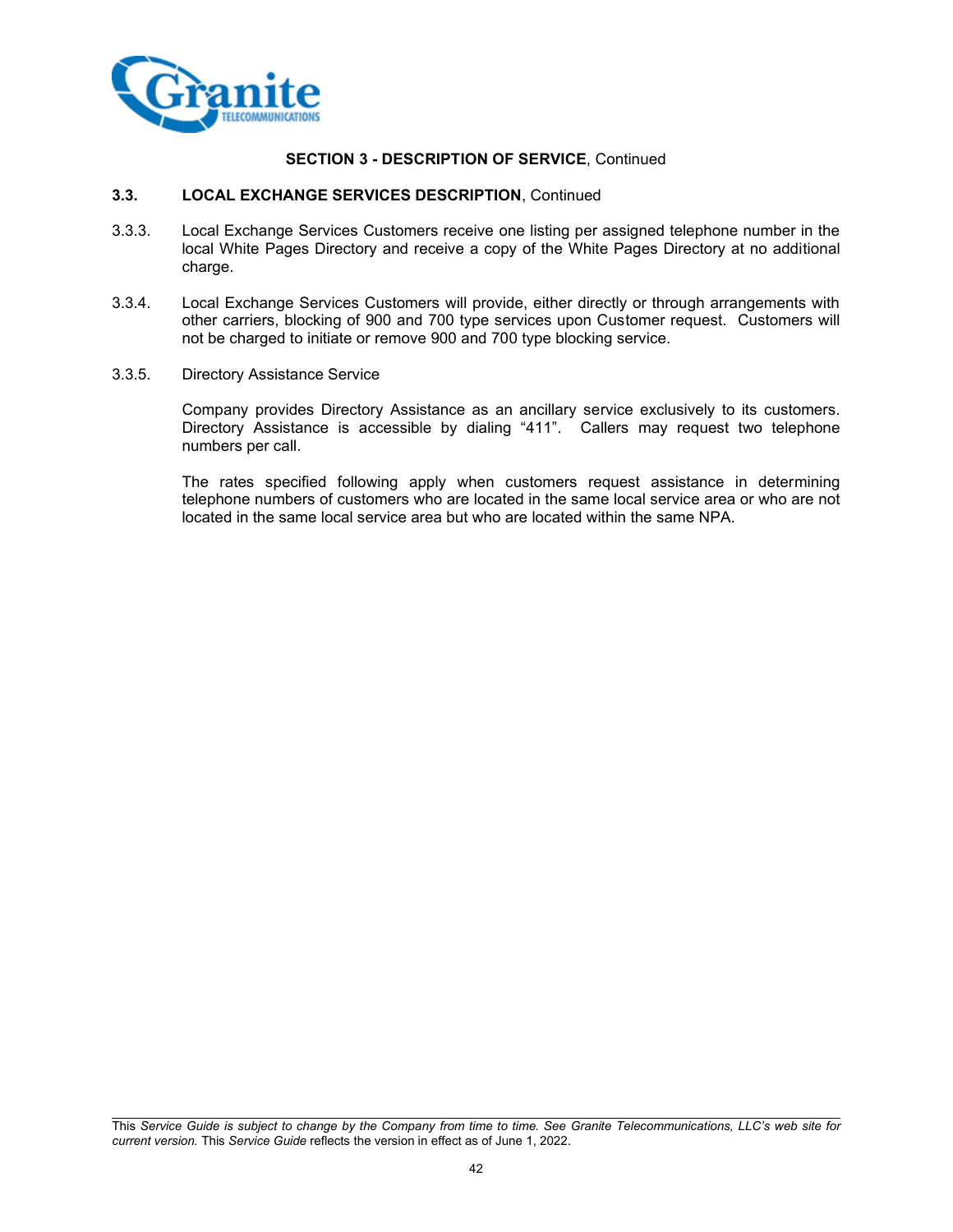**SECTION 3 - DESCRIPTION OF SERVICE**, Continued

**3.3. LOCAL EXCHANGE SERVICES DESCRIPTION**, Continued

3.3.3. Local Exchange Services Customers receive one listing per assigned telephone number in the local White Pages Directory and receive a copy of the White Pages Directory at no additional charge.

3.3.4. Local Exchange Services Customers will provide, either directly or through arrangements with other carriers, blocking of 900 and 700 type services upon Customer request. Customers will not be charged to initiate or remove 900 and 700 type blocking service.

3.3.5. Directory Assistance Service

Company provides Directory Assistance as an ancillary service exclusively to its customers. Directory Assistance is accessible by dialing "411". Callers may request two telephone numbers per call.

The rates specified following apply when customers request assistance in determining telephone numbers of customers who are located in the same local service area or who are not located in the same local service area but who are located within the same NPA.

This *Service Guide is subject to change by the Company from time to time. See Granite Telecommunications, LLC's web site for current version.* This *Service Guide* reflects the version in effect as of June 1, 2022.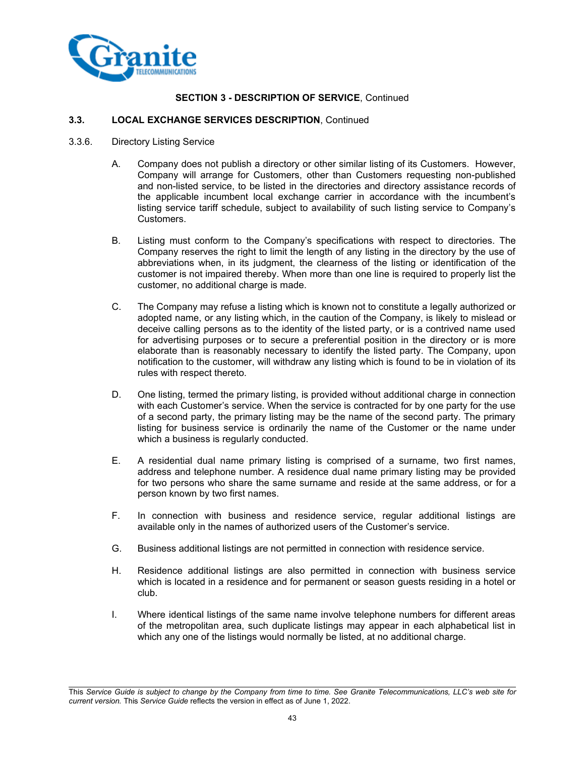**SECTION 3 - DESCRIPTION OF SERVICE**, Continued

**3.3. LOCAL EXCHANGE SERVICES DESCRIPTION**, Continued

3.3.6. Directory Listing Service

A. Company does not publish a directory or other similar listing of its Customers. However, Company will arrange for Customers, other than Customers requesting non-published and non-listed service, to be listed in the directories and directory assistance records of the applicable incumbent local exchange carrier in accordance with the incumbent's listing service tariff schedule, subject to availability of such listing service to Company's Customers.

B. Listing must conform to the Company's specifications with respect to directories. The Company reserves the right to limit the length of any listing in the directory by the use of abbreviations when, in its judgment, the clearness of the listing or identification of the customer is not impaired thereby. When more than one line is required to properly list the customer, no additional charge is made.

C. The Company may refuse a listing which is known not to constitute a legally authorized or adopted name, or any listing which, in the caution of the Company, is likely to mislead or deceive calling persons as to the identity of the listed party, or is a contrived name used for advertising purposes or to secure a preferential position in the directory or is more elaborate than is reasonably necessary to identify the listed party. The Company, upon notification to the customer, will withdraw any listing which is found to be in violation of its rules with respect thereto.

D. One listing, termed the primary listing, is provided without additional charge in connection with each Customer's service. When the service is contracted for by one party for the use of a second party, the primary listing may be the name of the second party. The primary listing for business service is ordinarily the name of the Customer or the name under which a business is regularly conducted.

E. A residential dual name primary listing is comprised of a surname, two first names, address and telephone number. A residence dual name primary listing may be provided for two persons who share the same surname and reside at the same address, or for a person known by two first names.

F. In connection with business and residence service, regular additional listings are available only in the names of authorized users of the Customer's service.

G. Business additional listings are not permitted in connection with residence service.

H. Residence additional listings are also permitted in connection with business service which is located in a residence and for permanent or season guests residing in a hotel or club.

I. Where identical listings of the same name involve telephone numbers for different areas of the metropolitan area, such duplicate listings may appear in each alphabetical list in which any one of the listings would normally be listed, at no additional charge.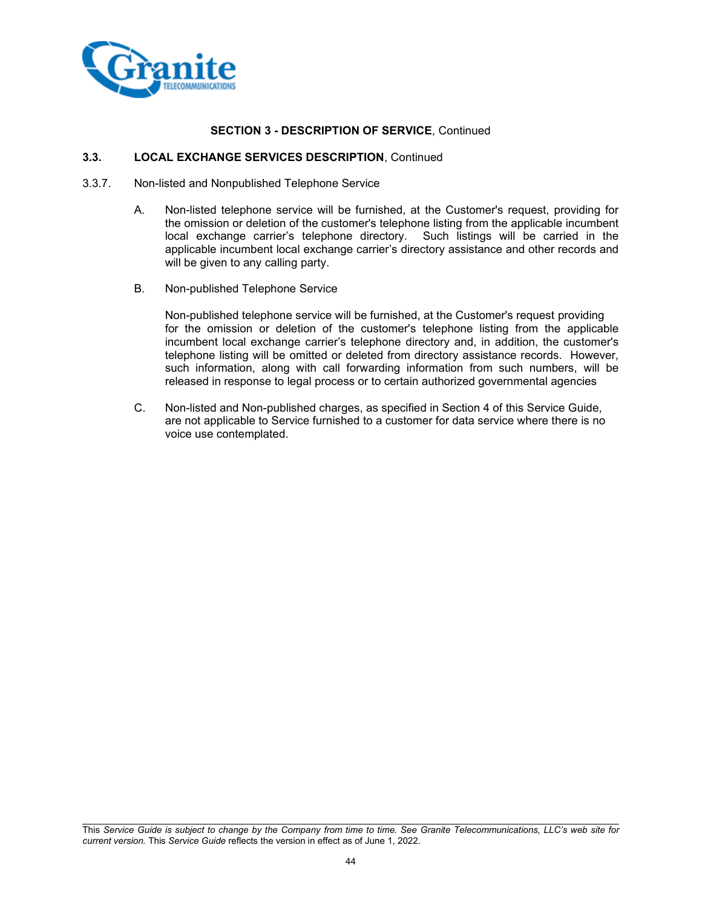**SECTION 3 - DESCRIPTION OF SERVICE**, Continued

**3.3. LOCAL EXCHANGE SERVICES DESCRIPTION**, Continued

3.3.7. Non-listed and Nonpublished Telephone Service

A. Non-listed telephone service will be furnished, at the Customer's request, providing for the omission or deletion of the customer's telephone listing from the applicable incumbent local exchange carrier's telephone directory. Such listings will be carried in the applicable incumbent local exchange carrier's directory assistance and other records and will be given to any calling party.

B. Non-published Telephone Service

Non-published telephone service will be furnished, at the Customer's request providing for the omission or deletion of the customer's telephone listing from the applicable incumbent local exchange carrier's telephone directory and, in addition, the customer's telephone listing will be omitted or deleted from directory assistance records. However, such information, along with call forwarding information from such numbers, will be released in response to legal process or to certain authorized governmental agencies

C. Non-listed and Non-published charges, as specified in Section 4 of this Service Guide, are not applicable to Service furnished to a customer for data service where there is no voice use contemplated.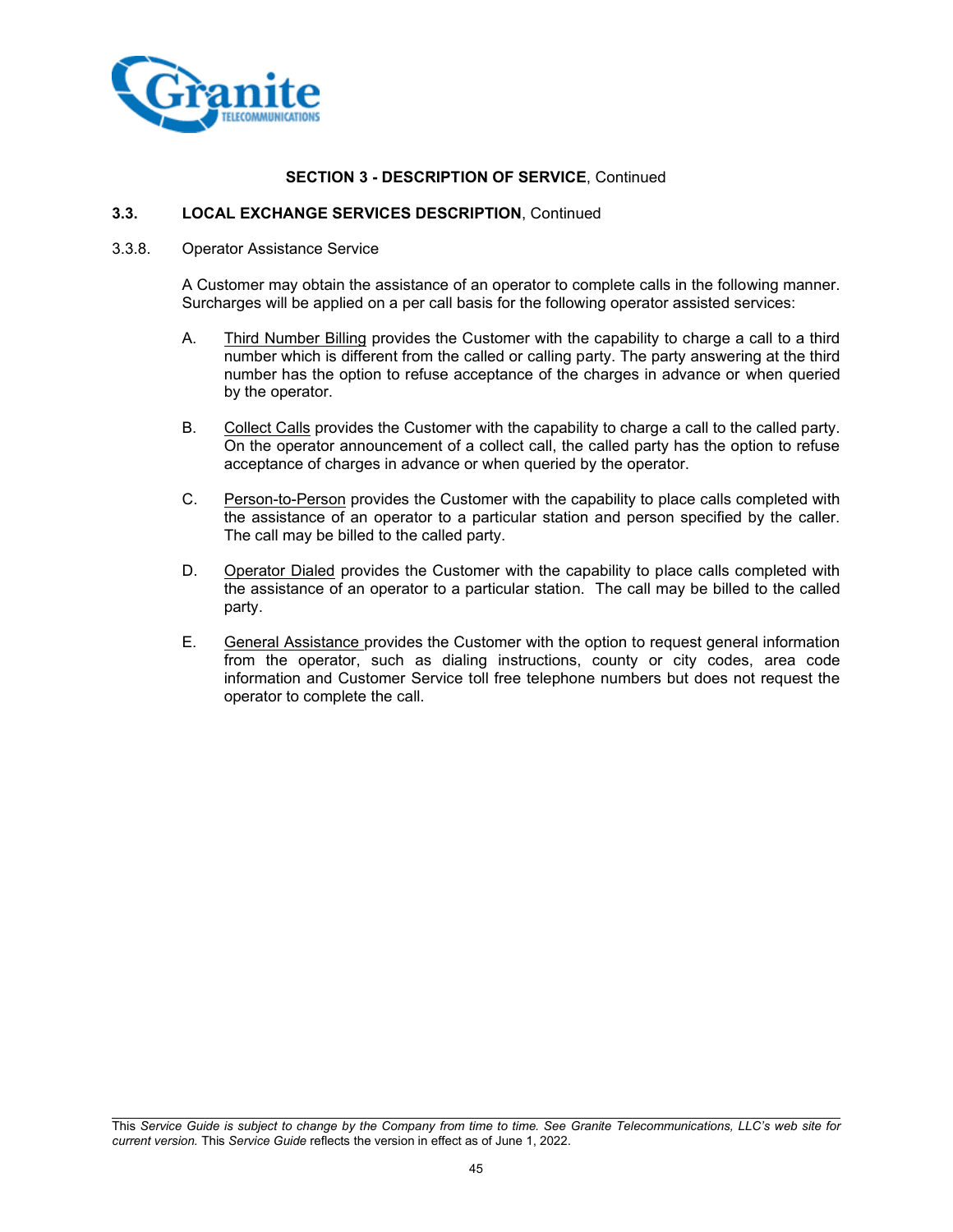## SECTION 3 - DESCRIPTION OF SERVICE, Continued

### 3.3. LOCAL EXCHANGE SERVICES DESCRIPTION, Continued

3.3.8. Operator Assistance Service

A Customer may obtain the assistance of an operator to complete calls in the following manner. Surcharges will be applied on a per call basis for the following operator assisted services:

A. Third Number Billing provides the Customer with the capability to charge a call to a third number which is different from the called or calling party. The party answering at the third number has the option to refuse acceptance of the charges in advance or when queried by the operator.

B. Collect Calls provides the Customer with the capability to charge a call to the called party. On the operator announcement of a collect call, the called party has the option to refuse acceptance of charges in advance or when queried by the operator.

C. Person-to-Person provides the Customer with the capability to place calls completed with the assistance of an operator to a particular station and person specified by the caller. The call may be billed to the called party.

D. Operator Dialed provides the Customer with the capability to place calls completed with the assistance of an operator to a particular station. The call may be billed to the called party.

E. General Assistance provides the Customer with the option to request general information from the operator, such as dialing instructions, county or city codes, area code information and Customer Service toll free telephone numbers but does not request the operator to complete the call.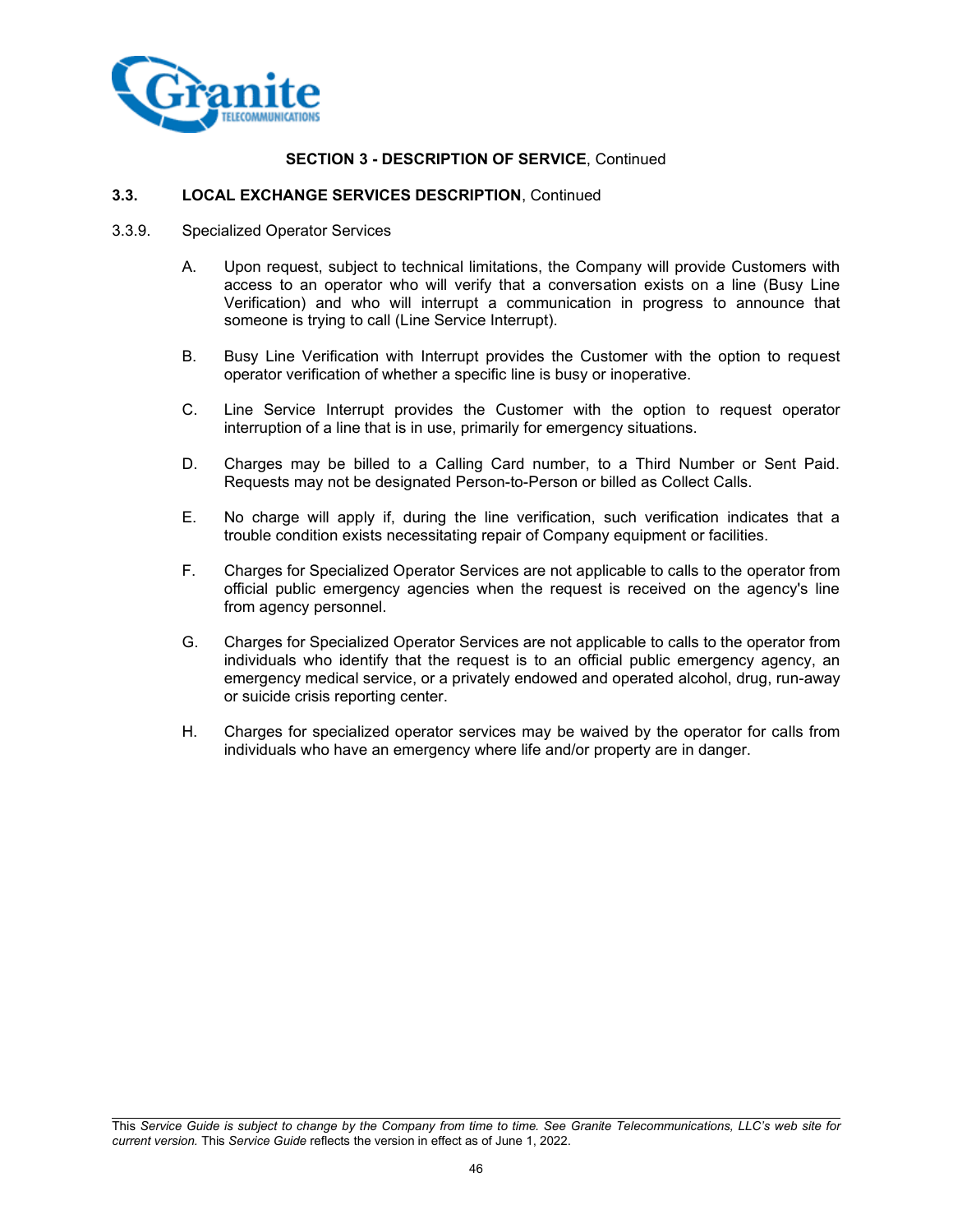**SECTION 3 - DESCRIPTION OF SERVICE**, Continued

**3.3. LOCAL EXCHANGE SERVICES DESCRIPTION**, Continued

3.3.9. Specialized Operator Services

A. Upon request, subject to technical limitations, the Company will provide Customers with access to an operator who will verify that a conversation exists on a line (Busy Line Verification) and who will interrupt a communication in progress to announce that someone is trying to call (Line Service Interrupt).

B. Busy Line Verification with Interrupt provides the Customer with the option to request operator verification of whether a specific line is busy or inoperative.

C. Line Service Interrupt provides the Customer with the option to request operator interruption of a line that is in use, primarily for emergency situations.

D. Charges may be billed to a Calling Card number, to a Third Number or Sent Paid. Requests may not be designated Person-to-Person or billed as Collect Calls.

E. No charge will apply if, during the line verification, such verification indicates that a trouble condition exists necessitating repair of Company equipment or facilities.

F. Charges for Specialized Operator Services are not applicable to calls to the operator from official public emergency agencies when the request is received on the agency's line from agency personnel.

G. Charges for Specialized Operator Services are not applicable to calls to the operator from individuals who identify that the request is to an official public emergency agency, an emergency medical service, or a privately endowed and operated alcohol, drug, run-away or suicide crisis reporting center.

H. Charges for specialized operator services may be waived by the operator for calls from individuals who have an emergency where life and/or property are in danger.

This *Service Guide is subject to change by the Company from time to time. See Granite Telecommunications, LLC's web site for current version.* This *Service Guide* reflects the version in effect as of June 1, 2022.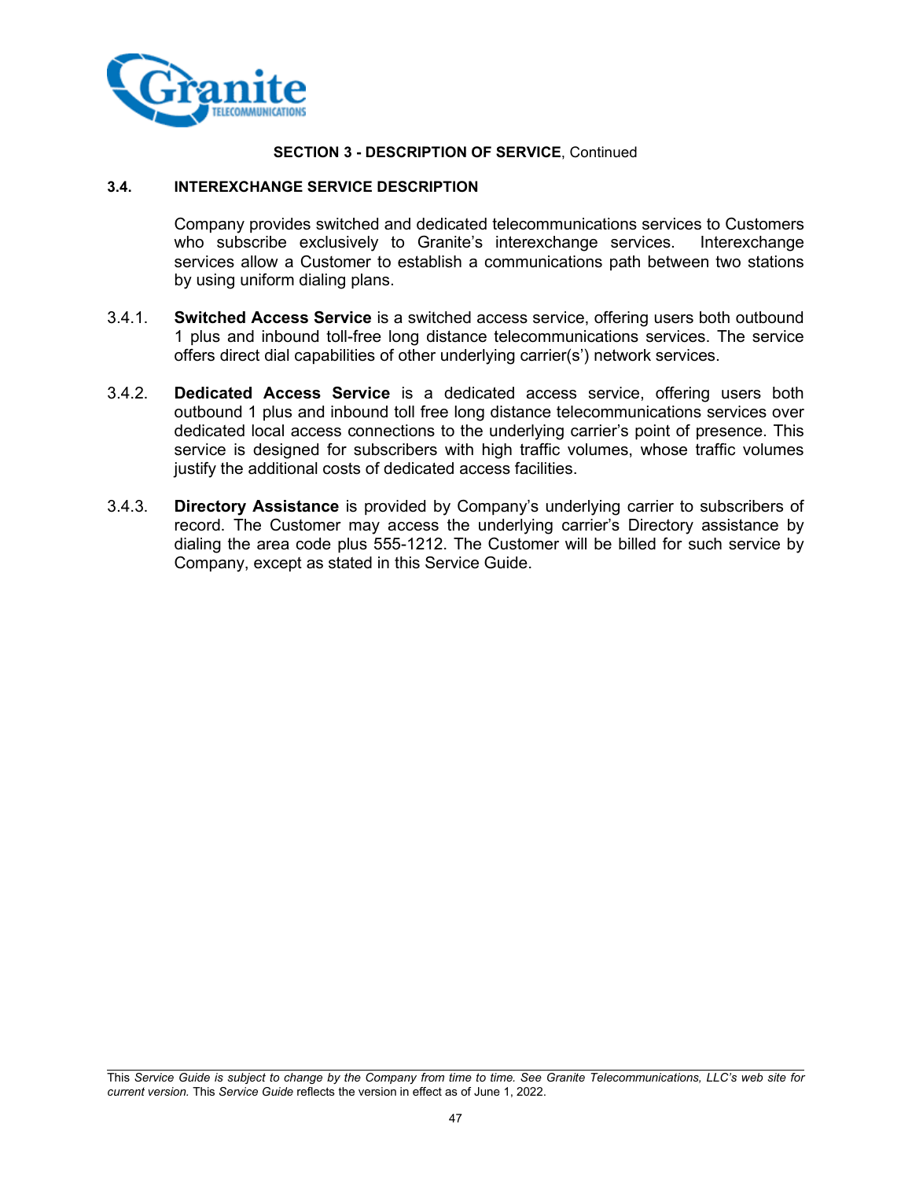**SECTION 3 - DESCRIPTION OF SERVICE**, Continued

## 3.4. INTEREXCHANGE SERVICE DESCRIPTION

Company provides switched and dedicated telecommunications services to Customers who subscribe exclusively to Granite's interexchange services. Interexchange services allow a Customer to establish a communications path between two stations by using uniform dialing plans.

3.4.1. **Switched Access Service** is a switched access service, offering users both outbound 1 plus and inbound toll-free long distance telecommunications services. The service offers direct dial capabilities of other underlying carrier(s') network services.

3.4.2. **Dedicated Access Service** is a dedicated access service, offering users both outbound 1 plus and inbound toll free long distance telecommunications services over dedicated local access connections to the underlying carrier's point of presence. This service is designed for subscribers with high traffic volumes, whose traffic volumes justify the additional costs of dedicated access facilities.

3.4.3. **Directory Assistance** is provided by Company's underlying carrier to subscribers of record. The Customer may access the underlying carrier's Directory assistance by dialing the area code plus 555-1212. The Customer will be billed for such service by Company, except as stated in this Service Guide.

This *Service Guide is subject to change by the Company from time to time. See Granite Telecommunications, LLC's web site for current version.* This *Service Guide* reflects the version in effect as of June 1, 2022.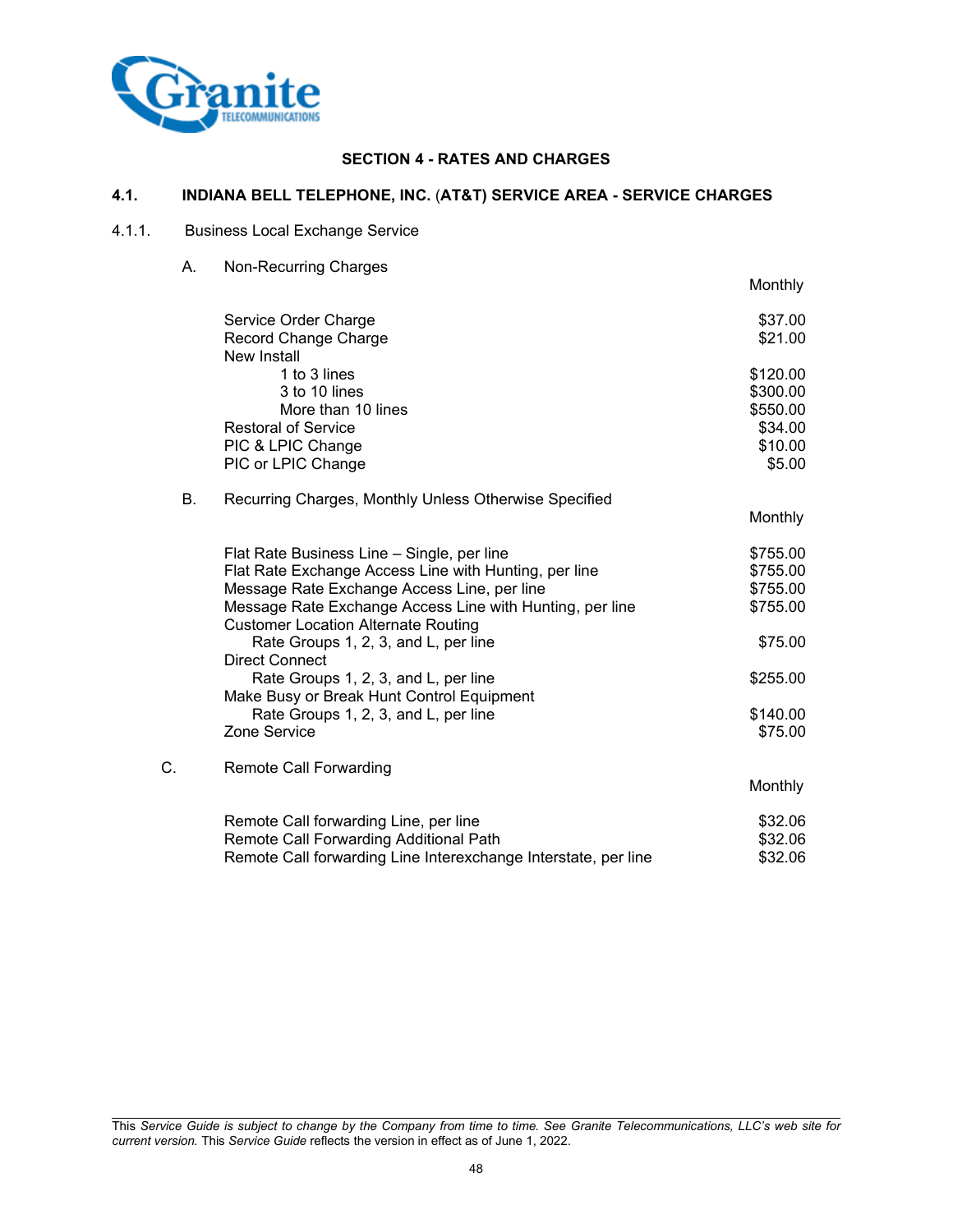## SECTION 4 - RATES AND CHARGES

### 4.1. INDIANA BELL TELEPHONE, INC. (AT&T) SERVICE AREA - SERVICE CHARGES

4.1.1. Business Local Exchange Service

A. Non-Recurring Charges

| | Monthly |
|---|---|
| Service Order Charge | $37.00 |
| Record Change Charge | $21.00 |
| New Install | |
| 1 to 3 lines | $120.00 |
| 3 to 10 lines | $300.00 |
| More than 10 lines | $550.00 |
| Restoral of Service | $34.00 |
| PIC & LPIC Change | $10.00 |
| PIC or LPIC Change | $5.00 |

B. Recurring Charges, Monthly Unless Otherwise Specified

| | Monthly |
|---|---|
| Flat Rate Business Line – Single, per line | $755.00 |
| Flat Rate Exchange Access Line with Hunting, per line | $755.00 |
| Message Rate Exchange Access Line, per line | $755.00 |
| Message Rate Exchange Access Line with Hunting, per line | $755.00 |
| Customer Location Alternate Routing | |
| Rate Groups 1, 2, 3, and L, per line | $75.00 |
| Direct Connect | |
| Rate Groups 1, 2, 3, and L, per line | $255.00 |
| Make Busy or Break Hunt Control Equipment | |
| Rate Groups 1, 2, 3, and L, per line | $140.00 |
| Zone Service | $75.00 |

C. Remote Call Forwarding

| | Monthly |
|---|---|
| Remote Call forwarding Line, per line | $32.06 |
| Remote Call Forwarding Additional Path | $32.06 |
| Remote Call forwarding Line Interexchange Interstate, per line | $32.06 |

This *Service Guide is subject to change by the Company from time to time. See Granite Telecommunications, LLC's web site for current version.* This *Service Guide* reflects the version in effect as of June 1, 2022.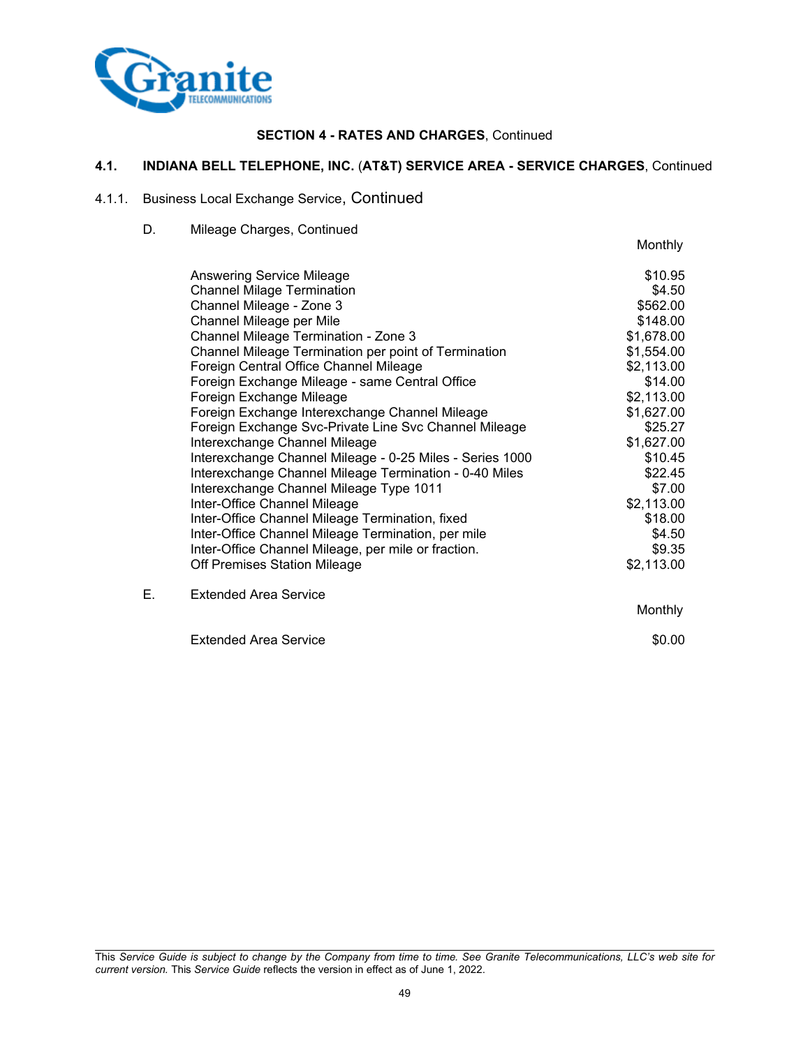**SECTION 4 - RATES AND CHARGES**, Continued

## 4.1. INDIANA BELL TELEPHONE, INC. (AT&T) SERVICE AREA - SERVICE CHARGES, Continued

### 4.1.1. Business Local Exchange Service, Continued

D. Mileage Charges, Continued

| | Monthly |
|---|---|
| Answering Service Mileage | $10.95 |
| Channel Milage Termination | $4.50 |
| Channel Mileage - Zone 3 | $562.00 |
| Channel Mileage per Mile | $148.00 |
| Channel Mileage Termination - Zone 3 | $1,678.00 |
| Channel Mileage Termination per point of Termination | $1,554.00 |
| Foreign Central Office Channel Mileage | $2,113.00 |
| Foreign Exchange Mileage - same Central Office | $14.00 |
| Foreign Exchange Mileage | $2,113.00 |
| Foreign Exchange Interexchange Channel Mileage | $1,627.00 |
| Foreign Exchange Svc-Private Line Svc Channel Mileage | $25.27 |
| Interexchange Channel Mileage | $1,627.00 |
| Interexchange Channel Mileage - 0-25 Miles - Series 1000 | $10.45 |
| Interexchange Channel Mileage Termination - 0-40 Miles | $22.45 |
| Interexchange Channel Mileage Type 1011 | $7.00 |
| Inter-Office Channel Mileage | $2,113.00 |
| Inter-Office Channel Mileage Termination, fixed | $18.00 |
| Inter-Office Channel Mileage Termination, per mile | $4.50 |
| Inter-Office Channel Mileage, per mile or fraction. | $9.35 |
| Off Premises Station Mileage | $2,113.00 |

E. Extended Area Service

| | Monthly |
|---|---|
| Extended Area Service | $0.00 |

This *Service Guide is subject to change by the Company from time to time. See Granite Telecommunications, LLC's web site for current version.* This *Service Guide* reflects the version in effect as of June 1, 2022.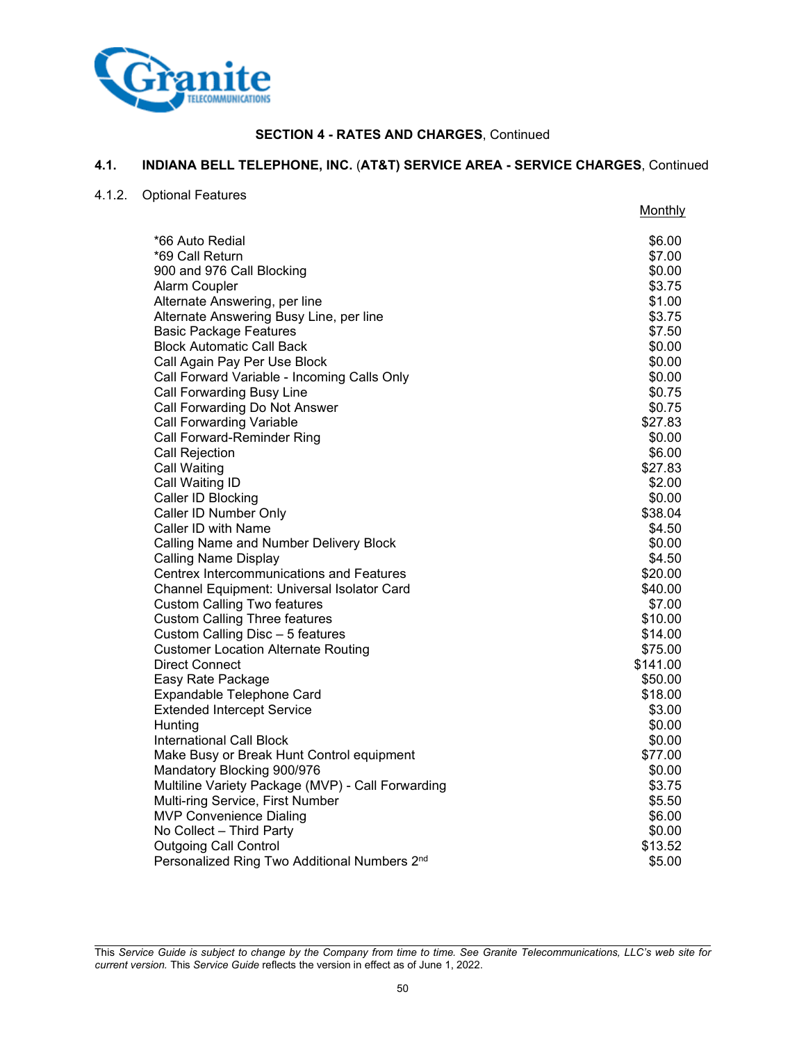**SECTION 4 - RATES AND CHARGES**, Continued

## 4.1. INDIANA BELL TELEPHONE, INC. (AT&T) SERVICE AREA - SERVICE CHARGES, Continued

### 4.1.2. Optional Features

| | Monthly |
|---|---|
| *66 Auto Redial | $6.00 |
| *69 Call Return | $7.00 |
| 900 and 976 Call Blocking | $0.00 |
| Alarm Coupler | $3.75 |
| Alternate Answering, per line | $1.00 |
| Alternate Answering Busy Line, per line | $3.75 |
| Basic Package Features | $7.50 |
| Block Automatic Call Back | $0.00 |
| Call Again Pay Per Use Block | $0.00 |
| Call Forward Variable - Incoming Calls Only | $0.00 |
| Call Forwarding Busy Line | $0.75 |
| Call Forwarding Do Not Answer | $0.75 |
| Call Forwarding Variable | $27.83 |
| Call Forward-Reminder Ring | $0.00 |
| Call Rejection | $6.00 |
| Call Waiting | $27.83 |
| Call Waiting ID | $2.00 |
| Caller ID Blocking | $0.00 |
| Caller ID Number Only | $38.04 |
| Caller ID with Name | $4.50 |
| Calling Name and Number Delivery Block | $0.00 |
| Calling Name Display | $4.50 |
| Centrex Intercommunications and Features | $20.00 |
| Channel Equipment: Universal Isolator Card | $40.00 |
| Custom Calling Two features | $7.00 |
| Custom Calling Three features | $10.00 |
| Custom Calling Disc – 5 features | $14.00 |
| Customer Location Alternate Routing | $75.00 |
| Direct Connect | $141.00 |
| Easy Rate Package | $50.00 |
| Expandable Telephone Card | $18.00 |
| Extended Intercept Service | $3.00 |
| Hunting | $0.00 |
| International Call Block | $0.00 |
| Make Busy or Break Hunt Control equipment | $77.00 |
| Mandatory Blocking 900/976 | $0.00 |
| Multiline Variety Package (MVP) - Call Forwarding | $3.75 |
| Multi-ring Service, First Number | $5.50 |
| MVP Convenience Dialing | $6.00 |
| No Collect – Third Party | $0.00 |
| Outgoing Call Control | $13.52 |
| Personalized Ring Two Additional Numbers 2nd | $5.00 |

This *Service Guide is subject to change by the Company from time to time. See Granite Telecommunications, LLC's web site for current version.* This *Service Guide* reflects the version in effect as of June 1, 2022.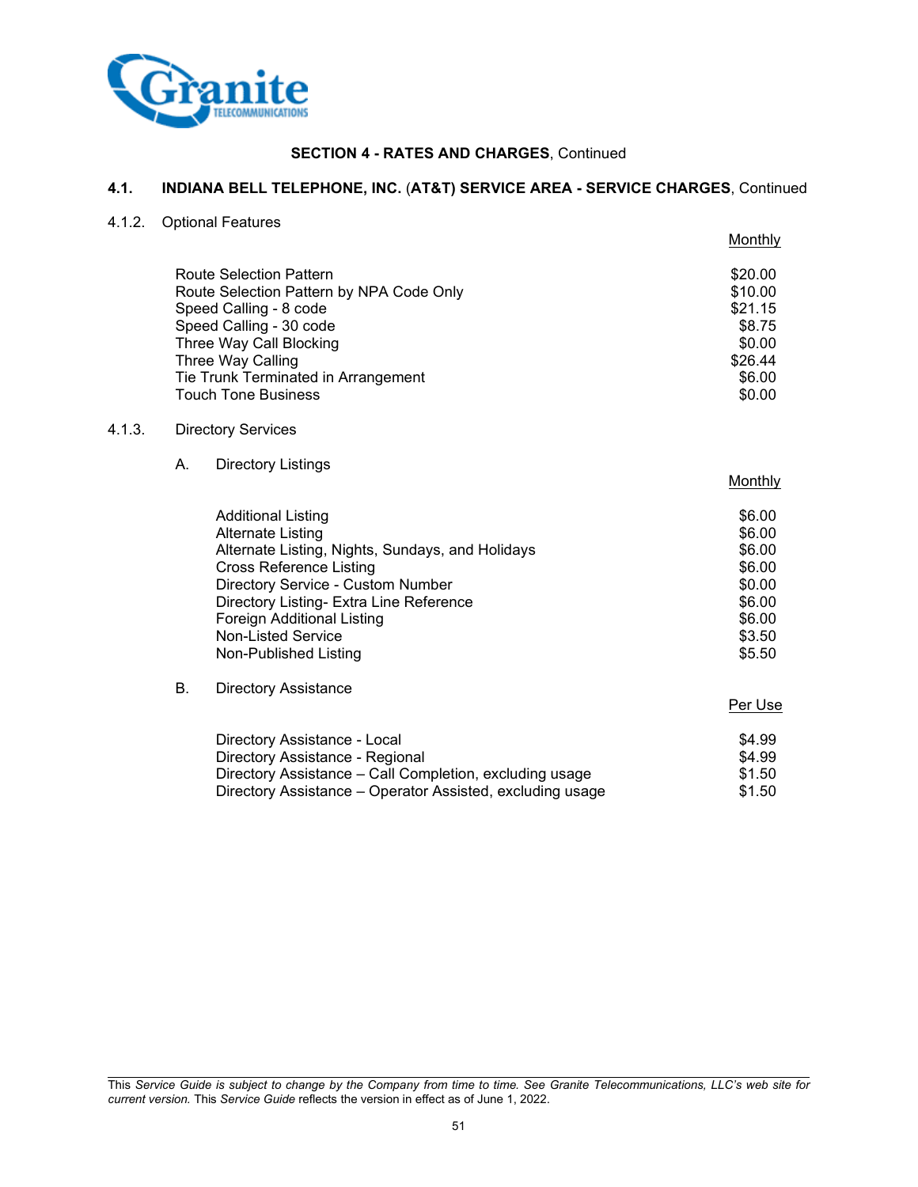**SECTION 4 - RATES AND CHARGES**, Continued

## 4.1. INDIANA BELL TELEPHONE, INC. (AT&T) SERVICE AREA - SERVICE CHARGES, Continued

### 4.1.2. Optional Features

| | Monthly |
|---|---|
| Route Selection Pattern | $20.00 |
| Route Selection Pattern by NPA Code Only | $10.00 |
| Speed Calling - 8 code | $21.15 |
| Speed Calling - 30 code | $8.75 |
| Three Way Call Blocking | $0.00 |
| Three Way Calling | $26.44 |
| Tie Trunk Terminated in Arrangement | $6.00 |
| Touch Tone Business | $0.00 |

### 4.1.3. Directory Services

A. Directory Listings

| | Monthly |
|---|---|
| Additional Listing | $6.00 |
| Alternate Listing | $6.00 |
| Alternate Listing, Nights, Sundays, and Holidays | $6.00 |
| Cross Reference Listing | $6.00 |
| Directory Service - Custom Number | $0.00 |
| Directory Listing- Extra Line Reference | $6.00 |
| Foreign Additional Listing | $6.00 |
| Non-Listed Service | $3.50 |
| Non-Published Listing | $5.50 |

B. Directory Assistance

| | Per Use |
|---|---|
| Directory Assistance - Local | $4.99 |
| Directory Assistance - Regional | $4.99 |
| Directory Assistance – Call Completion, excluding usage | $1.50 |
| Directory Assistance – Operator Assisted, excluding usage | $1.50 |

This *Service Guide is subject to change by the Company from time to time. See Granite Telecommunications, LLC's web site for current version.* This *Service Guide* reflects the version in effect as of June 1, 2022.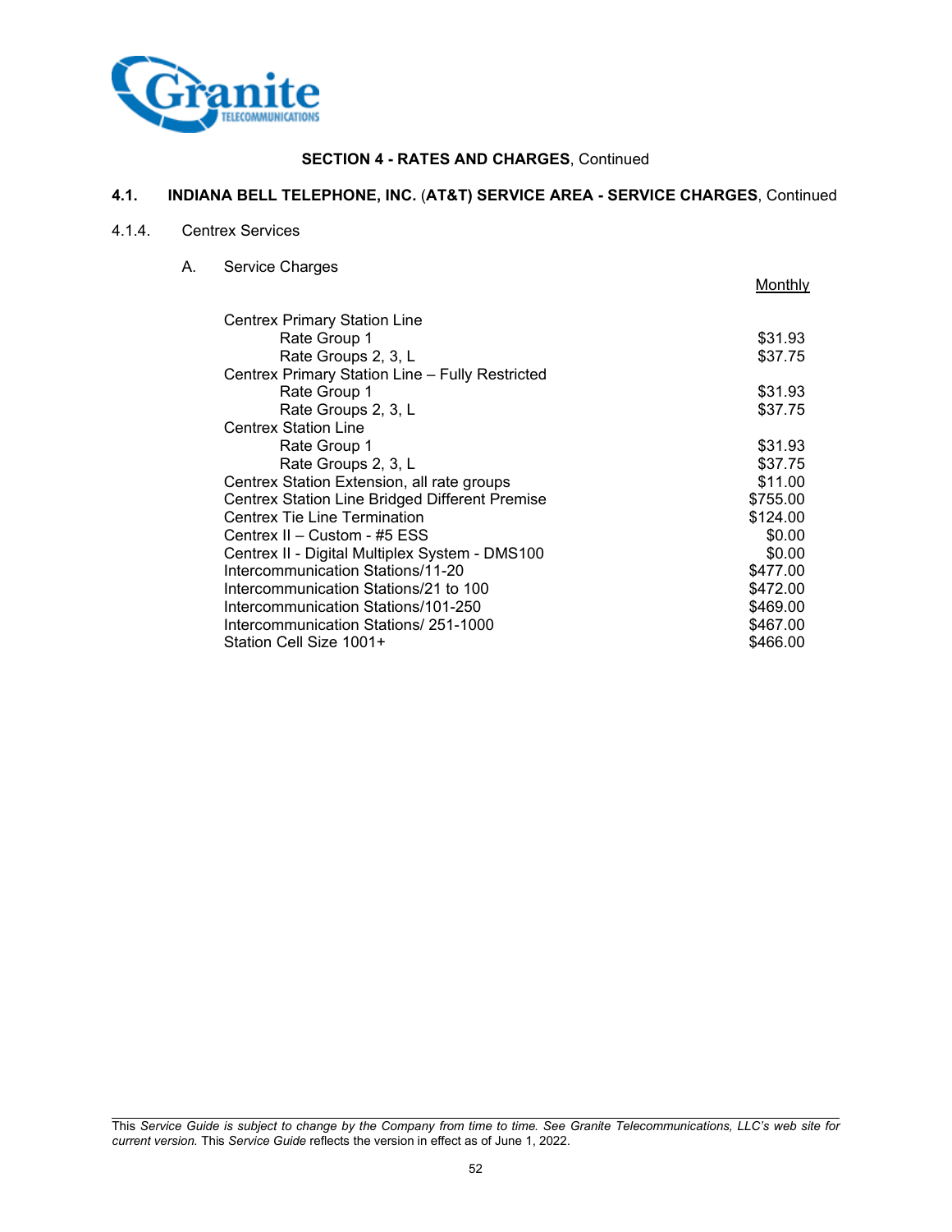**SECTION 4 - RATES AND CHARGES**, Continued

## 4.1. INDIANA BELL TELEPHONE, INC. (AT&T) SERVICE AREA - SERVICE CHARGES, Continued

### 4.1.4. Centrex Services

A. Service Charges

| | Monthly |
|---|---|
| Centrex Primary Station Line | |
| Rate Group 1 | $31.93 |
| Rate Groups 2, 3, L | $37.75 |
| Centrex Primary Station Line – Fully Restricted | |
| Rate Group 1 | $31.93 |
| Rate Groups 2, 3, L | $37.75 |
| Centrex Station Line | |
| Rate Group 1 | $31.93 |
| Rate Groups 2, 3, L | $37.75 |
| Centrex Station Extension, all rate groups | $11.00 |
| Centrex Station Line Bridged Different Premise | $755.00 |
| Centrex Tie Line Termination | $124.00 |
| Centrex II – Custom - #5 ESS | $0.00 |
| Centrex II - Digital Multiplex System - DMS100 | $0.00 |
| Intercommunication Stations/11-20 | $477.00 |
| Intercommunication Stations/21 to 100 | $472.00 |
| Intercommunication Stations/101-250 | $469.00 |
| Intercommunication Stations/ 251-1000 | $467.00 |
| Station Cell Size 1001+ | $466.00 |

This *Service Guide is subject to change by the Company from time to time. See Granite Telecommunications, LLC's web site for current version.* This *Service Guide* reflects the version in effect as of June 1, 2022.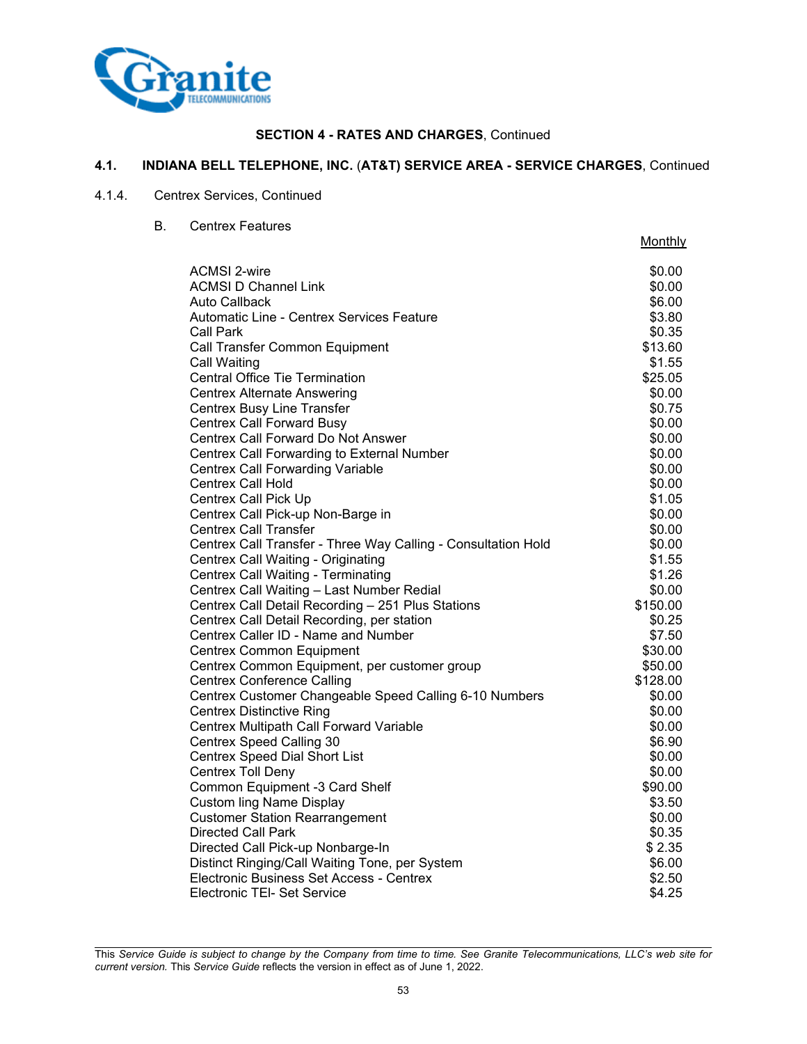**SECTION 4 - RATES AND CHARGES**, Continued

## 4.1. INDIANA BELL TELEPHONE, INC. (AT&T) SERVICE AREA - SERVICE CHARGES, Continued

4.1.4. Centrex Services, Continued

B. Centrex Features

| | Monthly |
|---|---|
| ACMSI 2-wire | $0.00 |
| ACMSI D Channel Link | $0.00 |
| Auto Callback | $6.00 |
| Automatic Line - Centrex Services Feature | $3.80 |
| Call Park | $0.35 |
| Call Transfer Common Equipment | $13.60 |
| Call Waiting | $1.55 |
| Central Office Tie Termination | $25.05 |
| Centrex Alternate Answering | $0.00 |
| Centrex Busy Line Transfer | $0.75 |
| Centrex Call Forward Busy | $0.00 |
| Centrex Call Forward Do Not Answer | $0.00 |
| Centrex Call Forwarding to External Number | $0.00 |
| Centrex Call Forwarding Variable | $0.00 |
| Centrex Call Hold | $0.00 |
| Centrex Call Pick Up | $1.05 |
| Centrex Call Pick-up Non-Barge in | $0.00 |
| Centrex Call Transfer | $0.00 |
| Centrex Call Transfer - Three Way Calling - Consultation Hold | $0.00 |
| Centrex Call Waiting - Originating | $1.55 |
| Centrex Call Waiting - Terminating | $1.26 |
| Centrex Call Waiting – Last Number Redial | $0.00 |
| Centrex Call Detail Recording – 251 Plus Stations | $150.00 |
| Centrex Call Detail Recording, per station | $0.25 |
| Centrex Caller ID - Name and Number | $7.50 |
| Centrex Common Equipment | $30.00 |
| Centrex Common Equipment, per customer group | $50.00 |
| Centrex Conference Calling | $128.00 |
| Centrex Customer Changeable Speed Calling 6-10 Numbers | $0.00 |
| Centrex Distinctive Ring | $0.00 |
| Centrex Multipath Call Forward Variable | $0.00 |
| Centrex Speed Calling 30 | $6.90 |
| Centrex Speed Dial Short List | $0.00 |
| Centrex Toll Deny | $0.00 |
| Common Equipment -3 Card Shelf | $90.00 |
| Custom ling Name Display | $3.50 |
| Customer Station Rearrangement | $0.00 |
| Directed Call Park | $0.35 |
| Directed Call Pick-up Nonbarge-In | $ 2.35 |
| Distinct Ringing/Call Waiting Tone, per System | $6.00 |
| Electronic Business Set Access - Centrex | $2.50 |
| Electronic TEl- Set Service | $4.25 |

This *Service Guide is subject to change by the Company from time to time. See Granite Telecommunications, LLC's web site for current version.* This *Service Guide* reflects the version in effect as of June 1, 2022.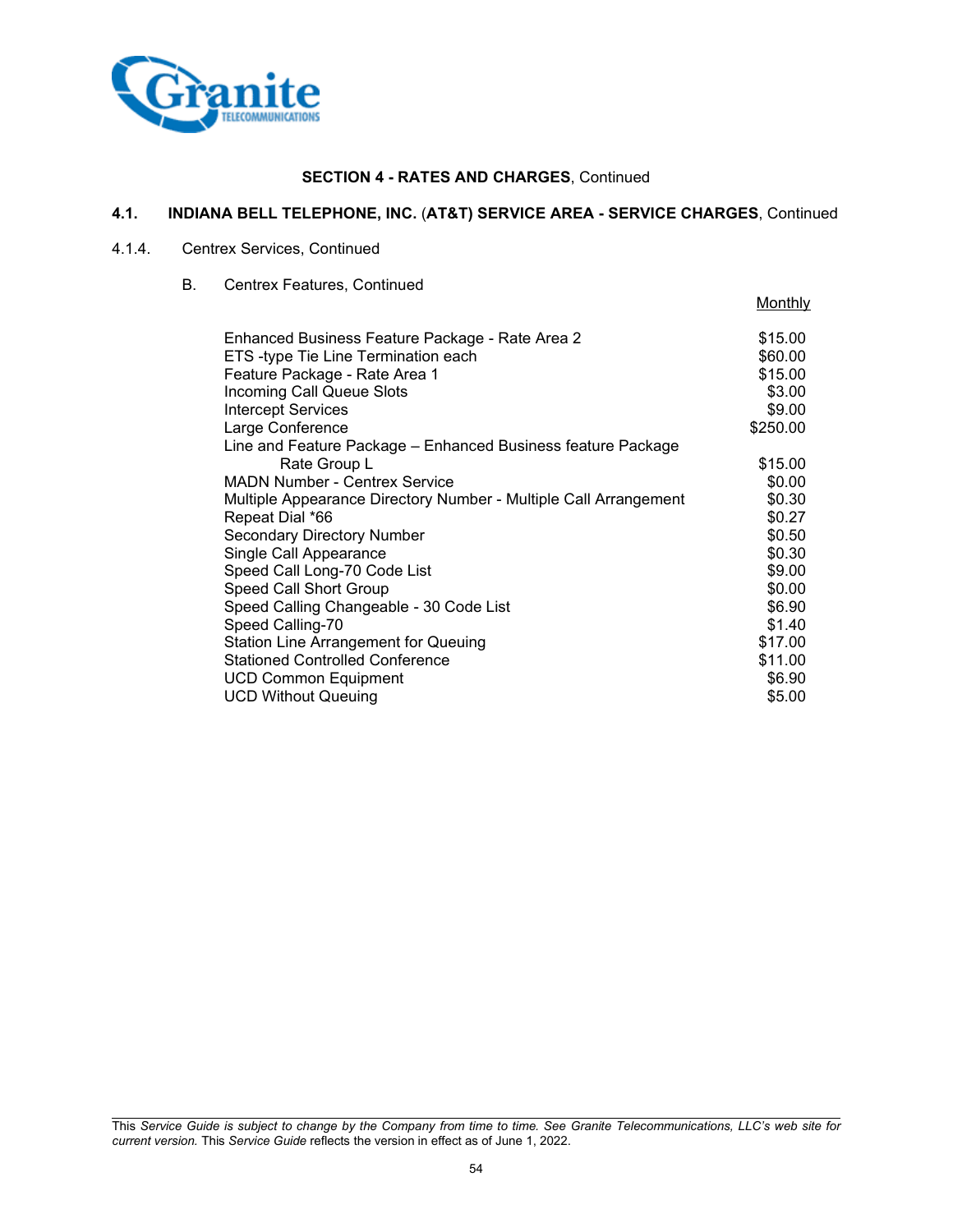**SECTION 4 - RATES AND CHARGES**, Continued

## 4.1. INDIANA BELL TELEPHONE, INC. (AT&T) SERVICE AREA - SERVICE CHARGES, Continued

### 4.1.4. Centrex Services, Continued

B. Centrex Features, Continued

| | Monthly |
|---|---|
| Enhanced Business Feature Package - Rate Area 2 | $15.00 |
| ETS -type Tie Line Termination each | $60.00 |
| Feature Package - Rate Area 1 | $15.00 |
| Incoming Call Queue Slots | $3.00 |
| Intercept Services | $9.00 |
| Large Conference | $250.00 |
| Line and Feature Package – Enhanced Business feature Package Rate Group L | $15.00 |
| MADN Number - Centrex Service | $0.00 |
| Multiple Appearance Directory Number - Multiple Call Arrangement | $0.30 |
| Repeat Dial *66 | $0.27 |
| Secondary Directory Number | $0.50 |
| Single Call Appearance | $0.30 |
| Speed Call Long-70 Code List | $9.00 |
| Speed Call Short Group | $0.00 |
| Speed Calling Changeable - 30 Code List | $6.90 |
| Speed Calling-70 | $1.40 |
| Station Line Arrangement for Queuing | $17.00 |
| Stationed Controlled Conference | $11.00 |
| UCD Common Equipment | $6.90 |
| UCD Without Queuing | $5.00 |

This *Service Guide is subject to change by the Company from time to time. See Granite Telecommunications, LLC's web site for current version.* This *Service Guide* reflects the version in effect as of June 1, 2022.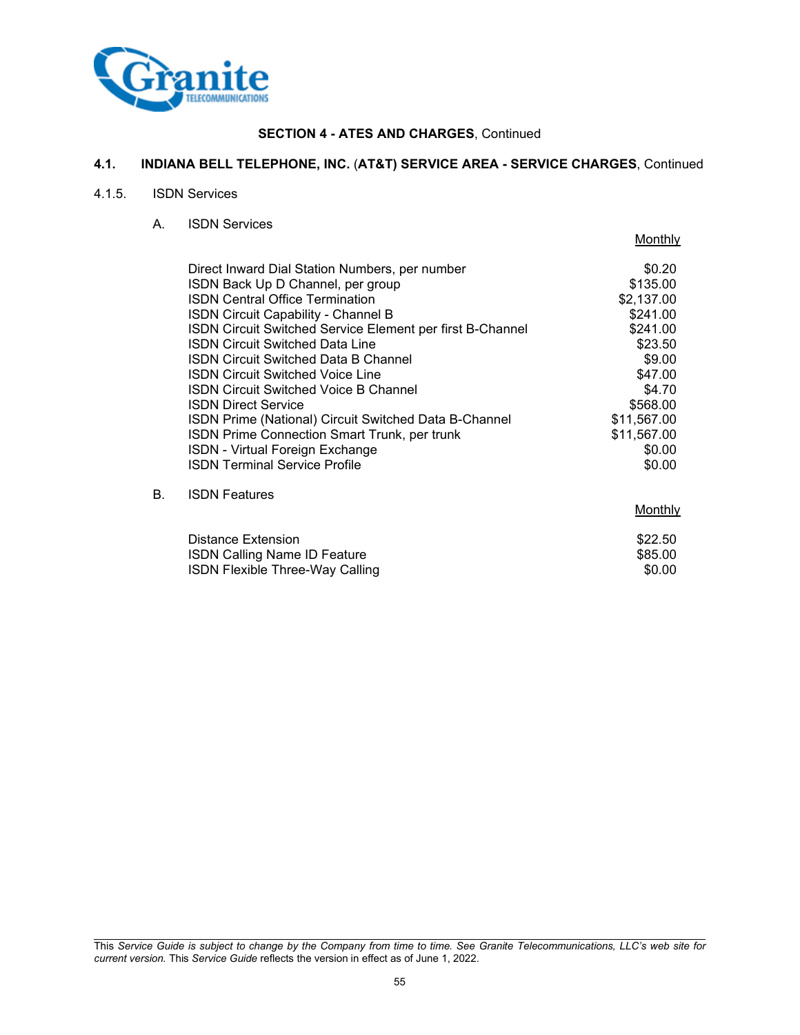**SECTION 4 - ATES AND CHARGES**, Continued

**4.1. INDIANA BELL TELEPHONE, INC. (AT&T) SERVICE AREA - SERVICE CHARGES**, Continued

4.1.5. ISDN Services

A. ISDN Services

| | Monthly |
|---|---|
| Direct Inward Dial Station Numbers, per number | $0.20 |
| ISDN Back Up D Channel, per group | $135.00 |
| ISDN Central Office Termination | $2,137.00 |
| ISDN Circuit Capability - Channel B | $241.00 |
| ISDN Circuit Switched Service Element per first B-Channel | $241.00 |
| ISDN Circuit Switched Data Line | $23.50 |
| ISDN Circuit Switched Data B Channel | $9.00 |
| ISDN Circuit Switched Voice Line | $47.00 |
| ISDN Circuit Switched Voice B Channel | $4.70 |
| ISDN Direct Service | $568.00 |
| ISDN Prime (National) Circuit Switched Data B-Channel | $11,567.00 |
| ISDN Prime Connection Smart Trunk, per trunk | $11,567.00 |
| ISDN - Virtual Foreign Exchange | $0.00 |
| ISDN Terminal Service Profile | $0.00 |

B. ISDN Features

| | Monthly |
|---|---|
| Distance Extension | $22.50 |
| ISDN Calling Name ID Feature | $85.00 |
| ISDN Flexible Three-Way Calling | $0.00 |

This *Service Guide is subject to change by the Company from time to time. See Granite Telecommunications, LLC's web site for current version.* This *Service Guide* reflects the version in effect as of June 1, 2022.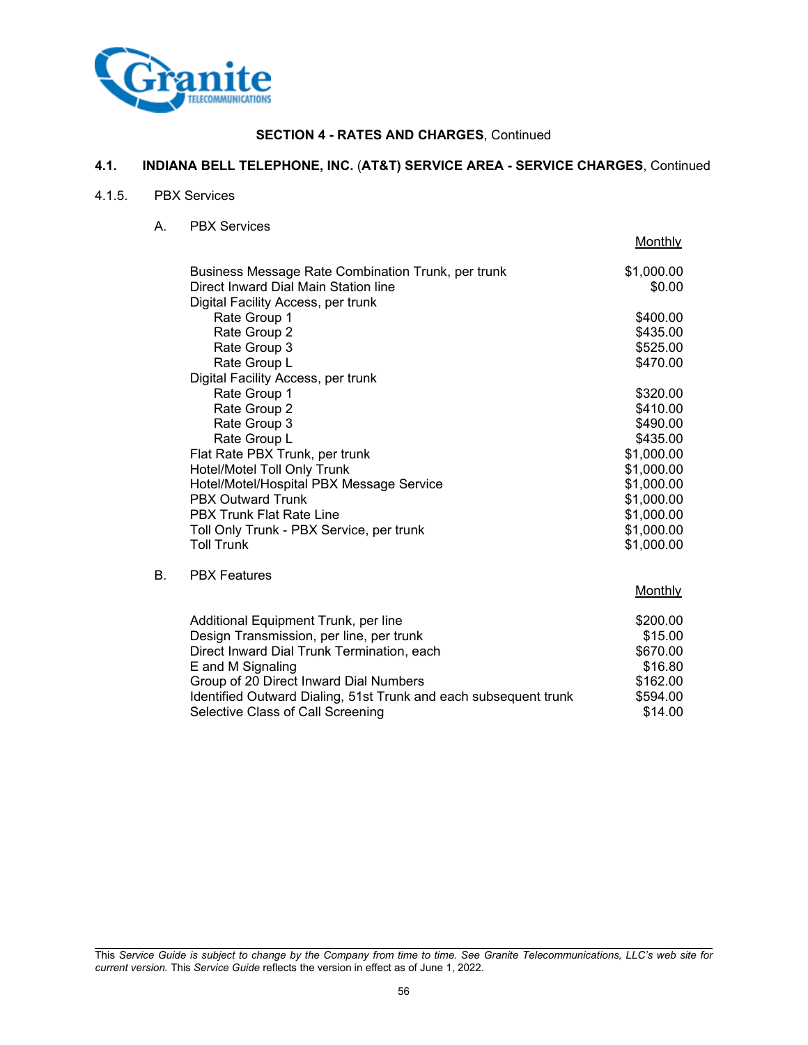**SECTION 4 - RATES AND CHARGES**, Continued

## 4.1. INDIANA BELL TELEPHONE, INC. (AT&T) SERVICE AREA - SERVICE CHARGES, Continued

### 4.1.5. PBX Services

#### A. PBX Services

| | Monthly |
|---|---|
| Business Message Rate Combination Trunk, per trunk | $1,000.00 |
| Direct Inward Dial Main Station line | $0.00 |
| Digital Facility Access, per trunk | |
| Rate Group 1 | $400.00 |
| Rate Group 2 | $435.00 |
| Rate Group 3 | $525.00 |
| Rate Group L | $470.00 |
| Digital Facility Access, per trunk | |
| Rate Group 1 | $320.00 |
| Rate Group 2 | $410.00 |
| Rate Group 3 | $490.00 |
| Rate Group L | $435.00 |
| Flat Rate PBX Trunk, per trunk | $1,000.00 |
| Hotel/Motel Toll Only Trunk | $1,000.00 |
| Hotel/Motel/Hospital PBX Message Service | $1,000.00 |
| PBX Outward Trunk | $1,000.00 |
| PBX Trunk Flat Rate Line | $1,000.00 |
| Toll Only Trunk - PBX Service, per trunk | $1,000.00 |
| Toll Trunk | $1,000.00 |

#### B. PBX Features

| | Monthly |
|---|---|
| Additional Equipment Trunk, per line | $200.00 |
| Design Transmission, per line, per trunk | $15.00 |
| Direct Inward Dial Trunk Termination, each | $670.00 |
| E and M Signaling | $16.80 |
| Group of 20 Direct Inward Dial Numbers | $162.00 |
| Identified Outward Dialing, 51st Trunk and each subsequent trunk | $594.00 |
| Selective Class of Call Screening | $14.00 |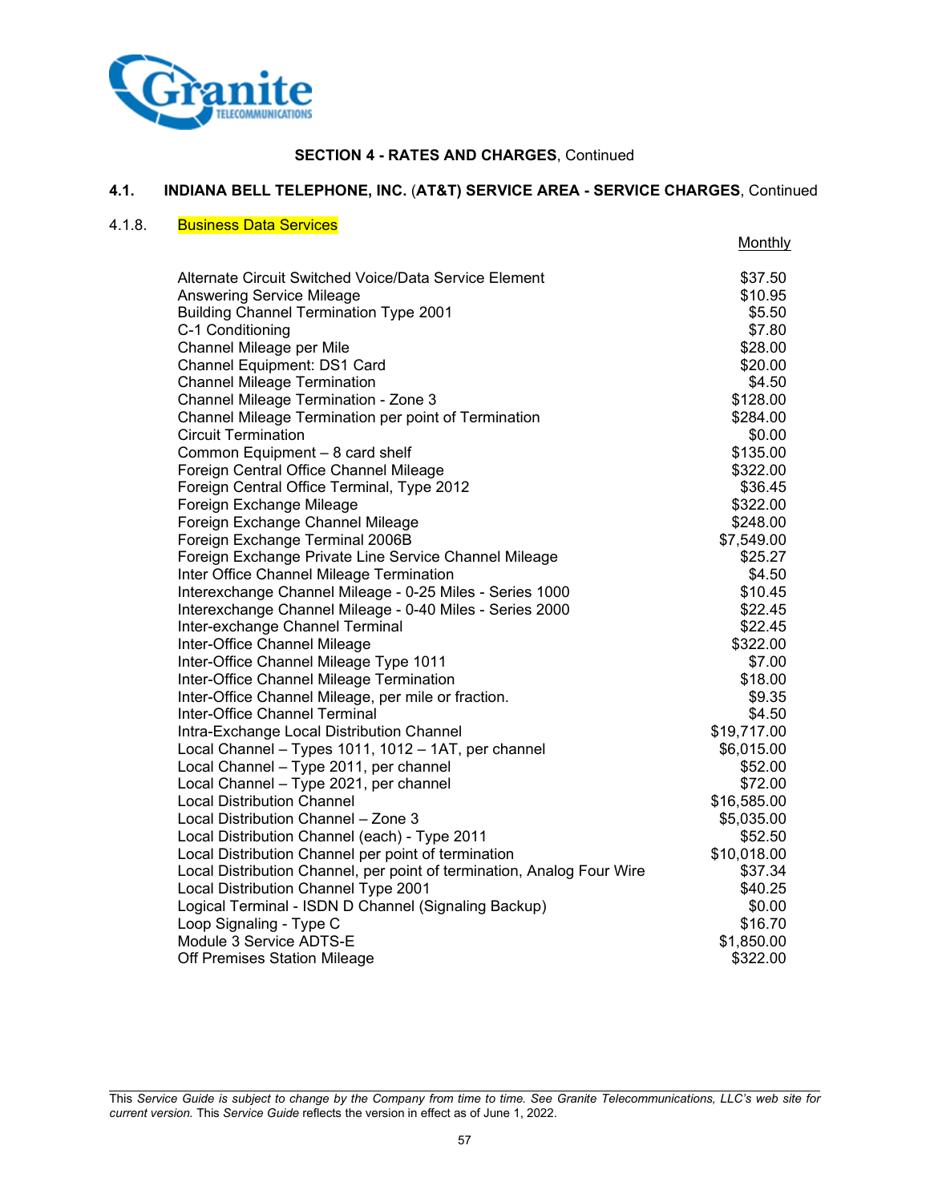**SECTION 4 - RATES AND CHARGES**, Continued

## 4.1. INDIANA BELL TELEPHONE, INC. (AT&T) SERVICE AREA - SERVICE CHARGES, Continued

### 4.1.8. Business Data Services

| | Monthly |
|---|---|
| Alternate Circuit Switched Voice/Data Service Element | $37.50 |
| Answering Service Mileage | $10.95 |
| Building Channel Termination Type 2001 | $5.50 |
| C-1 Conditioning | $7.80 |
| Channel Mileage per Mile | $28.00 |
| Channel Equipment: DS1 Card | $20.00 |
| Channel Mileage Termination | $4.50 |
| Channel Mileage Termination - Zone 3 | $128.00 |
| Channel Mileage Termination per point of Termination | $284.00 |
| Circuit Termination | $0.00 |
| Common Equipment – 8 card shelf | $135.00 |
| Foreign Central Office Channel Mileage | $322.00 |
| Foreign Central Office Terminal, Type 2012 | $36.45 |
| Foreign Exchange Mileage | $322.00 |
| Foreign Exchange Channel Mileage | $248.00 |
| Foreign Exchange Terminal 2006B | $7,549.00 |
| Foreign Exchange Private Line Service Channel Mileage | $25.27 |
| Inter Office Channel Mileage Termination | $4.50 |
| Interexchange Channel Mileage - 0-25 Miles - Series 1000 | $10.45 |
| Interexchange Channel Mileage - 0-40 Miles - Series 2000 | $22.45 |
| Inter-exchange Channel Terminal | $22.45 |
| Inter-Office Channel Mileage | $322.00 |
| Inter-Office Channel Mileage Type 1011 | $7.00 |
| Inter-Office Channel Mileage Termination | $18.00 |
| Inter-Office Channel Mileage, per mile or fraction. | $9.35 |
| Inter-Office Channel Terminal | $4.50 |
| Intra-Exchange Local Distribution Channel | $19,717.00 |
| Local Channel – Types 1011, 1012 – 1AT, per channel | $6,015.00 |
| Local Channel – Type 2011, per channel | $52.00 |
| Local Channel – Type 2021, per channel | $72.00 |
| Local Distribution Channel | $16,585.00 |
| Local Distribution Channel – Zone 3 | $5,035.00 |
| Local Distribution Channel (each) - Type 2011 | $52.50 |
| Local Distribution Channel per point of termination | $10,018.00 |
| Local Distribution Channel, per point of termination, Analog Four Wire | $37.34 |
| Local Distribution Channel Type 2001 | $40.25 |
| Logical Terminal - ISDN D Channel (Signaling Backup) | $0.00 |
| Loop Signaling - Type C | $16.70 |
| Module 3 Service ADTS-E | $1,850.00 |
| Off Premises Station Mileage | $322.00 |

This *Service Guide is subject to change by the Company from time to time. See Granite Telecommunications, LLC's web site for current version.* This *Service Guide* reflects the version in effect as of June 1, 2022.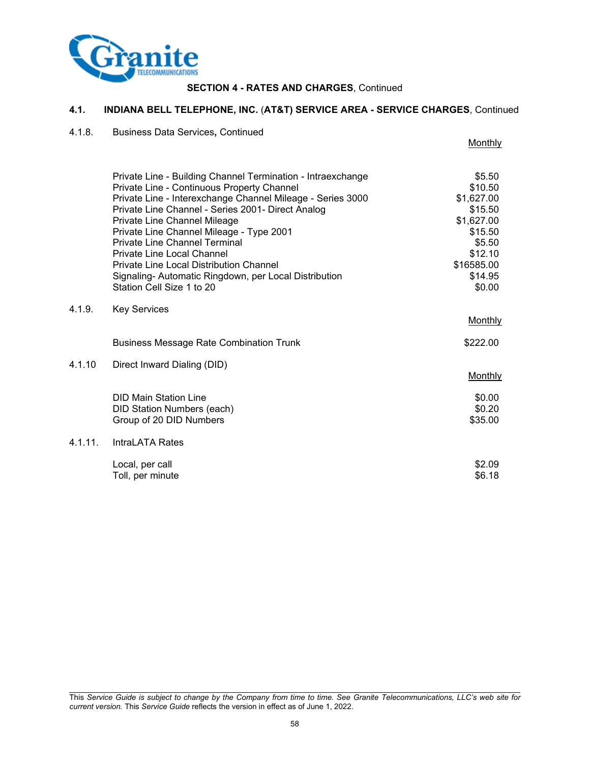**SECTION 4 - RATES AND CHARGES**, Continued

## 4.1. INDIANA BELL TELEPHONE, INC. (AT&T) SERVICE AREA - SERVICE CHARGES, Continued

### 4.1.8. Business Data Services, Continued

| | Monthly |
|---|---|
| Private Line - Building Channel Termination - Intraexchange | $5.50 |
| Private Line - Continuous Property Channel | $10.50 |
| Private Line - Interexchange Channel Mileage - Series 3000 | $1,627.00 |
| Private Line Channel - Series 2001- Direct Analog | $15.50 |
| Private Line Channel Mileage | $1,627.00 |
| Private Line Channel Mileage - Type 2001 | $15.50 |
| Private Line Channel Terminal | $5.50 |
| Private Line Local Channel | $12.10 |
| Private Line Local Distribution Channel | $16585.00 |
| Signaling- Automatic Ringdown, per Local Distribution | $14.95 |
| Station Cell Size 1 to 20 | $0.00 |

### 4.1.9. Key Services

| | Monthly |
|---|---|
| Business Message Rate Combination Trunk | $222.00 |

### 4.1.10 Direct Inward Dialing (DID)

| | Monthly |
|---|---|
| DID Main Station Line | $0.00 |
| DID Station Numbers (each) | $0.20 |
| Group of 20 DID Numbers | $35.00 |

### 4.1.11. IntraLATA Rates

| | |
|---|---|
| Local, per call | $2.09 |
| Toll, per minute | $6.18 |

This *Service Guide is subject to change by the Company from time to time. See Granite Telecommunications, LLC's web site for current version.* This *Service Guide* reflects the version in effect as of June 1, 2022.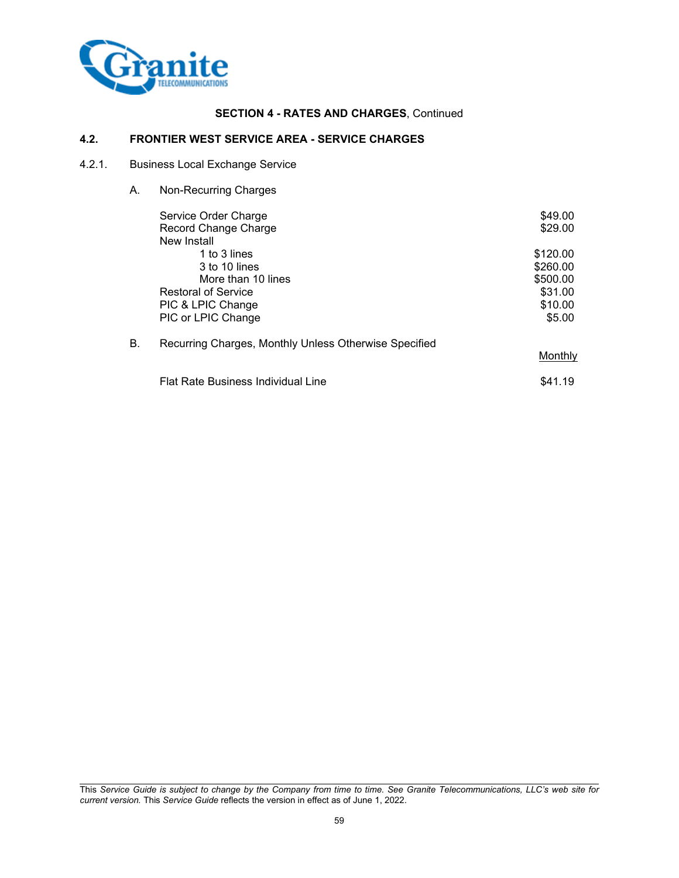**SECTION 4 - RATES AND CHARGES**, Continued

## 4.2. FRONTIER WEST SERVICE AREA - SERVICE CHARGES

### 4.2.1. Business Local Exchange Service

A. Non-Recurring Charges

| | |
|---|---|
| Service Order Charge | $49.00 |
| Record Change Charge | $29.00 |
| New Install | |
| 1 to 3 lines | $120.00 |
| 3 to 10 lines | $260.00 |
| More than 10 lines | $500.00 |
| Restoral of Service | $31.00 |
| PIC & LPIC Change | $10.00 |
| PIC or LPIC Change | $5.00 |

B. Recurring Charges, Monthly Unless Otherwise Specified

| | Monthly |
|---|---|
| Flat Rate Business Individual Line | $41.19 |

This *Service Guide is subject to change by the Company from time to time. See Granite Telecommunications, LLC's web site for current version.* This *Service Guide* reflects the version in effect as of June 1, 2022.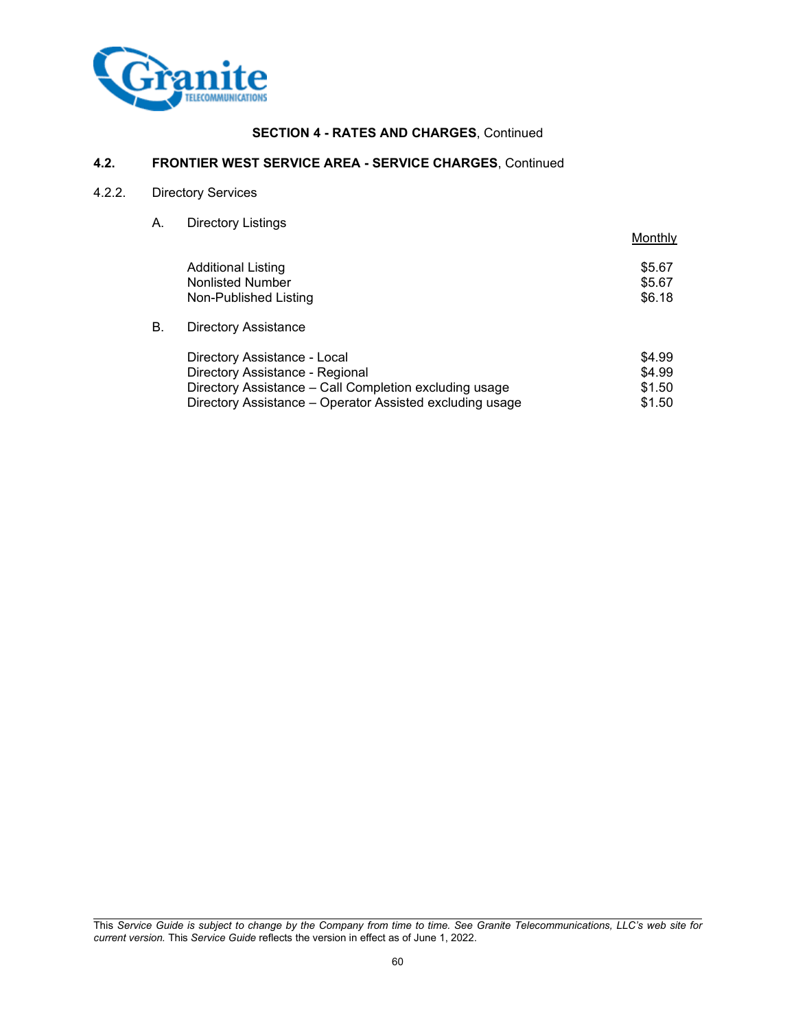**SECTION 4 - RATES AND CHARGES**, Continued

## 4.2. FRONTIER WEST SERVICE AREA - SERVICE CHARGES, Continued

### 4.2.2. Directory Services

A. Directory Listings

| | Monthly |
|---|---|
| Additional Listing | $5.67 |
| Nonlisted Number | $5.67 |
| Non-Published Listing | $6.18 |

B. Directory Assistance

| | |
|---|---|
| Directory Assistance - Local | $4.99 |
| Directory Assistance - Regional | $4.99 |
| Directory Assistance – Call Completion excluding usage | $1.50 |
| Directory Assistance – Operator Assisted excluding usage | $1.50 |

This *Service Guide is subject to change by the Company from time to time. See Granite Telecommunications, LLC's web site for current version.* This *Service Guide* reflects the version in effect as of June 1, 2022.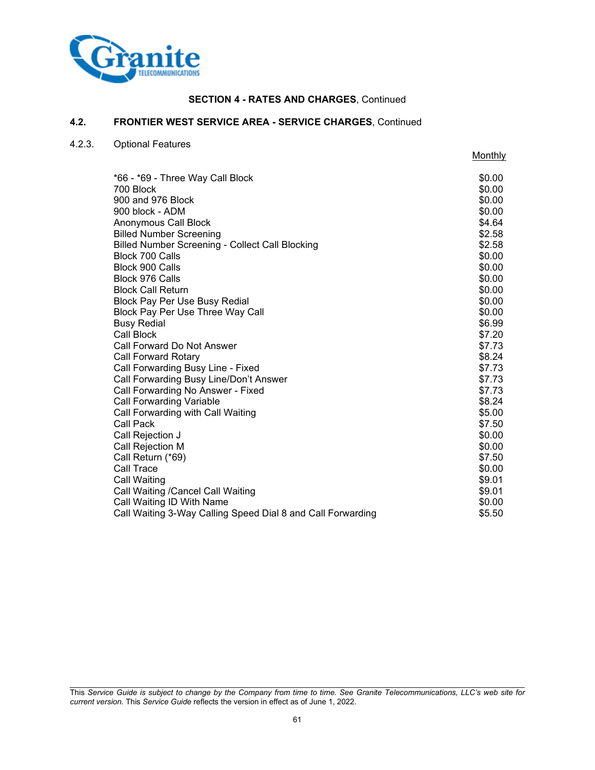**SECTION 4 - RATES AND CHARGES**, Continued

## 4.2. FRONTIER WEST SERVICE AREA - SERVICE CHARGES, Continued

### 4.2.3. Optional Features

| | Monthly |
|---|---|
| *66 - *69 - Three Way Call Block | $0.00 |
| 700 Block | $0.00 |
| 900 and 976 Block | $0.00 |
| 900 block - ADM | $0.00 |
| Anonymous Call Block | $4.64 |
| Billed Number Screening | $2.58 |
| Billed Number Screening - Collect Call Blocking | $2.58 |
| Block 700 Calls | $0.00 |
| Block 900 Calls | $0.00 |
| Block 976 Calls | $0.00 |
| Block Call Return | $0.00 |
| Block Pay Per Use Busy Redial | $0.00 |
| Block Pay Per Use Three Way Call | $0.00 |
| Busy Redial | $6.99 |
| Call Block | $7.20 |
| Call Forward Do Not Answer | $7.73 |
| Call Forward Rotary | $8.24 |
| Call Forwarding Busy Line - Fixed | $7.73 |
| Call Forwarding Busy Line/Don't Answer | $7.73 |
| Call Forwarding No Answer - Fixed | $7.73 |
| Call Forwarding Variable | $8.24 |
| Call Forwarding with Call Waiting | $5.00 |
| Call Pack | $7.50 |
| Call Rejection J | $0.00 |
| Call Rejection M | $0.00 |
| Call Return (*69) | $7.50 |
| Call Trace | $0.00 |
| Call Waiting | $9.01 |
| Call Waiting /Cancel Call Waiting | $9.01 |
| Call Waiting ID With Name | $0.00 |
| Call Waiting 3-Way Calling Speed Dial 8 and Call Forwarding | $5.50 |

This *Service Guide is subject to change by the Company from time to time. See Granite Telecommunications, LLC's web site for current version.* This *Service Guide* reflects the version in effect as of June 1, 2022.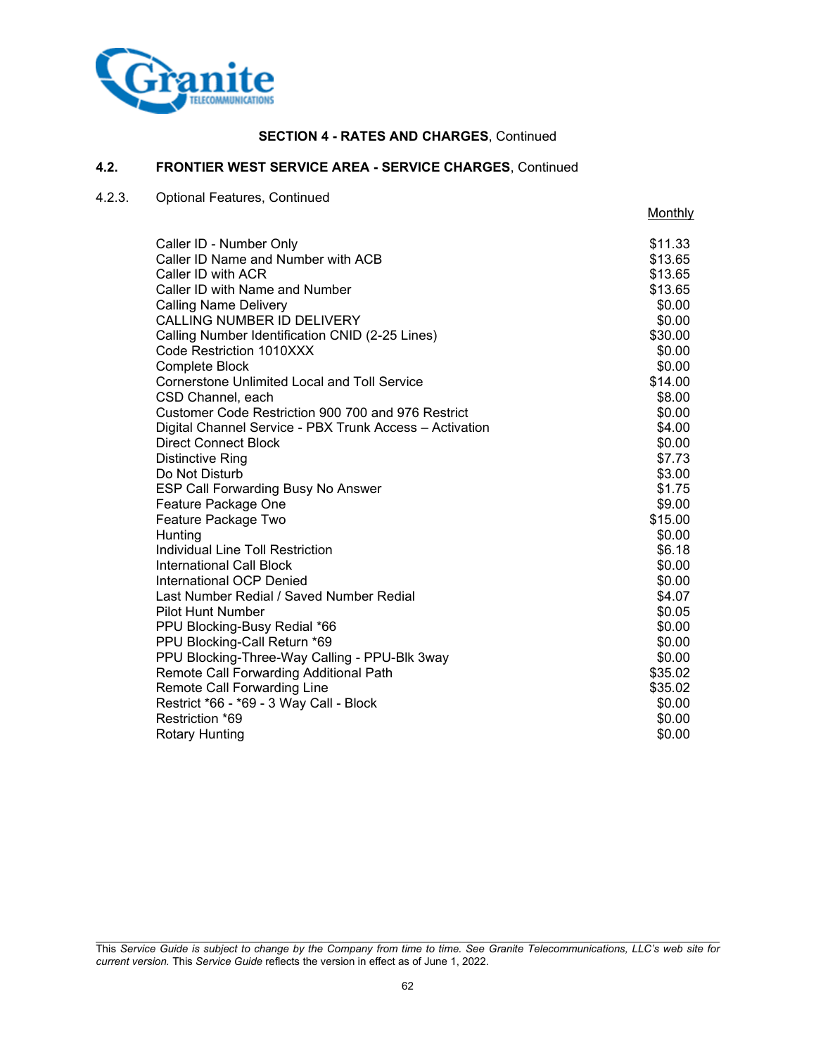**SECTION 4 - RATES AND CHARGES**, Continued

## 4.2. FRONTIER WEST SERVICE AREA - SERVICE CHARGES, Continued

### 4.2.3. Optional Features, Continued

| | Monthly |
|---|---|
| Caller ID - Number Only | $11.33 |
| Caller ID Name and Number with ACB | $13.65 |
| Caller ID with ACR | $13.65 |
| Caller ID with Name and Number | $13.65 |
| Calling Name Delivery | $0.00 |
| CALLING NUMBER ID DELIVERY | $0.00 |
| Calling Number Identification CNID (2-25 Lines) | $30.00 |
| Code Restriction 1010XXX | $0.00 |
| Complete Block | $0.00 |
| Cornerstone Unlimited Local and Toll Service | $14.00 |
| CSD Channel, each | $8.00 |
| Customer Code Restriction 900 700 and 976 Restrict | $0.00 |
| Digital Channel Service - PBX Trunk Access – Activation | $4.00 |
| Direct Connect Block | $0.00 |
| Distinctive Ring | $7.73 |
| Do Not Disturb | $3.00 |
| ESP Call Forwarding Busy No Answer | $1.75 |
| Feature Package One | $9.00 |
| Feature Package Two | $15.00 |
| Hunting | $0.00 |
| Individual Line Toll Restriction | $6.18 |
| International Call Block | $0.00 |
| International OCP Denied | $0.00 |
| Last Number Redial / Saved Number Redial | $4.07 |
| Pilot Hunt Number | $0.05 |
| PPU Blocking-Busy Redial *66 | $0.00 |
| PPU Blocking-Call Return *69 | $0.00 |
| PPU Blocking-Three-Way Calling - PPU-Blk 3way | $0.00 |
| Remote Call Forwarding Additional Path | $35.02 |
| Remote Call Forwarding Line | $35.02 |
| Restrict *66 - *69 - 3 Way Call - Block | $0.00 |
| Restriction *69 | $0.00 |
| Rotary Hunting | $0.00 |

This *Service Guide is subject to change by the Company from time to time. See Granite Telecommunications, LLC's web site for current version.* This *Service Guide* reflects the version in effect as of June 1, 2022.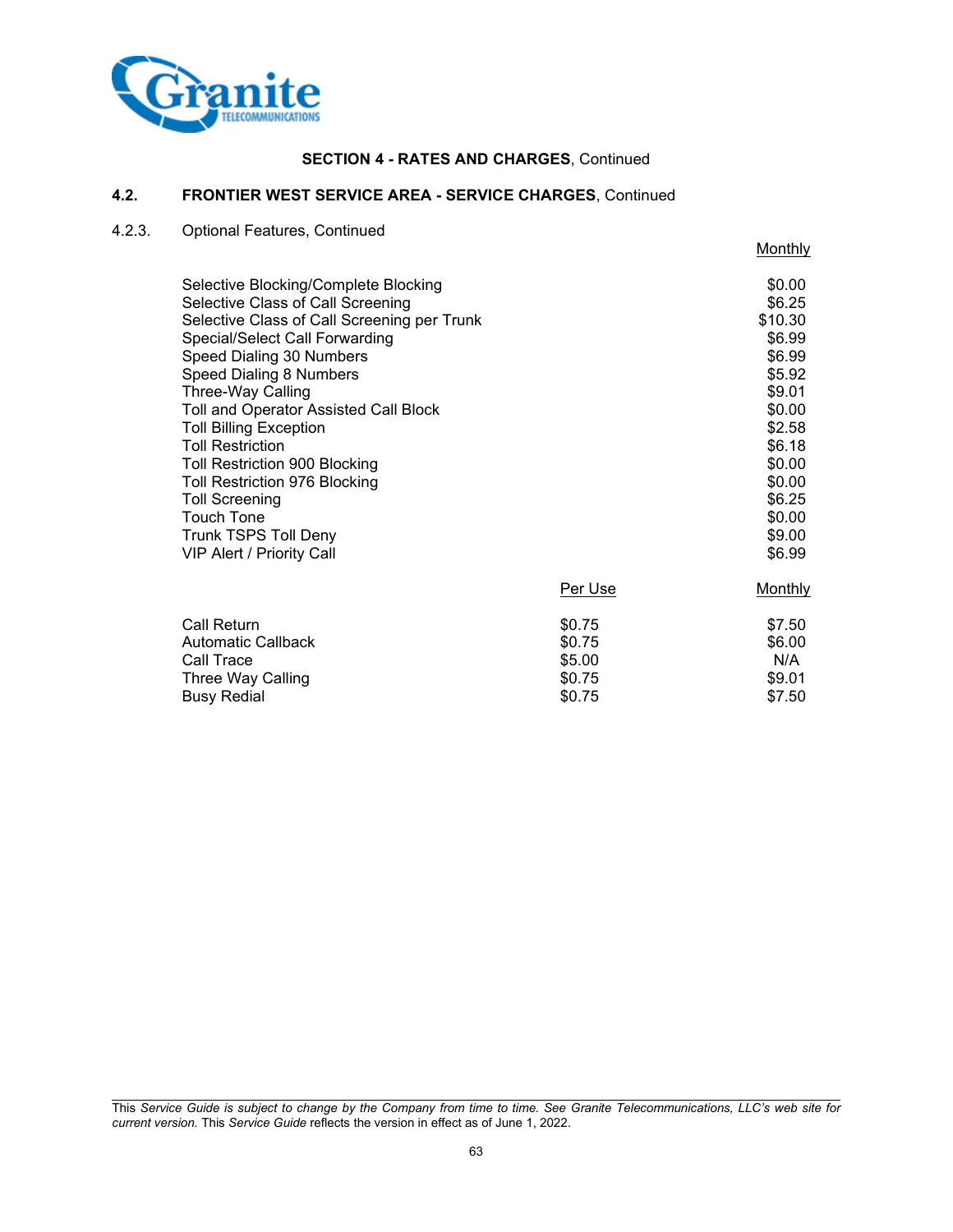## SECTION 4 - RATES AND CHARGES, Continued

### 4.2. FRONTIER WEST SERVICE AREA - SERVICE CHARGES, Continued

4.2.3. Optional Features, Continued

| | Monthly |
|---|---|
| Selective Blocking/Complete Blocking | $0.00 |
| Selective Class of Call Screening | $6.25 |
| Selective Class of Call Screening per Trunk | $10.30 |
| Special/Select Call Forwarding | $6.99 |
| Speed Dialing 30 Numbers | $6.99 |
| Speed Dialing 8 Numbers | $5.92 |
| Three-Way Calling | $9.01 |
| Toll and Operator Assisted Call Block | $0.00 |
| Toll Billing Exception | $2.58 |
| Toll Restriction | $6.18 |
| Toll Restriction 900 Blocking | $0.00 |
| Toll Restriction 976 Blocking | $0.00 |
| Toll Screening | $6.25 |
| Touch Tone | $0.00 |
| Trunk TSPS Toll Deny | $9.00 |
| VIP Alert / Priority Call | $6.99 |

| | Per Use | Monthly |
|---|---|---|
| Call Return | $0.75 | $7.50 |
| Automatic Callback | $0.75 | $6.00 |
| Call Trace | $5.00 | N/A |
| Three Way Calling | $0.75 | $9.01 |
| Busy Redial | $0.75 | $7.50 |

This *Service Guide is subject to change by the Company from time to time. See Granite Telecommunications, LLC's web site for current version.* This *Service Guide* reflects the version in effect as of June 1, 2022.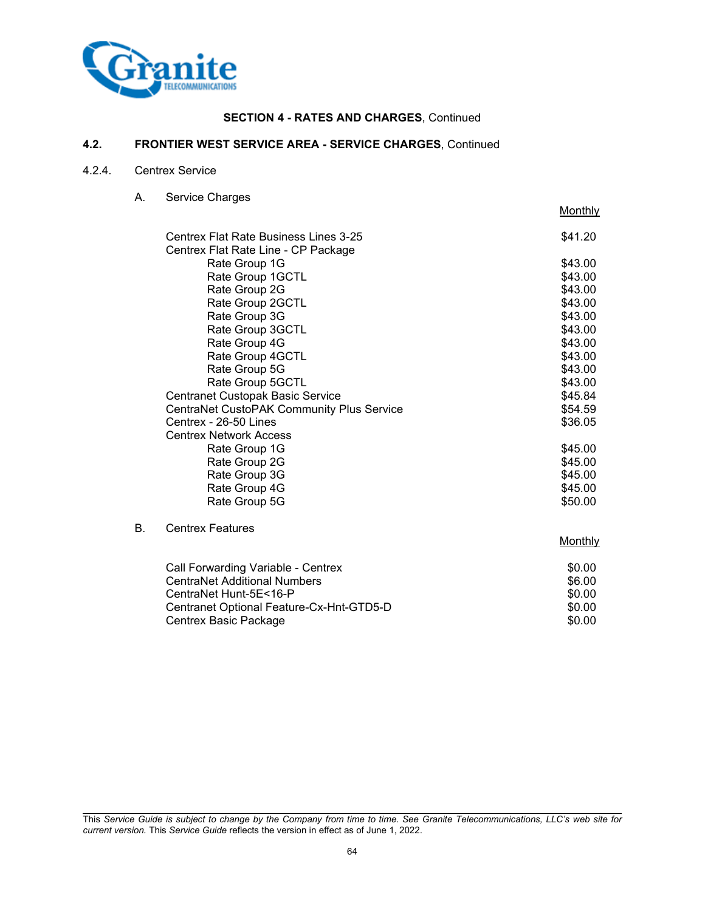**SECTION 4 - RATES AND CHARGES**, Continued

## 4.2. FRONTIER WEST SERVICE AREA - SERVICE CHARGES, Continued

### 4.2.4. Centrex Service

A. Service Charges

| | Monthly |
|---|---|
| Centrex Flat Rate Business Lines 3-25 | $41.20 |
| Centrex Flat Rate Line - CP Package | |
| Rate Group 1G | $43.00 |
| Rate Group 1GCTL | $43.00 |
| Rate Group 2G | $43.00 |
| Rate Group 2GCTL | $43.00 |
| Rate Group 3G | $43.00 |
| Rate Group 3GCTL | $43.00 |
| Rate Group 4G | $43.00 |
| Rate Group 4GCTL | $43.00 |
| Rate Group 5G | $43.00 |
| Rate Group 5GCTL | $43.00 |
| Centranet Custopak Basic Service | $45.84 |
| CentraNet CustoPAK Community Plus Service | $54.59 |
| Centrex - 26-50 Lines | $36.05 |
| Centrex Network Access | |
| Rate Group 1G | $45.00 |
| Rate Group 2G | $45.00 |
| Rate Group 3G | $45.00 |
| Rate Group 4G | $45.00 |
| Rate Group 5G | $50.00 |

B. Centrex Features

| | Monthly |
|---|---|
| Call Forwarding Variable - Centrex | $0.00 |
| CentraNet Additional Numbers | $6.00 |
| CentraNet Hunt-5E<16-P | $0.00 |
| Centranet Optional Feature-Cx-Hnt-GTD5-D | $0.00 |
| Centrex Basic Package | $0.00 |

This *Service Guide is subject to change by the Company from time to time. See Granite Telecommunications, LLC's web site for current version.* This *Service Guide* reflects the version in effect as of June 1, 2022.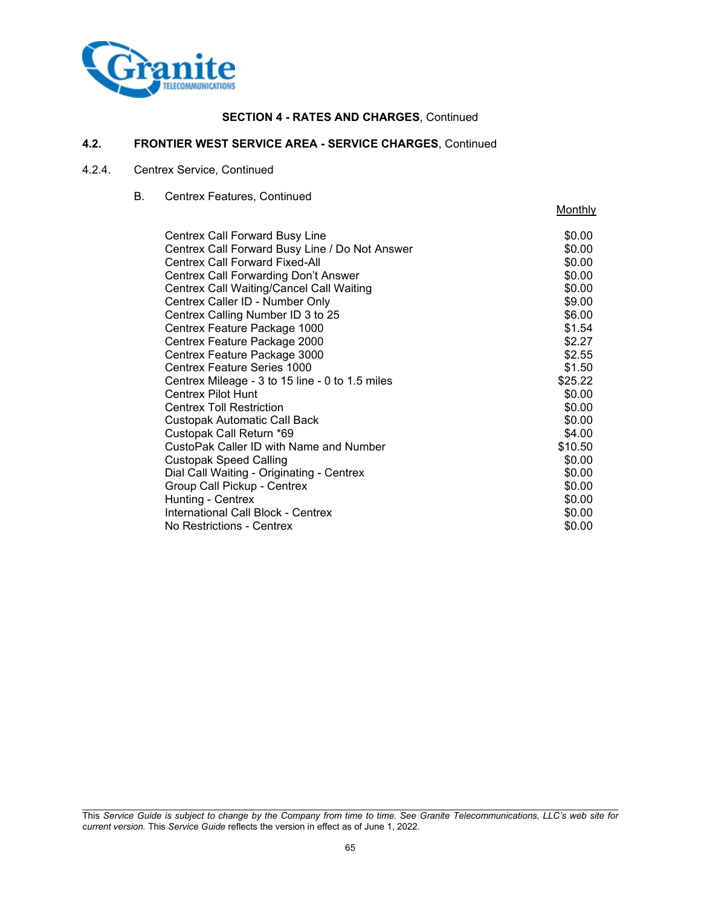**SECTION 4 - RATES AND CHARGES**, Continued

**4.2. FRONTIER WEST SERVICE AREA - SERVICE CHARGES**, Continued

4.2.4. Centrex Service, Continued

B. Centrex Features, Continued

| | Monthly |
|---|---|
| Centrex Call Forward Busy Line | $0.00 |
| Centrex Call Forward Busy Line / Do Not Answer | $0.00 |
| Centrex Call Forward Fixed-All | $0.00 |
| Centrex Call Forwarding Don't Answer | $0.00 |
| Centrex Call Waiting/Cancel Call Waiting | $0.00 |
| Centrex Caller ID - Number Only | $9.00 |
| Centrex Calling Number ID 3 to 25 | $6.00 |
| Centrex Feature Package 1000 | $1.54 |
| Centrex Feature Package 2000 | $2.27 |
| Centrex Feature Package 3000 | $2.55 |
| Centrex Feature Series 1000 | $1.50 |
| Centrex Mileage - 3 to 15 line - 0 to 1.5 miles | $25.22 |
| Centrex Pilot Hunt | $0.00 |
| Centrex Toll Restriction | $0.00 |
| Custopak Automatic Call Back | $0.00 |
| Custopak Call Return *69 | $4.00 |
| CustoPak Caller ID with Name and Number | $10.50 |
| Custopak Speed Calling | $0.00 |
| Dial Call Waiting - Originating - Centrex | $0.00 |
| Group Call Pickup - Centrex | $0.00 |
| Hunting - Centrex | $0.00 |
| International Call Block - Centrex | $0.00 |
| No Restrictions - Centrex | $0.00 |

This *Service Guide is subject to change by the Company from time to time. See Granite Telecommunications, LLC's web site for current version.* This *Service Guide* reflects the version in effect as of June 1, 2022.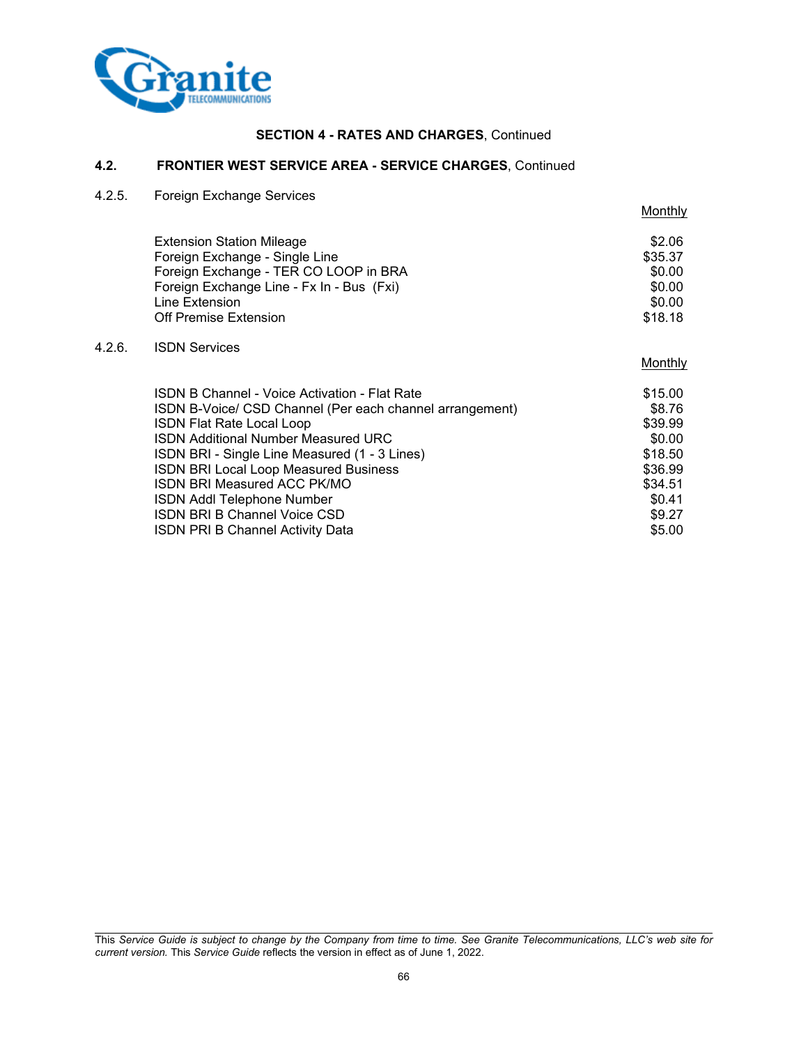**SECTION 4 - RATES AND CHARGES**, Continued

## 4.2. FRONTIER WEST SERVICE AREA - SERVICE CHARGES, Continued

### 4.2.5. Foreign Exchange Services

| | Monthly |
|---|---|
| Extension Station Mileage | $2.06 |
| Foreign Exchange - Single Line | $35.37 |
| Foreign Exchange - TER CO LOOP in BRA | $0.00 |
| Foreign Exchange Line - Fx In - Bus (Fxi) | $0.00 |
| Line Extension | $0.00 |
| Off Premise Extension | $18.18 |

### 4.2.6. ISDN Services

| | Monthly |
|---|---|
| ISDN B Channel - Voice Activation - Flat Rate | $15.00 |
| ISDN B-Voice/ CSD Channel (Per each channel arrangement) | $8.76 |
| ISDN Flat Rate Local Loop | $39.99 |
| ISDN Additional Number Measured URC | $0.00 |
| ISDN BRI - Single Line Measured (1 - 3 Lines) | $18.50 |
| ISDN BRI Local Loop Measured Business | $36.99 |
| ISDN BRI Measured ACC PK/MO | $34.51 |
| ISDN Addl Telephone Number | $0.41 |
| ISDN BRI B Channel Voice CSD | $9.27 |
| ISDN PRI B Channel Activity Data | $5.00 |

This *Service Guide is subject to change by the Company from time to time. See Granite Telecommunications, LLC's web site for current version.* This *Service Guide* reflects the version in effect as of June 1, 2022.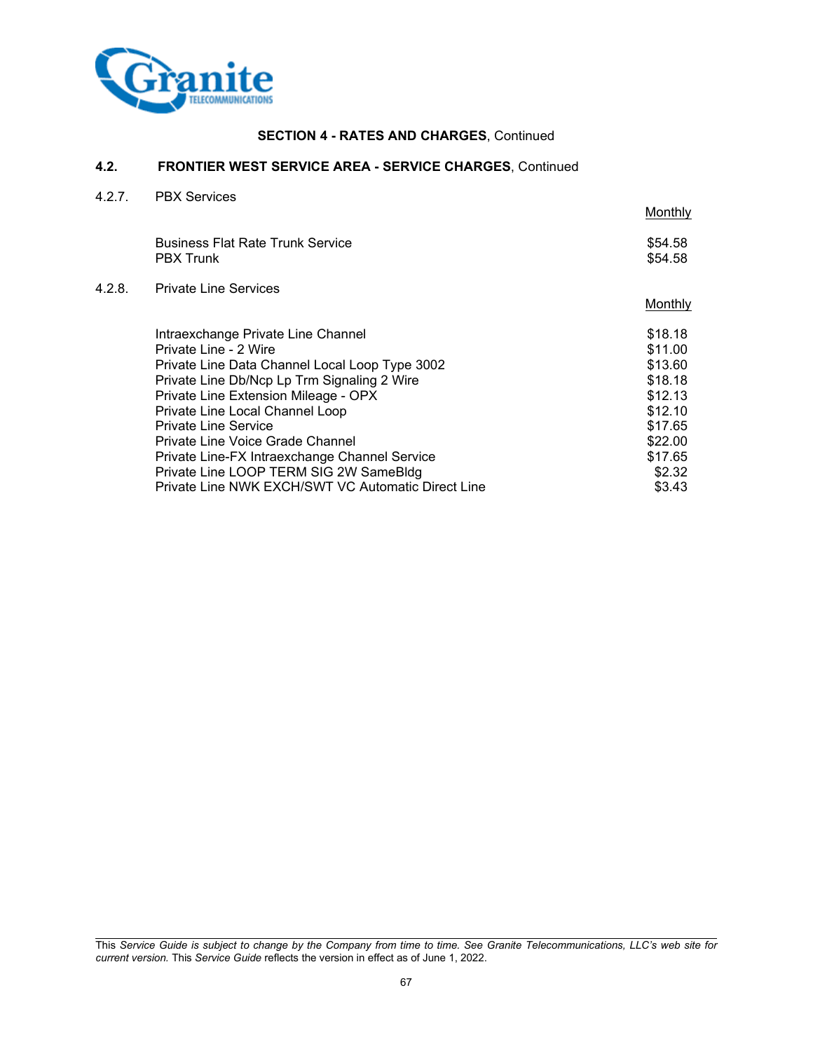**SECTION 4 - RATES AND CHARGES**, Continued

**4.2. FRONTIER WEST SERVICE AREA - SERVICE CHARGES**, Continued

4.2.7. PBX Services

| | Monthly |
|---|---|
| Business Flat Rate Trunk Service | $54.58 |
| PBX Trunk | $54.58 |

4.2.8. Private Line Services

| | Monthly |
|---|---|
| Intraexchange Private Line Channel | $18.18 |
| Private Line - 2 Wire | $11.00 |
| Private Line Data Channel Local Loop Type 3002 | $13.60 |
| Private Line Db/Ncp Lp Trm Signaling 2 Wire | $18.18 |
| Private Line Extension Mileage - OPX | $12.13 |
| Private Line Local Channel Loop | $12.10 |
| Private Line Service | $17.65 |
| Private Line Voice Grade Channel | $22.00 |
| Private Line-FX Intraexchange Channel Service | $17.65 |
| Private Line LOOP TERM SIG 2W SameBldg | $2.32 |
| Private Line NWK EXCH/SWT VC Automatic Direct Line | $3.43 |

This *Service Guide is subject to change by the Company from time to time. See Granite Telecommunications, LLC's web site for current version.* This *Service Guide* reflects the version in effect as of June 1, 2022.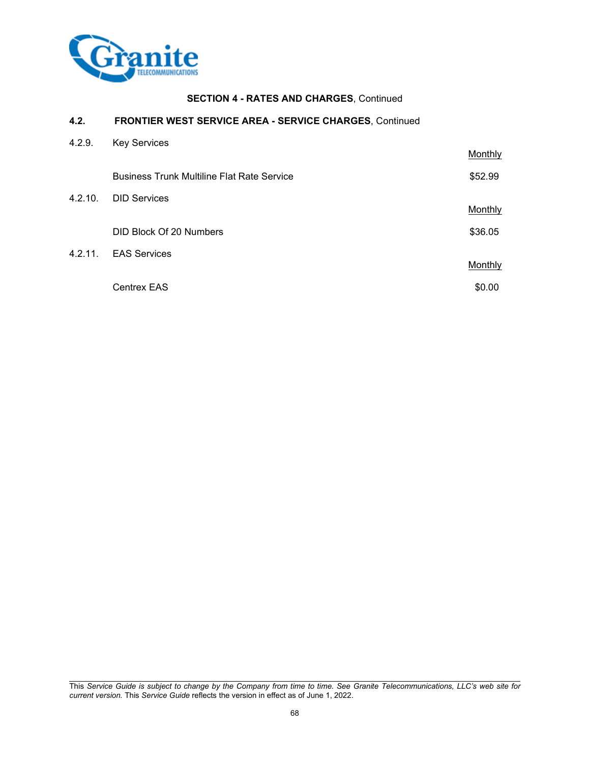**SECTION 4 - RATES AND CHARGES**, Continued

**4.2. FRONTIER WEST SERVICE AREA - SERVICE CHARGES**, Continued

4.2.9. Key Services

| | Monthly |
|---|---|
| Business Trunk Multiline Flat Rate Service | $52.99 |

4.2.10. DID Services

| | Monthly |
|---|---|
| DID Block Of 20 Numbers | $36.05 |

4.2.11. EAS Services

| | Monthly |
|---|---|
| Centrex EAS | $0.00 |

This *Service Guide is subject to change by the Company from time to time. See Granite Telecommunications, LLC's web site for current version.* This *Service Guide* reflects the version in effect as of June 1, 2022.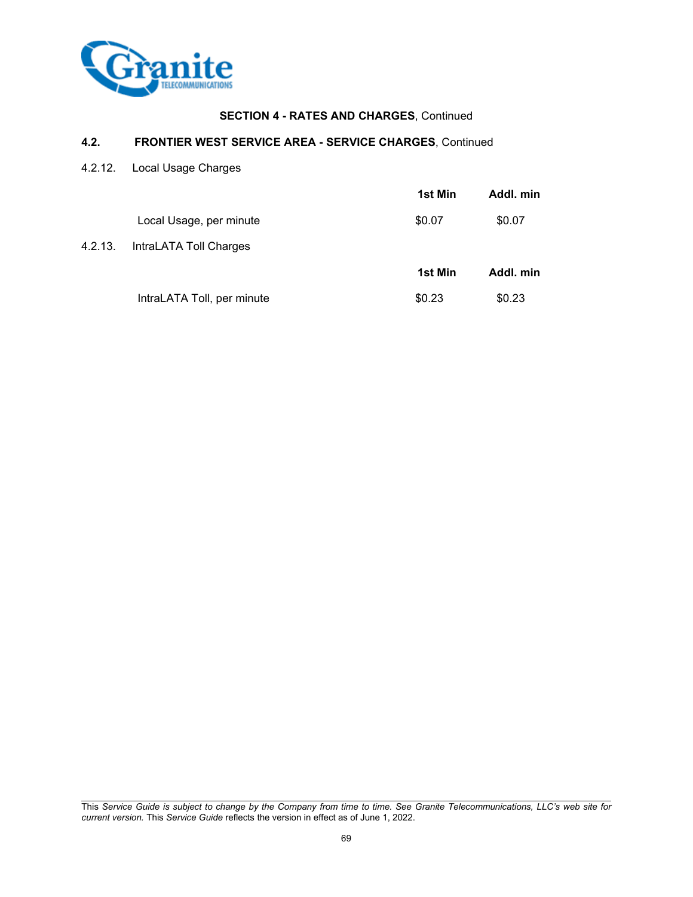**SECTION 4 - RATES AND CHARGES**, Continued

**4.2. FRONTIER WEST SERVICE AREA - SERVICE CHARGES**, Continued

4.2.12. Local Usage Charges

| | **1st Min** | **Addl. min** |
|---|---|---|
| Local Usage, per minute | $0.07 | $0.07 |

4.2.13. IntraLATA Toll Charges

| | **1st Min** | **Addl. min** |
|---|---|---|
| IntraLATA Toll, per minute | $0.23 | $0.23 |

This *Service Guide is subject to change by the Company from time to time. See Granite Telecommunications, LLC's web site for current version.* This *Service Guide* reflects the version in effect as of June 1, 2022.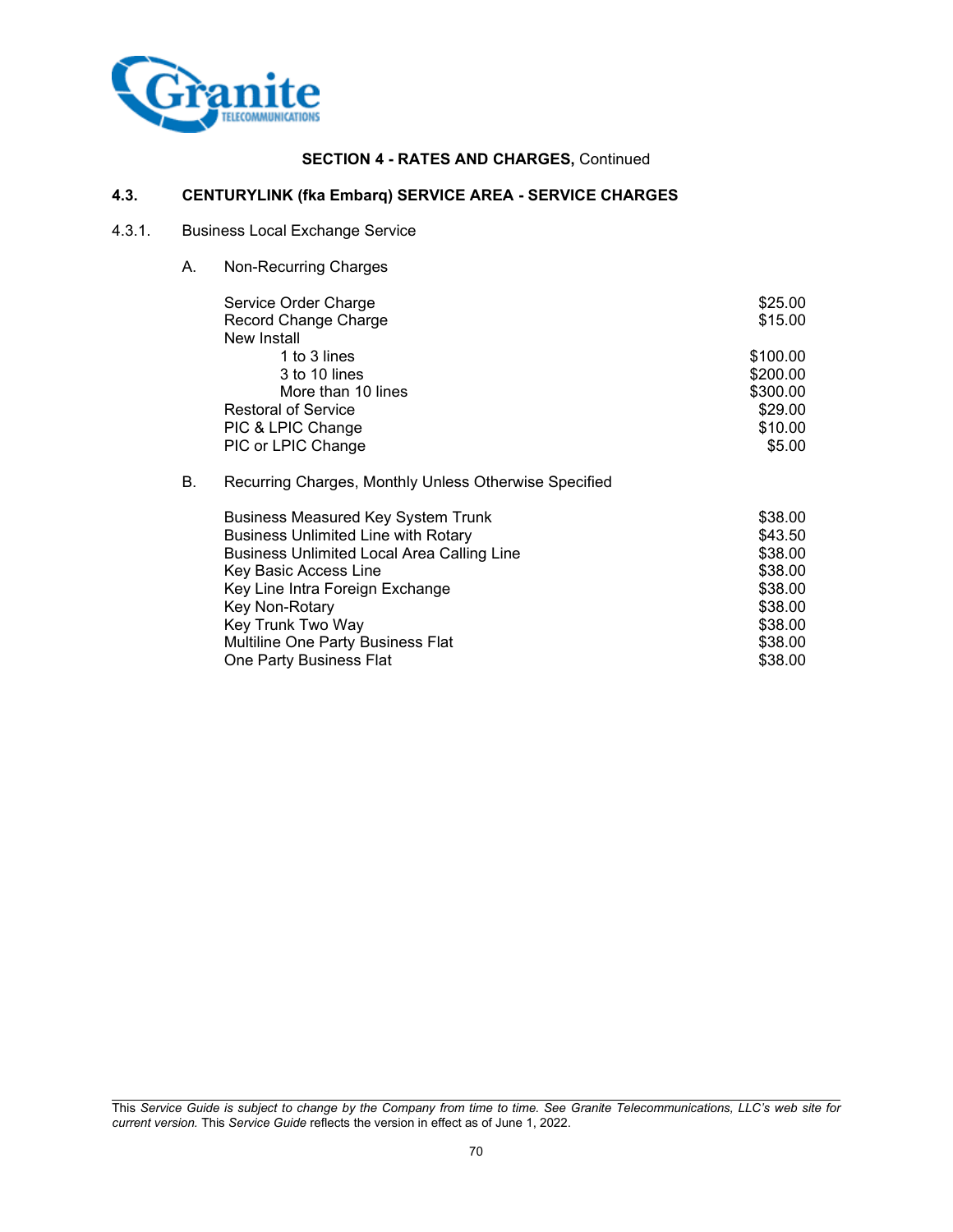**SECTION 4 - RATES AND CHARGES,** Continued

## 4.3. CENTURYLINK (fka Embarq) SERVICE AREA - SERVICE CHARGES

### 4.3.1. Business Local Exchange Service

A. Non-Recurring Charges

| Charge | Rate |
|---|---|
| Service Order Charge | $25.00 |
| Record Change Charge | $15.00 |
| New Install | |
| 1 to 3 lines | $100.00 |
| 3 to 10 lines | $200.00 |
| More than 10 lines | $300.00 |
| Restoral of Service | $29.00 |
| PIC & LPIC Change | $10.00 |
| PIC or LPIC Change | $5.00 |

B. Recurring Charges, Monthly Unless Otherwise Specified

| Charge | Rate |
|---|---|
| Business Measured Key System Trunk | $38.00 |
| Business Unlimited Line with Rotary | $43.50 |
| Business Unlimited Local Area Calling Line | $38.00 |
| Key Basic Access Line | $38.00 |
| Key Line Intra Foreign Exchange | $38.00 |
| Key Non-Rotary | $38.00 |
| Key Trunk Two Way | $38.00 |
| Multiline One Party Business Flat | $38.00 |
| One Party Business Flat | $38.00 |

This *Service Guide is subject to change by the Company from time to time. See Granite Telecommunications, LLC's web site for current version.* This *Service Guide* reflects the version in effect as of June 1, 2022.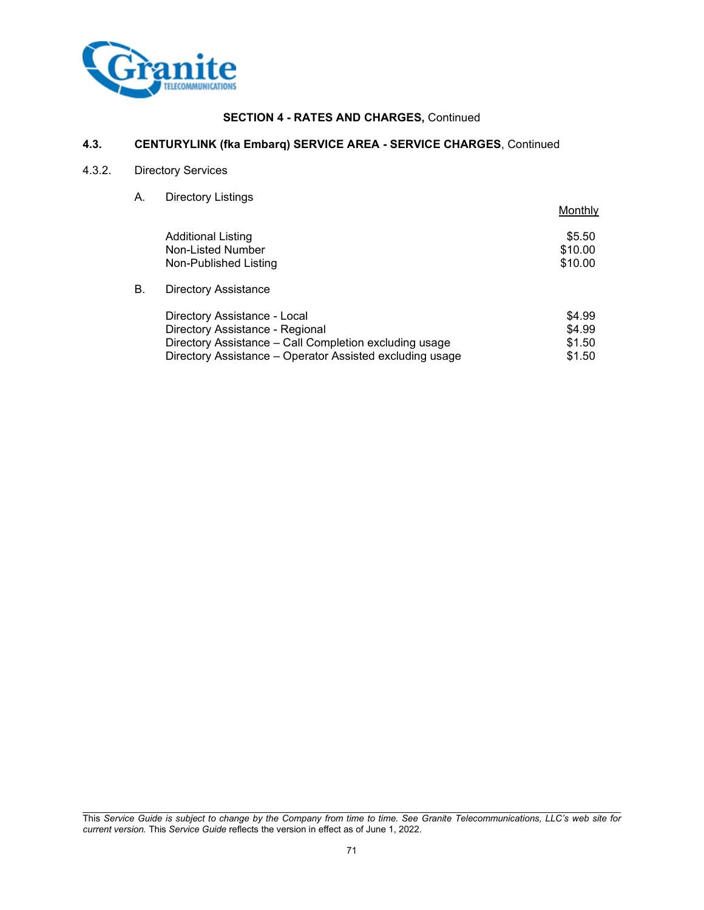## SECTION 4 - RATES AND CHARGES, Continued

### 4.3. CENTURYLINK (fka Embarq) SERVICE AREA - SERVICE CHARGES, Continued

4.3.2. Directory Services

A. Directory Listings

| | Monthly |
|---|---|
| Additional Listing | $5.50 |
| Non-Listed Number | $10.00 |
| Non-Published Listing | $10.00 |

B. Directory Assistance

| | |
|---|---|
| Directory Assistance - Local | $4.99 |
| Directory Assistance - Regional | $4.99 |
| Directory Assistance – Call Completion excluding usage | $1.50 |
| Directory Assistance – Operator Assisted excluding usage | $1.50 |

This *Service Guide is subject to change by the Company from time to time. See Granite Telecommunications, LLC's web site for current version.* This *Service Guide* reflects the version in effect as of June 1, 2022.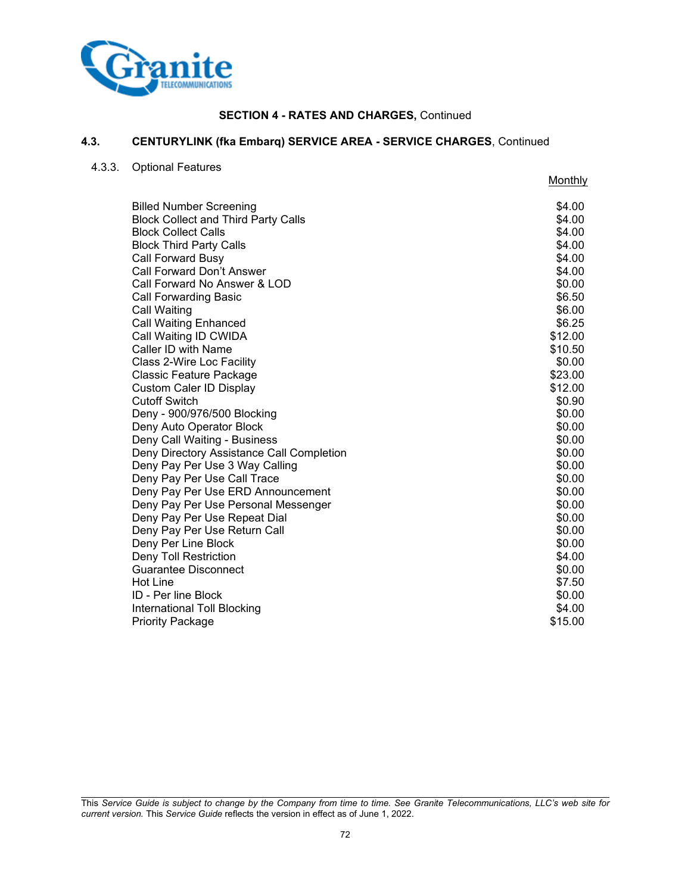**SECTION 4 - RATES AND CHARGES,** Continued

## 4.3. CENTURYLINK (fka Embarq) SERVICE AREA - SERVICE CHARGES, Continued

### 4.3.3. Optional Features

| | Monthly |
|---|---|
| Billed Number Screening | $4.00 |
| Block Collect and Third Party Calls | $4.00 |
| Block Collect Calls | $4.00 |
| Block Third Party Calls | $4.00 |
| Call Forward Busy | $4.00 |
| Call Forward Don’t Answer | $4.00 |
| Call Forward No Answer & LOD | $0.00 |
| Call Forwarding Basic | $6.50 |
| Call Waiting | $6.00 |
| Call Waiting Enhanced | $6.25 |
| Call Waiting ID CWIDA | $12.00 |
| Caller ID with Name | $10.50 |
| Class 2-Wire Loc Facility | $0.00 |
| Classic Feature Package | $23.00 |
| Custom Caler ID Display | $12.00 |
| Cutoff Switch | $0.90 |
| Deny - 900/976/500 Blocking | $0.00 |
| Deny Auto Operator Block | $0.00 |
| Deny Call Waiting - Business | $0.00 |
| Deny Directory Assistance Call Completion | $0.00 |
| Deny Pay Per Use 3 Way Calling | $0.00 |
| Deny Pay Per Use Call Trace | $0.00 |
| Deny Pay Per Use ERD Announcement | $0.00 |
| Deny Pay Per Use Personal Messenger | $0.00 |
| Deny Pay Per Use Repeat Dial | $0.00 |
| Deny Pay Per Use Return Call | $0.00 |
| Deny Per Line Block | $0.00 |
| Deny Toll Restriction | $4.00 |
| Guarantee Disconnect | $0.00 |
| Hot Line | $7.50 |
| ID - Per line Block | $0.00 |
| International Toll Blocking | $4.00 |
| Priority Package | $15.00 |

This *Service Guide is subject to change by the Company from time to time. See Granite Telecommunications, LLC’s web site for current version.* This *Service Guide* reflects the version in effect as of June 1, 2022.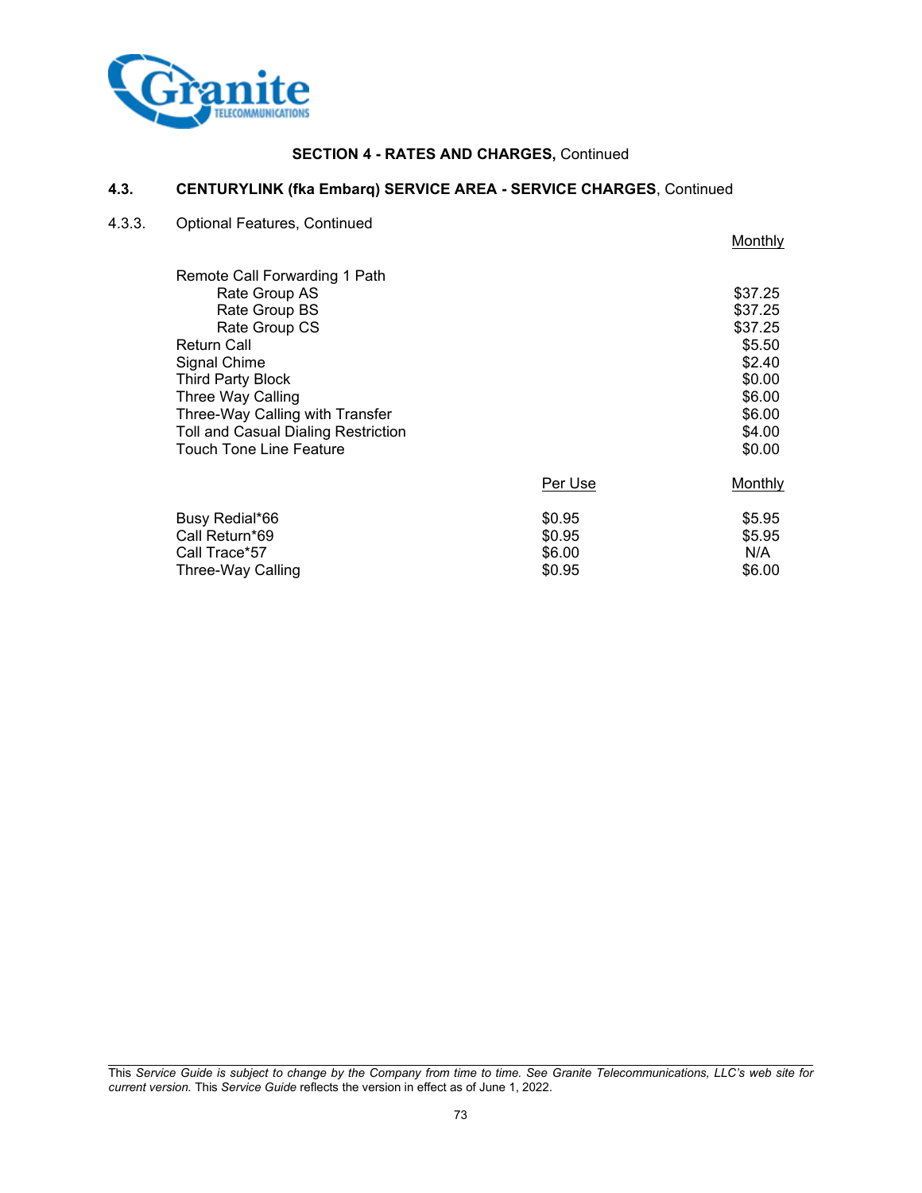**SECTION 4 - RATES AND CHARGES,** Continued

## 4.3. CENTURYLINK (fka Embarq) SERVICE AREA - SERVICE CHARGES, Continued

4.3.3. Optional Features, Continued

| | Monthly |
|---|---|
| Remote Call Forwarding 1 Path | |
| Rate Group AS | $37.25 |
| Rate Group BS | $37.25 |
| Rate Group CS | $37.25 |
| Return Call | $5.50 |
| Signal Chime | $2.40 |
| Third Party Block | $0.00 |
| Three Way Calling | $6.00 |
| Three-Way Calling with Transfer | $6.00 |
| Toll and Casual Dialing Restriction | $4.00 |
| Touch Tone Line Feature | $0.00 |

| | Per Use | Monthly |
|---|---|---|
| Busy Redial*66 | $0.95 | $5.95 |
| Call Return*69 | $0.95 | $5.95 |
| Call Trace*57 | $6.00 | N/A |
| Three-Way Calling | $0.95 | $6.00 |

This *Service Guide is subject to change by the Company from time to time. See Granite Telecommunications, LLC's web site for current version.* This *Service Guide* reflects the version in effect as of June 1, 2022.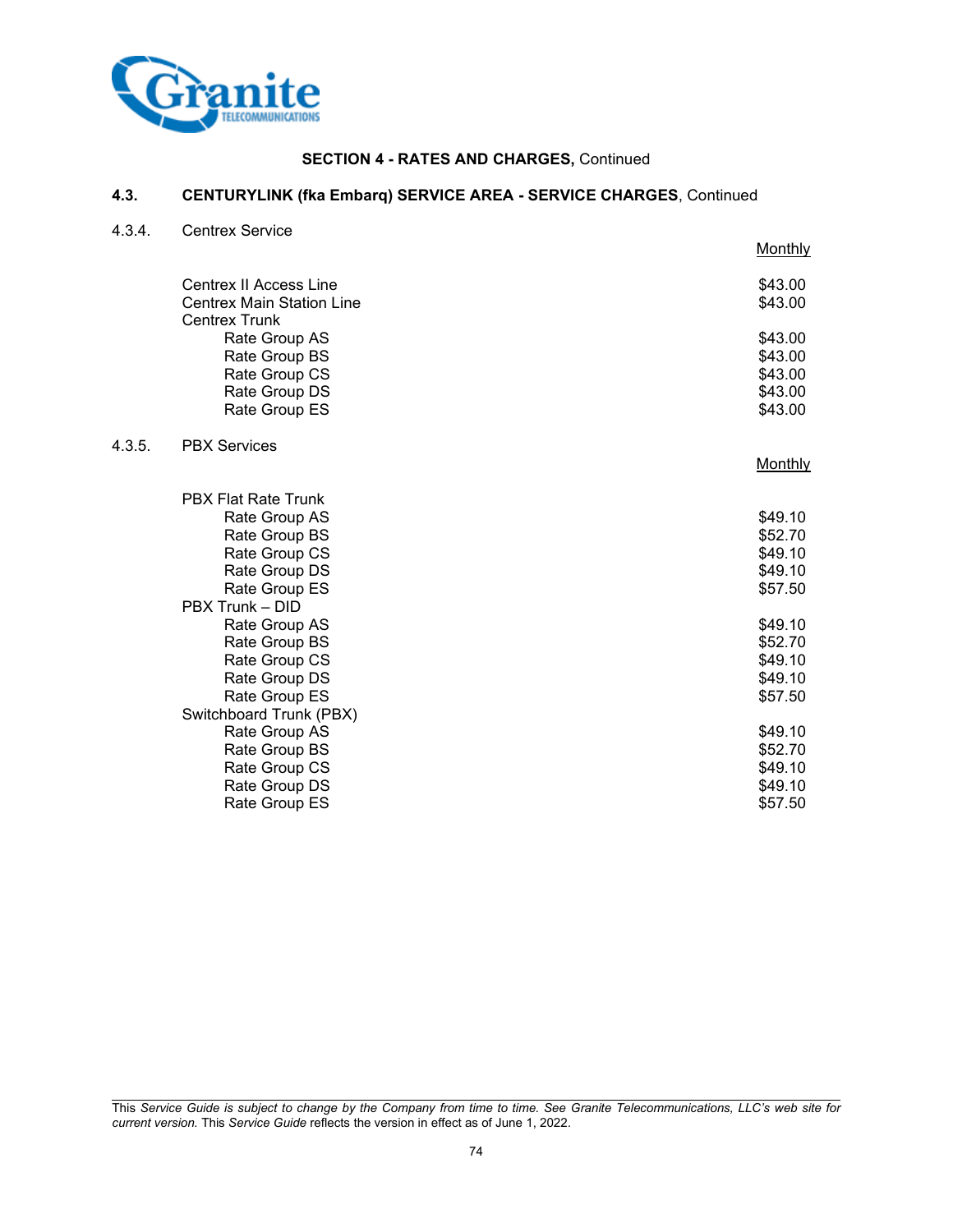**SECTION 4 - RATES AND CHARGES,** Continued

### 4.3. CENTURYLINK (fka Embarq) SERVICE AREA - SERVICE CHARGES, Continued

#### 4.3.4. Centrex Service

| | Monthly |
|---|---|
| Centrex II Access Line | $43.00 |
| Centrex Main Station Line | $43.00 |
| Centrex Trunk | |
| Rate Group AS | $43.00 |
| Rate Group BS | $43.00 |
| Rate Group CS | $43.00 |
| Rate Group DS | $43.00 |
| Rate Group ES | $43.00 |

#### 4.3.5. PBX Services

| | Monthly |
|---|---|
| PBX Flat Rate Trunk | |
| Rate Group AS | $49.10 |
| Rate Group BS | $52.70 |
| Rate Group CS | $49.10 |
| Rate Group DS | $49.10 |
| Rate Group ES | $57.50 |
| PBX Trunk – DID | |
| Rate Group AS | $49.10 |
| Rate Group BS | $52.70 |
| Rate Group CS | $49.10 |
| Rate Group DS | $49.10 |
| Rate Group ES | $57.50 |
| Switchboard Trunk (PBX) | |
| Rate Group AS | $49.10 |
| Rate Group BS | $52.70 |
| Rate Group CS | $49.10 |
| Rate Group DS | $49.10 |
| Rate Group ES | $57.50 |

This *Service Guide is subject to change by the Company from time to time. See Granite Telecommunications, LLC's web site for current version.* This *Service Guide* reflects the version in effect as of June 1, 2022.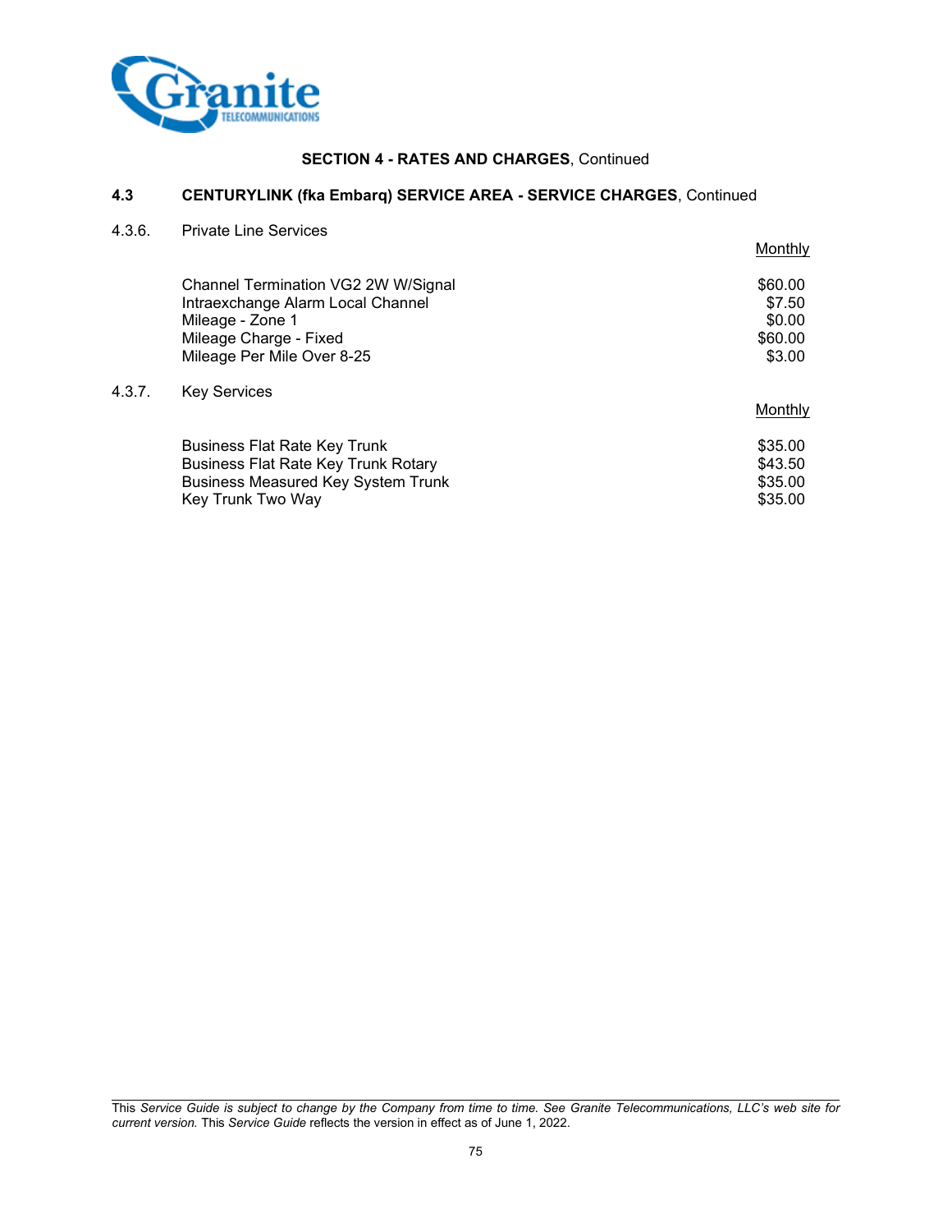**SECTION 4 - RATES AND CHARGES**, Continued

## 4.3 CENTURYLINK (fka Embarq) SERVICE AREA - SERVICE CHARGES, Continued

### 4.3.6. Private Line Services

| | Monthly |
|---|---|
| Channel Termination VG2 2W W/Signal | $60.00 |
| Intraexchange Alarm Local Channel | $7.50 |
| Mileage - Zone 1 | $0.00 |
| Mileage Charge - Fixed | $60.00 |
| Mileage Per Mile Over 8-25 | $3.00 |

### 4.3.7. Key Services

| | Monthly |
|---|---|
| Business Flat Rate Key Trunk | $35.00 |
| Business Flat Rate Key Trunk Rotary | $43.50 |
| Business Measured Key System Trunk | $35.00 |
| Key Trunk Two Way | $35.00 |

This *Service Guide is subject to change by the Company from time to time. See Granite Telecommunications, LLC's web site for current version.* This *Service Guide* reflects the version in effect as of June 1, 2022.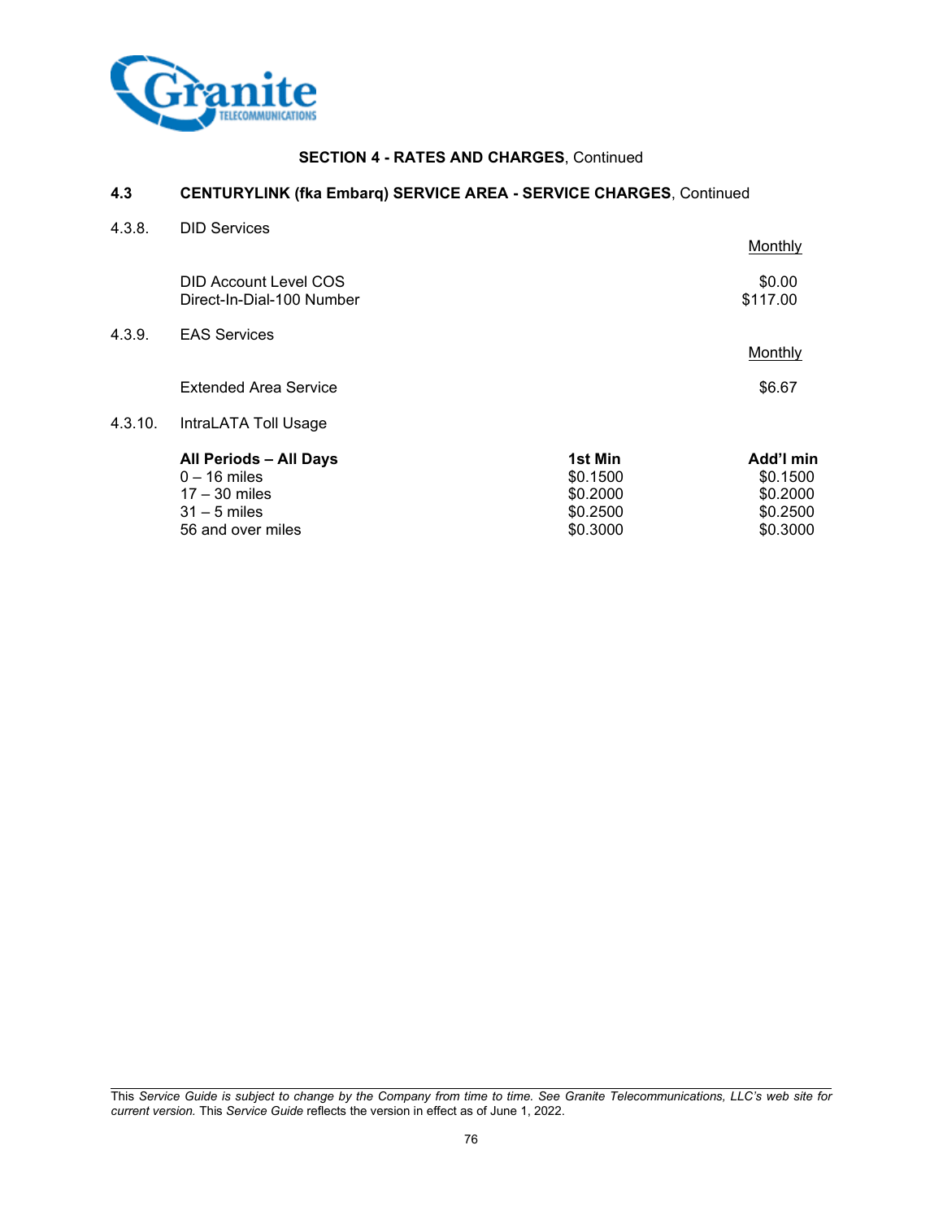**SECTION 4 - RATES AND CHARGES**, Continued

**4.3 CENTURYLINK (fka Embarq) SERVICE AREA - SERVICE CHARGES**, Continued

4.3.8. DID Services

| | Monthly |
|---|---|
| DID Account Level COS | $0.00 |
| Direct-In-Dial-100 Number | $117.00 |

4.3.9. EAS Services

| | Monthly |
|---|---|
| Extended Area Service | $6.67 |

4.3.10. IntraLATA Toll Usage

| **All Periods – All Days** | **1st Min** | **Add'l min** |
|---|---|---|
| 0 – 16 miles | $0.1500 | $0.1500 |
| 17 – 30 miles | $0.2000 | $0.2000 |
| 31 – 5 miles | $0.2500 | $0.2500 |
| 56 and over miles | $0.3000 | $0.3000 |

This *Service Guide is subject to change by the Company from time to time. See Granite Telecommunications, LLC's web site for current version.* This *Service Guide* reflects the version in effect as of June 1, 2022.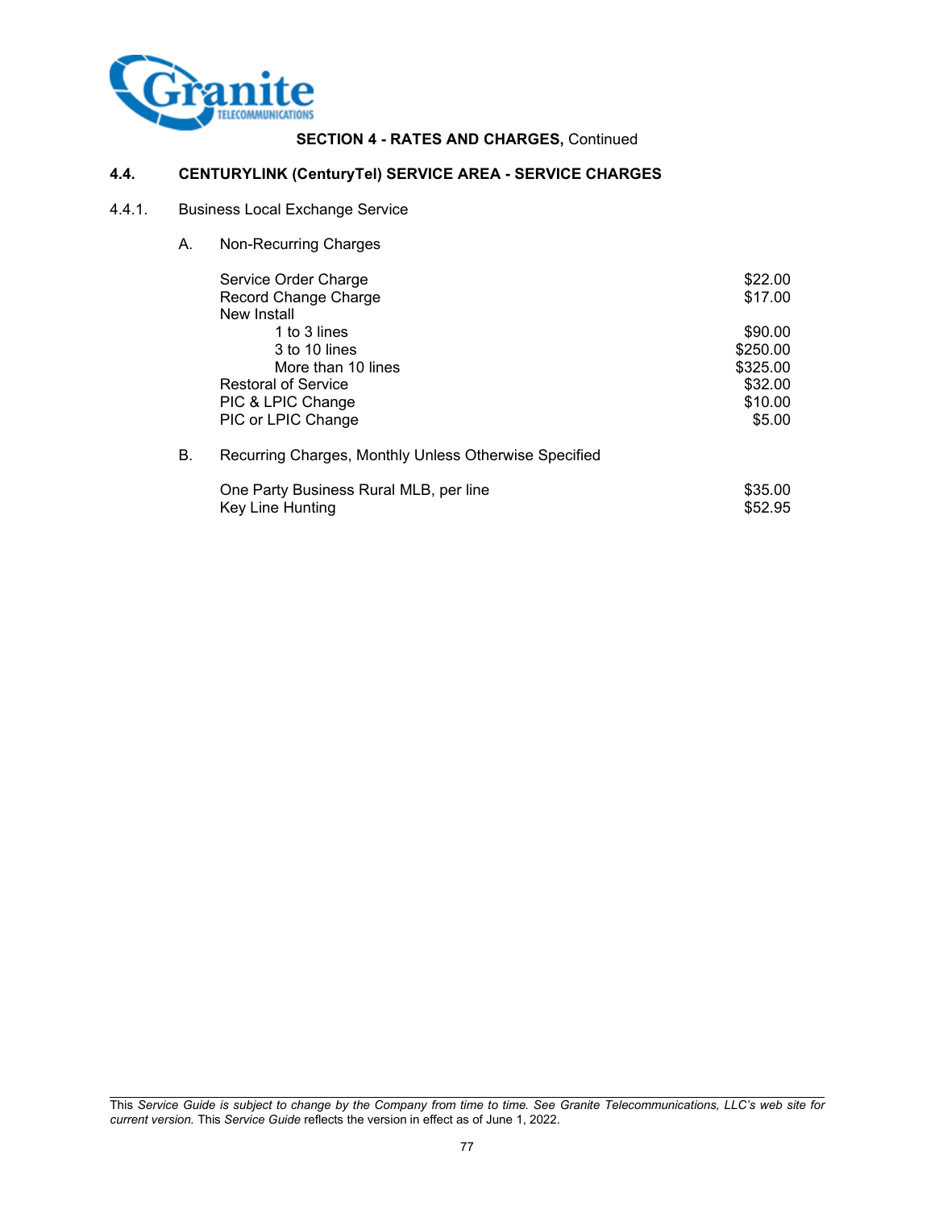**SECTION 4 - RATES AND CHARGES,** Continued

## 4.4. CENTURYLINK (CenturyTel) SERVICE AREA - SERVICE CHARGES

### 4.4.1. Business Local Exchange Service

A. Non-Recurring Charges

| | |
|---|---|
| Service Order Charge | $22.00 |
| Record Change Charge | $17.00 |
| New Install | |
| 1 to 3 lines | $90.00 |
| 3 to 10 lines | $250.00 |
| More than 10 lines | $325.00 |
| Restoral of Service | $32.00 |
| PIC & LPIC Change | $10.00 |
| PIC or LPIC Change | $5.00 |

B. Recurring Charges, Monthly Unless Otherwise Specified

| | |
|---|---|
| One Party Business Rural MLB, per line | $35.00 |
| Key Line Hunting | $52.95 |

This *Service Guide is subject to change by the Company from time to time. See Granite Telecommunications, LLC's web site for current version.* This *Service Guide* reflects the version in effect as of June 1, 2022.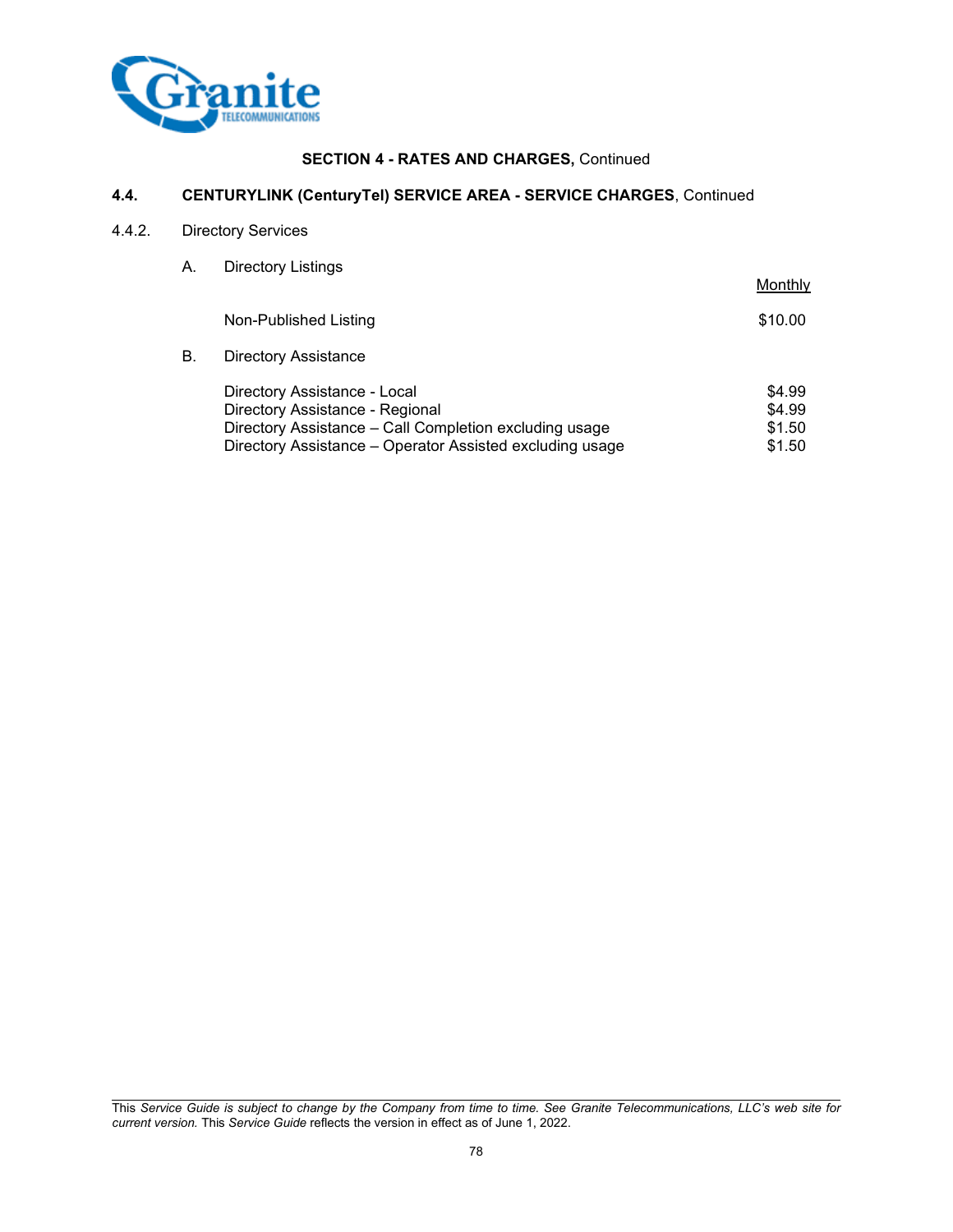**SECTION 4 - RATES AND CHARGES,** Continued

## 4.4. CENTURYLINK (CenturyTel) SERVICE AREA - SERVICE CHARGES, Continued

### 4.4.2. Directory Services

A. Directory Listings

| | Monthly |
|---|---|
| Non-Published Listing | $10.00 |

B. Directory Assistance

| | |
|---|---|
| Directory Assistance - Local | $4.99 |
| Directory Assistance - Regional | $4.99 |
| Directory Assistance – Call Completion excluding usage | $1.50 |
| Directory Assistance – Operator Assisted excluding usage | $1.50 |

This *Service Guide is subject to change by the Company from time to time. See Granite Telecommunications, LLC's web site for current version.* This *Service Guide* reflects the version in effect as of June 1, 2022.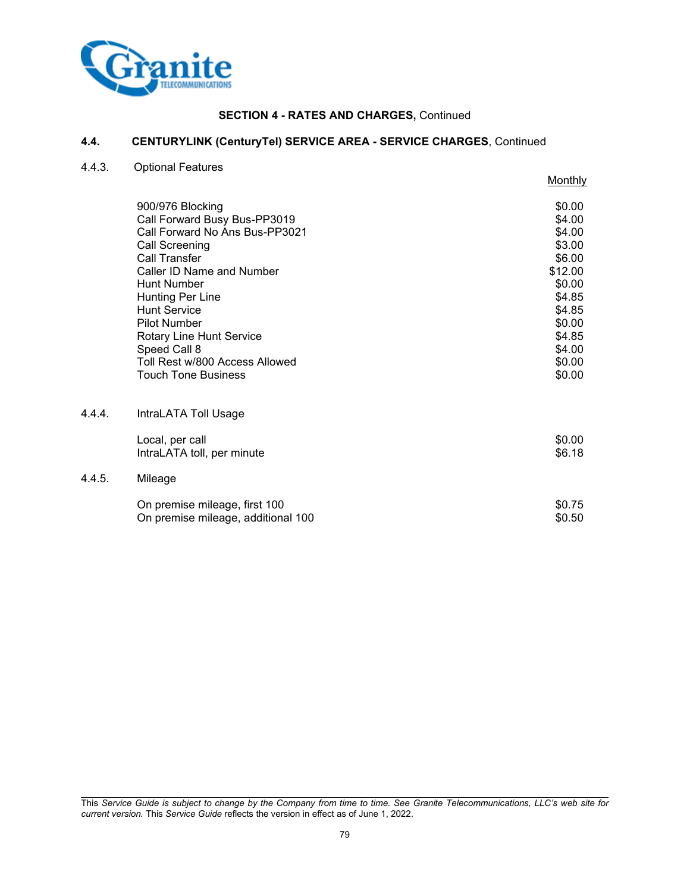**SECTION 4 - RATES AND CHARGES,** Continued

## 4.4. CENTURYLINK (CenturyTel) SERVICE AREA - SERVICE CHARGES, Continued

### 4.4.3. Optional Features

| | Monthly |
|---|---|
| 900/976 Blocking | $0.00 |
| Call Forward Busy Bus-PP3019 | $4.00 |
| Call Forward No Ans Bus-PP3021 | $4.00 |
| Call Screening | $3.00 |
| Call Transfer | $6.00 |
| Caller ID Name and Number | $12.00 |
| Hunt Number | $0.00 |
| Hunting Per Line | $4.85 |
| Hunt Service | $4.85 |
| Pilot Number | $0.00 |
| Rotary Line Hunt Service | $4.85 |
| Speed Call 8 | $4.00 |
| Toll Rest w/800 Access Allowed | $0.00 |
| Touch Tone Business | $0.00 |

### 4.4.4. IntraLATA Toll Usage

| | |
|---|---|
| Local, per call | $0.00 |
| IntraLATA toll, per minute | $6.18 |

### 4.4.5. Mileage

| | |
|---|---|
| On premise mileage, first 100 | $0.75 |
| On premise mileage, additional 100 | $0.50 |

This *Service Guide is subject to change by the Company from time to time. See Granite Telecommunications, LLC's web site for current version.* This *Service Guide* reflects the version in effect as of June 1, 2022.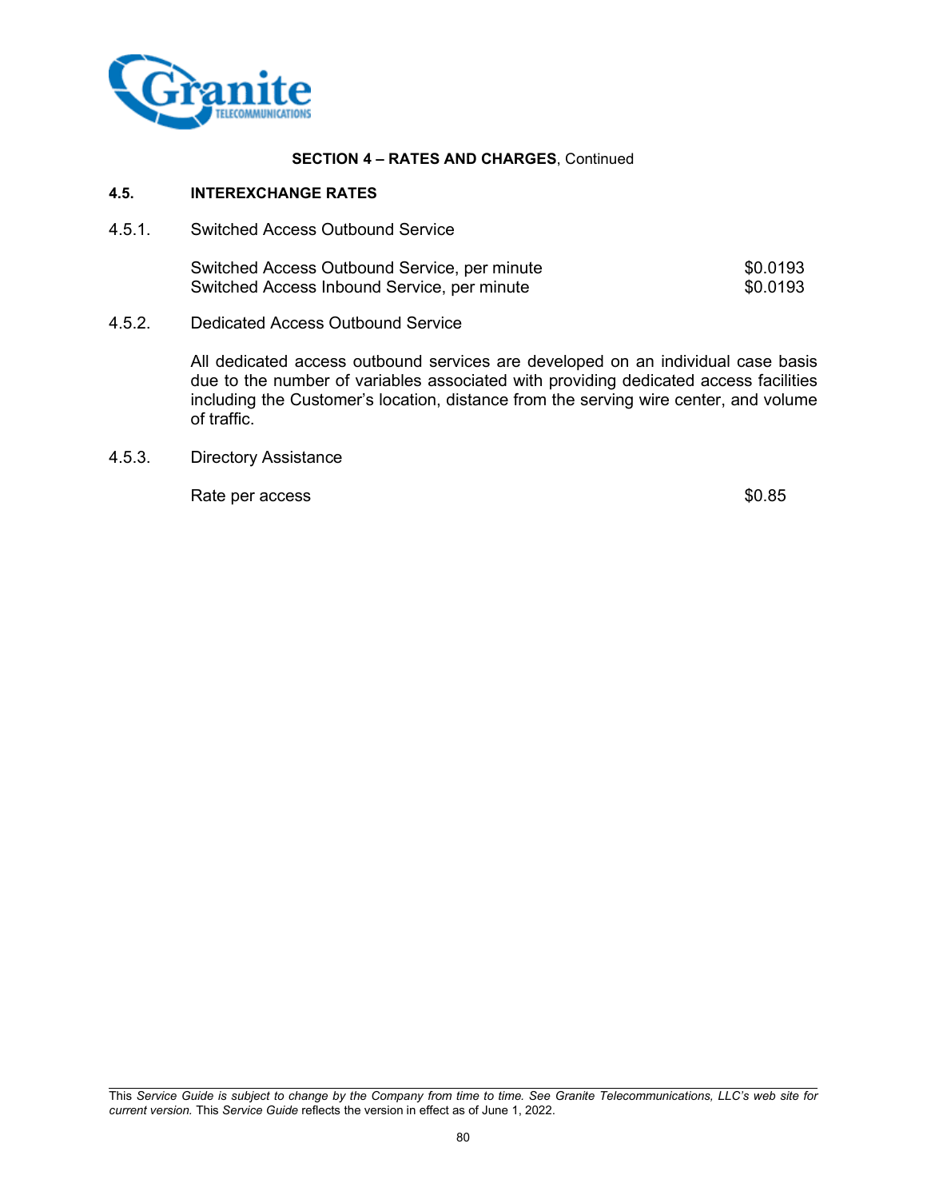**SECTION 4 – RATES AND CHARGES**, Continued

## 4.5. INTEREXCHANGE RATES

4.5.1. Switched Access Outbound Service

| | |
|---|---|
| Switched Access Outbound Service, per minute | $0.0193 |
| Switched Access Inbound Service, per minute | $0.0193 |

4.5.2. Dedicated Access Outbound Service

All dedicated access outbound services are developed on an individual case basis due to the number of variables associated with providing dedicated access facilities including the Customer's location, distance from the serving wire center, and volume of traffic.

4.5.3. Directory Assistance

| | |
|---|---|
| Rate per access | $0.85 |

This *Service Guide is subject to change by the Company from time to time. See Granite Telecommunications, LLC's web site for current version.* This *Service Guide* reflects the version in effect as of June 1, 2022.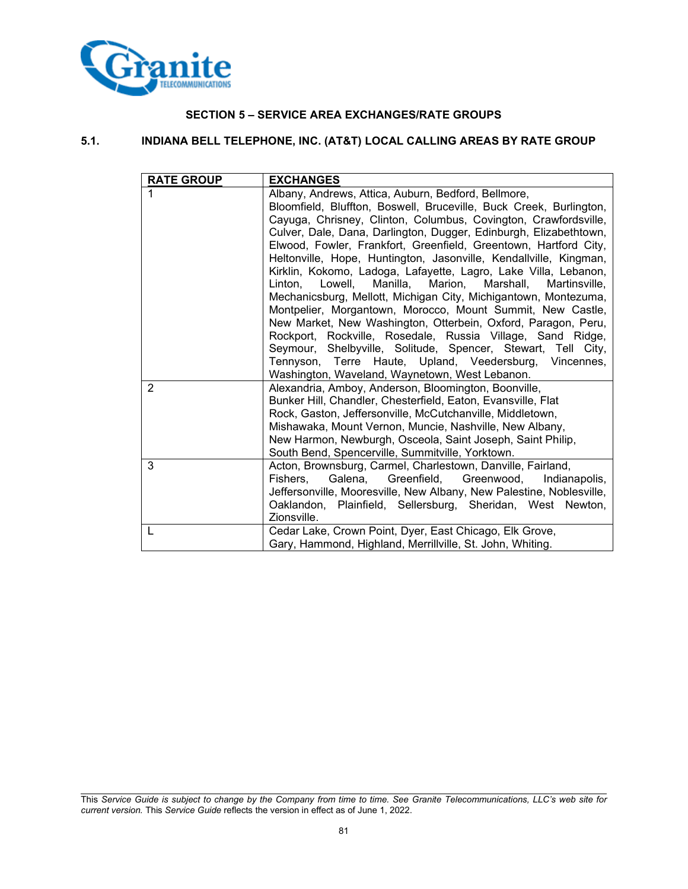## SECTION 5 – SERVICE AREA EXCHANGES/RATE GROUPS

### 5.1. INDIANA BELL TELEPHONE, INC. (AT&T) LOCAL CALLING AREAS BY RATE GROUP

| RATE GROUP | EXCHANGES |
|---|---|
| 1 | Albany, Andrews, Attica, Auburn, Bedford, Bellmore, Bloomfield, Bluffton, Boswell, Bruceville, Buck Creek, Burlington, Cayuga, Chrisney, Clinton, Columbus, Covington, Crawfordsville, Culver, Dale, Dana, Darlington, Dugger, Edinburgh, Elizabethtown, Elwood, Fowler, Frankfort, Greenfield, Greentown, Hartford City, Heltonville, Hope, Huntington, Jasonville, Kendallville, Kingman, Kirklin, Kokomo, Ladoga, Lafayette, Lagro, Lake Villa, Lebanon, Linton, Lowell, Manilla, Marion, Marshall, Martinsville, Mechanicsburg, Mellott, Michigan City, Michigantown, Montezuma, Montpelier, Morgantown, Morocco, Mount Summit, New Castle, New Market, New Washington, Otterbein, Oxford, Paragon, Peru, Rockport, Rockville, Rosedale, Russia Village, Sand Ridge, Seymour, Shelbyville, Solitude, Spencer, Stewart, Tell City, Tennyson, Terre Haute, Upland, Veedersburg, Vincennes, Washington, Waveland, Waynetown, West Lebanon. |
| 2 | Alexandria, Amboy, Anderson, Bloomington, Boonville, Bunker Hill, Chandler, Chesterfield, Eaton, Evansville, Flat Rock, Gaston, Jeffersonville, McCutchanville, Middletown, Mishawaka, Mount Vernon, Muncie, Nashville, New Albany, New Harmon, Newburgh, Osceola, Saint Joseph, Saint Philip, South Bend, Spencerville, Summitville, Yorktown. |
| 3 | Acton, Brownsburg, Carmel, Charlestown, Danville, Fairland, Fishers, Galena, Greenfield, Greenwood, Indianapolis, Jeffersonville, Mooresville, New Albany, New Palestine, Noblesville, Oaklandon, Plainfield, Sellersburg, Sheridan, West Newton, Zionsville. |
| L | Cedar Lake, Crown Point, Dyer, East Chicago, Elk Grove, Gary, Hammond, Highland, Merrillville, St. John, Whiting. |

This *Service Guide is subject to change by the Company from time to time. See Granite Telecommunications, LLC's web site for current version.* This *Service Guide* reflects the version in effect as of June 1, 2022.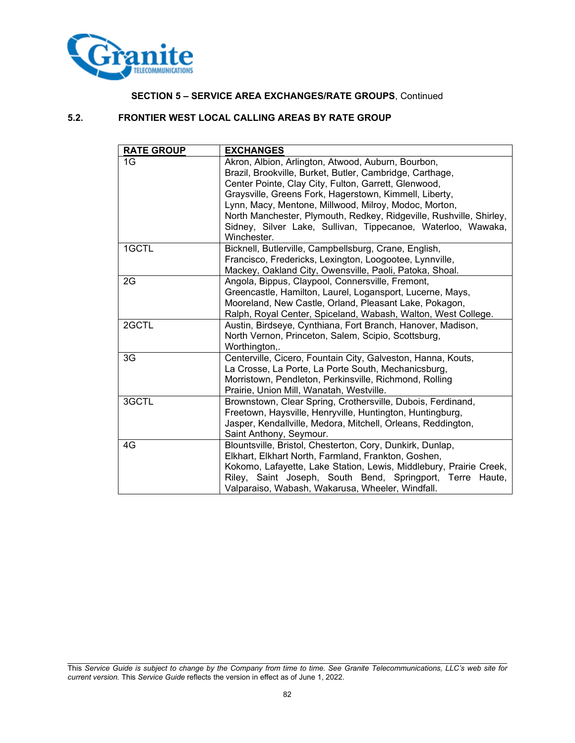**SECTION 5 – SERVICE AREA EXCHANGES/RATE GROUPS**, Continued

## 5.2. FRONTIER WEST LOCAL CALLING AREAS BY RATE GROUP

| RATE GROUP | EXCHANGES |
|---|---|
| 1G | Akron, Albion, Arlington, Atwood, Auburn, Bourbon, Brazil, Brookville, Burket, Butler, Cambridge, Carthage, Center Pointe, Clay City, Fulton, Garrett, Glenwood, Graysville, Greens Fork, Hagerstown, Kimmell, Liberty, Lynn, Macy, Mentone, Millwood, Milroy, Modoc, Morton, North Manchester, Plymouth, Redkey, Ridgeville, Rushville, Shirley, Sidney, Silver Lake, Sullivan, Tippecanoe, Waterloo, Wawaka, Winchester. |
| 1GCTL | Bicknell, Butlerville, Campbellsburg, Crane, English, Francisco, Fredericks, Lexington, Loogootee, Lynnville, Mackey, Oakland City, Owensville, Paoli, Patoka, Shoal. |
| 2G | Angola, Bippus, Claypool, Connersville, Fremont, Greencastle, Hamilton, Laurel, Logansport, Lucerne, Mays, Mooreland, New Castle, Orland, Pleasant Lake, Pokagon, Ralph, Royal Center, Spiceland, Wabash, Walton, West College. |
| 2GCTL | Austin, Birdseye, Cynthiana, Fort Branch, Hanover, Madison, North Vernon, Princeton, Salem, Scipio, Scottsburg, Worthington,. |
| 3G | Centerville, Cicero, Fountain City, Galveston, Hanna, Kouts, La Crosse, La Porte, La Porte South, Mechanicsburg, Morristown, Pendleton, Perkinsville, Richmond, Rolling Prairie, Union Mill, Wanatah, Westville. |
| 3GCTL | Brownstown, Clear Spring, Crothersville, Dubois, Ferdinand, Freetown, Haysville, Henryville, Huntington, Huntingburg, Jasper, Kendallville, Medora, Mitchell, Orleans, Reddington, Saint Anthony, Seymour. |
| 4G | Blountsville, Bristol, Chesterton, Cory, Dunkirk, Dunlap, Elkhart, Elkhart North, Farmland, Frankton, Goshen, Kokomo, Lafayette, Lake Station, Lewis, Middlebury, Prairie Creek, Riley, Saint Joseph, South Bend, Springport, Terre Haute, Valparaiso, Wabash, Wakarusa, Wheeler, Windfall. |

This *Service Guide is subject to change by the Company from time to time. See Granite Telecommunications, LLC's web site for current version.* This *Service Guide* reflects the version in effect as of June 1, 2022.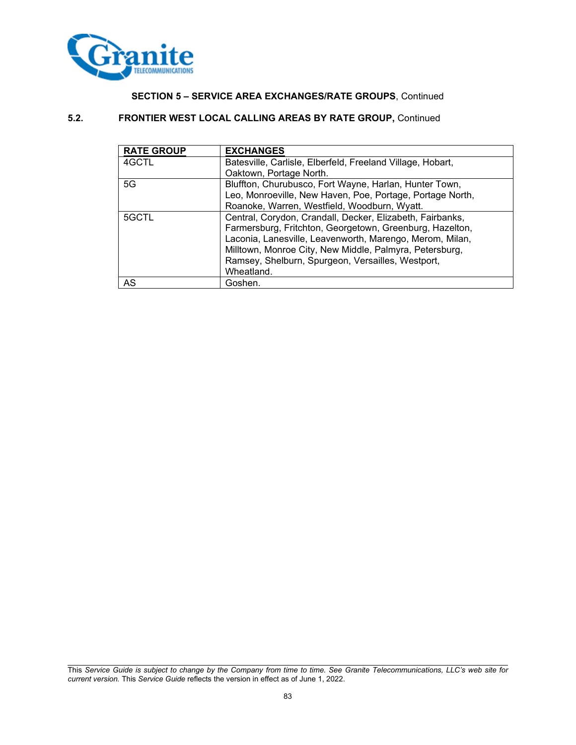**SECTION 5 – SERVICE AREA EXCHANGES/RATE GROUPS**, Continued

**5.2. FRONTIER WEST LOCAL CALLING AREAS BY RATE GROUP,** Continued

| RATE GROUP | EXCHANGES |
|---|---|
| 4GCTL | Batesville, Carlisle, Elberfeld, Freeland Village, Hobart, Oaktown, Portage North. |
| 5G | Bluffton, Churubusco, Fort Wayne, Harlan, Hunter Town, Leo, Monroeville, New Haven, Poe, Portage, Portage North, Roanoke, Warren, Westfield, Woodburn, Wyatt. |
| 5GCTL | Central, Corydon, Crandall, Decker, Elizabeth, Fairbanks, Farmersburg, Fritchton, Georgetown, Greenburg, Hazelton, Laconia, Lanesville, Leavenworth, Marengo, Merom, Milan, Milltown, Monroe City, New Middle, Palmyra, Petersburg, Ramsey, Shelburn, Spurgeon, Versailles, Westport, Wheatland. |
| AS | Goshen. |

This *Service Guide is subject to change by the Company from time to time. See Granite Telecommunications, LLC's web site for current version.* This *Service Guide* reflects the version in effect as of June 1, 2022.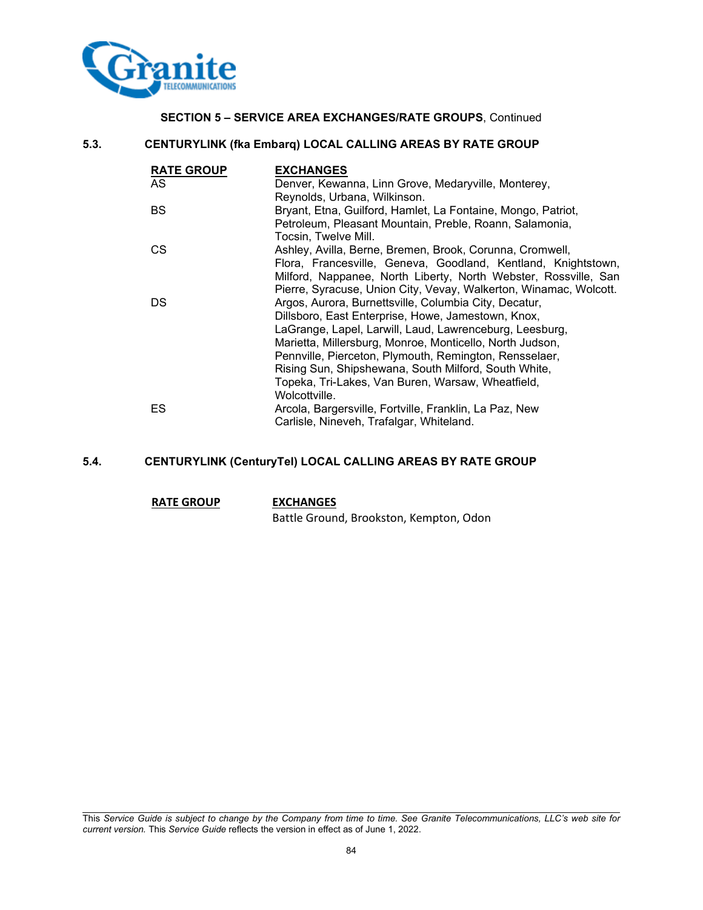**SECTION 5 – SERVICE AREA EXCHANGES/RATE GROUPS**, Continued

## 5.3. CENTURYLINK (fka Embarq) LOCAL CALLING AREAS BY RATE GROUP

| RATE GROUP | EXCHANGES |
|---|---|
| AS | Denver, Kewanna, Linn Grove, Medaryville, Monterey, Reynolds, Urbana, Wilkinson. |
| BS | Bryant, Etna, Guilford, Hamlet, La Fontaine, Mongo, Patriot, Petroleum, Pleasant Mountain, Preble, Roann, Salamonia, Tocsin, Twelve Mill. |
| CS | Ashley, Avilla, Berne, Bremen, Brook, Corunna, Cromwell, Flora, Francesville, Geneva, Goodland, Kentland, Knightstown, Milford, Nappanee, North Liberty, North Webster, Rossville, San Pierre, Syracuse, Union City, Vevay, Walkerton, Winamac, Wolcott. |
| DS | Argos, Aurora, Burnettsville, Columbia City, Decatur, Dillsboro, East Enterprise, Howe, Jamestown, Knox, LaGrange, Lapel, Larwill, Laud, Lawrenceburg, Leesburg, Marietta, Millersburg, Monroe, Monticello, North Judson, Pennville, Pierceton, Plymouth, Remington, Rensselaer, Rising Sun, Shipshewana, South Milford, South White, Topeka, Tri-Lakes, Van Buren, Warsaw, Wheatfield, Wolcottville. |
| ES | Arcola, Bargersville, Fortville, Franklin, La Paz, New Carlisle, Nineveh, Trafalgar, Whiteland. |

## 5.4. CENTURYLINK (CenturyTel) LOCAL CALLING AREAS BY RATE GROUP

| RATE GROUP | EXCHANGES |
|---|---|
| | Battle Ground, Brookston, Kempton, Odon |

This *Service Guide is subject to change by the Company from time to time. See Granite Telecommunications, LLC's web site for current version.* This *Service Guide* reflects the version in effect as of June 1, 2022.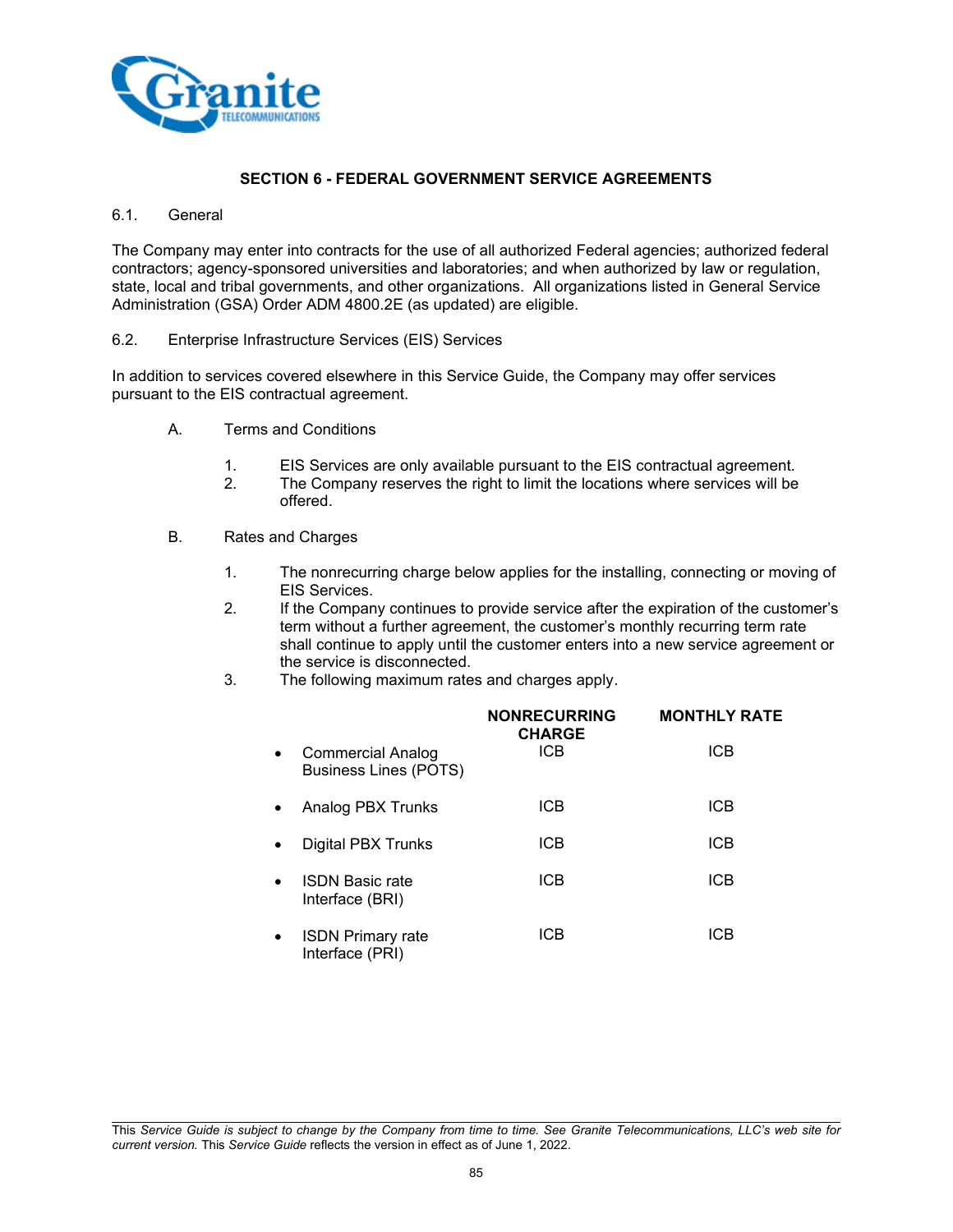## SECTION 6 - FEDERAL GOVERNMENT SERVICE AGREEMENTS

6.1. General

The Company may enter into contracts for the use of all authorized Federal agencies; authorized federal contractors; agency-sponsored universities and laboratories; and when authorized by law or regulation, state, local and tribal governments, and other organizations. All organizations listed in General Service Administration (GSA) Order ADM 4800.2E (as updated) are eligible.

6.2. Enterprise Infrastructure Services (EIS) Services

In addition to services covered elsewhere in this Service Guide, the Company may offer services pursuant to the EIS contractual agreement.

A. Terms and Conditions

1. EIS Services are only available pursuant to the EIS contractual agreement.
2. The Company reserves the right to limit the locations where services will be offered.

B. Rates and Charges

1. The nonrecurring charge below applies for the installing, connecting or moving of EIS Services.
2. If the Company continues to provide service after the expiration of the customer's term without a further agreement, the customer's monthly recurring term rate shall continue to apply until the customer enters into a new service agreement or the service is disconnected.
3. The following maximum rates and charges apply.

| | NONRECURRING CHARGE | MONTHLY RATE |
|---|---|---|
| • Commercial Analog Business Lines (POTS) | ICB | ICB |
| • Analog PBX Trunks | ICB | ICB |
| • Digital PBX Trunks | ICB | ICB |
| • ISDN Basic rate Interface (BRI) | ICB | ICB |
| • ISDN Primary rate Interface (PRI) | ICB | ICB |

This *Service Guide is subject to change by the Company from time to time. See Granite Telecommunications, LLC's web site for current version.* This *Service Guide* reflects the version in effect as of June 1, 2022.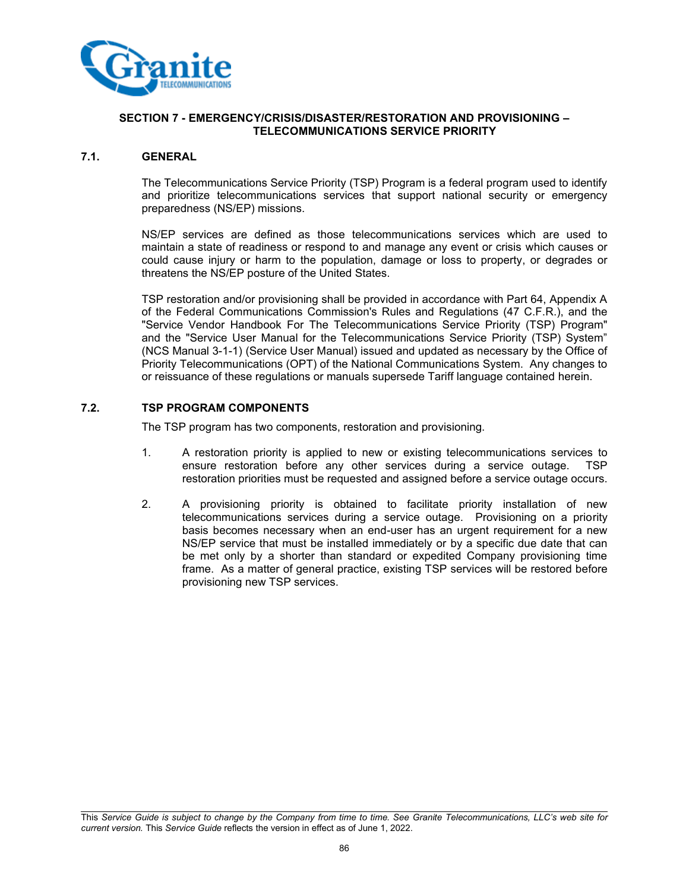## SECTION 7 - EMERGENCY/CRISIS/DISASTER/RESTORATION AND PROVISIONING – TELECOMMUNICATIONS SERVICE PRIORITY

### 7.1. GENERAL

The Telecommunications Service Priority (TSP) Program is a federal program used to identify and prioritize telecommunications services that support national security or emergency preparedness (NS/EP) missions.

NS/EP services are defined as those telecommunications services which are used to maintain a state of readiness or respond to and manage any event or crisis which causes or could cause injury or harm to the population, damage or loss to property, or degrades or threatens the NS/EP posture of the United States.

TSP restoration and/or provisioning shall be provided in accordance with Part 64, Appendix A of the Federal Communications Commission's Rules and Regulations (47 C.F.R.), and the "Service Vendor Handbook For The Telecommunications Service Priority (TSP) Program" and the "Service User Manual for the Telecommunications Service Priority (TSP) System" (NCS Manual 3-1-1) (Service User Manual) issued and updated as necessary by the Office of Priority Telecommunications (OPT) of the National Communications System. Any changes to or reissuance of these regulations or manuals supersede Tariff language contained herein.

### 7.2. TSP PROGRAM COMPONENTS

The TSP program has two components, restoration and provisioning.

1. A restoration priority is applied to new or existing telecommunications services to ensure restoration before any other services during a service outage. TSP restoration priorities must be requested and assigned before a service outage occurs.

2. A provisioning priority is obtained to facilitate priority installation of new telecommunications services during a service outage. Provisioning on a priority basis becomes necessary when an end-user has an urgent requirement for a new NS/EP service that must be installed immediately or by a specific due date that can be met only by a shorter than standard or expedited Company provisioning time frame. As a matter of general practice, existing TSP services will be restored before provisioning new TSP services.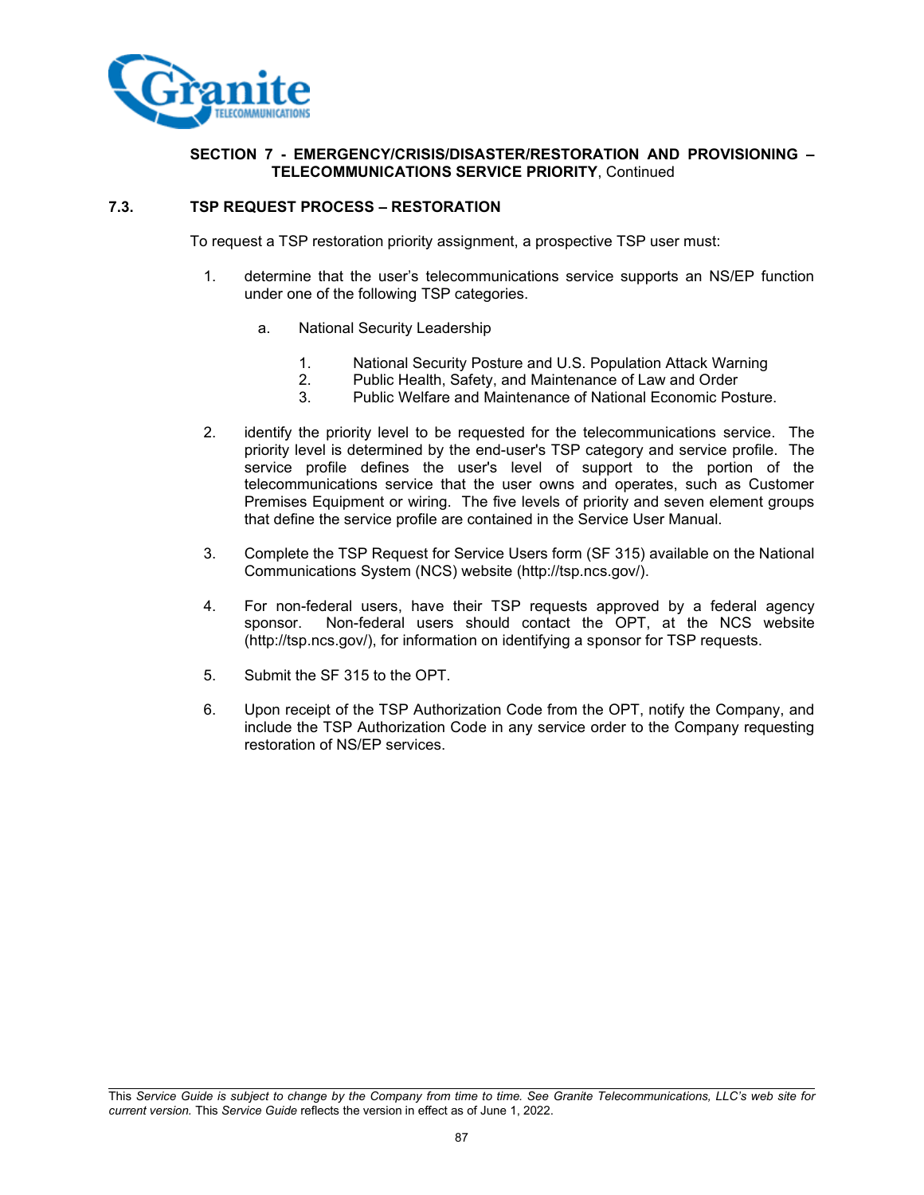**SECTION 7 - EMERGENCY/CRISIS/DISASTER/RESTORATION AND PROVISIONING – TELECOMMUNICATIONS SERVICE PRIORITY**, Continued

## 7.3. TSP REQUEST PROCESS – RESTORATION

To request a TSP restoration priority assignment, a prospective TSP user must:

1. determine that the user's telecommunications service supports an NS/EP function under one of the following TSP categories.

   a. National Security Leadership

      1. National Security Posture and U.S. Population Attack Warning
      2. Public Health, Safety, and Maintenance of Law and Order
      3. Public Welfare and Maintenance of National Economic Posture.

2. identify the priority level to be requested for the telecommunications service. The priority level is determined by the end-user's TSP category and service profile. The service profile defines the user's level of support to the portion of the telecommunications service that the user owns and operates, such as Customer Premises Equipment or wiring. The five levels of priority and seven element groups that define the service profile are contained in the Service User Manual.

3. Complete the TSP Request for Service Users form (SF 315) available on the National Communications System (NCS) website (http://tsp.ncs.gov/).

4. For non-federal users, have their TSP requests approved by a federal agency sponsor. Non-federal users should contact the OPT, at the NCS website (http://tsp.ncs.gov/), for information on identifying a sponsor for TSP requests.

5. Submit the SF 315 to the OPT.

6. Upon receipt of the TSP Authorization Code from the OPT, notify the Company, and include the TSP Authorization Code in any service order to the Company requesting restoration of NS/EP services.

This *Service Guide is subject to change by the Company from time to time. See Granite Telecommunications, LLC's web site for current version.* This *Service Guide* reflects the version in effect as of June 1, 2022.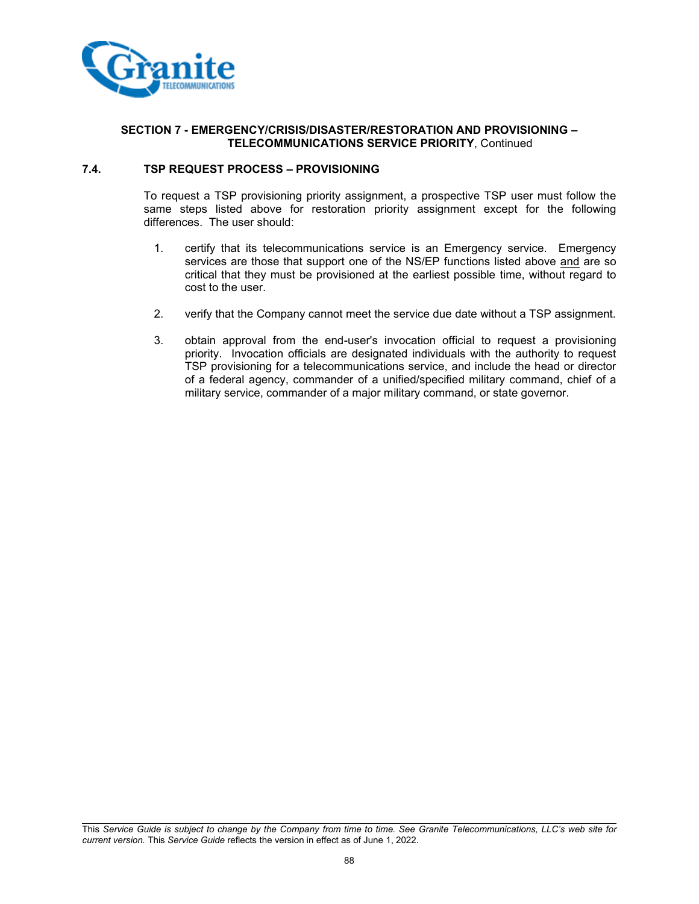**SECTION 7 - EMERGENCY/CRISIS/DISASTER/RESTORATION AND PROVISIONING – TELECOMMUNICATIONS SERVICE PRIORITY**, Continued

## 7.4. TSP REQUEST PROCESS – PROVISIONING

To request a TSP provisioning priority assignment, a prospective TSP user must follow the same steps listed above for restoration priority assignment except for the following differences. The user should:

1. certify that its telecommunications service is an Emergency service. Emergency services are those that support one of the NS/EP functions listed above and are so critical that they must be provisioned at the earliest possible time, without regard to cost to the user.

2. verify that the Company cannot meet the service due date without a TSP assignment.

3. obtain approval from the end-user's invocation official to request a provisioning priority. Invocation officials are designated individuals with the authority to request TSP provisioning for a telecommunications service, and include the head or director of a federal agency, commander of a unified/specified military command, chief of a military service, commander of a major military command, or state governor.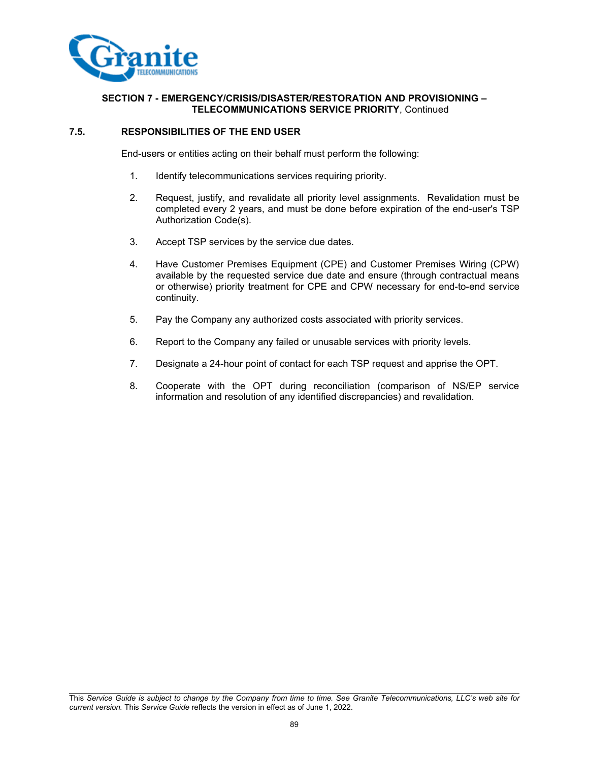**SECTION 7 - EMERGENCY/CRISIS/DISASTER/RESTORATION AND PROVISIONING – TELECOMMUNICATIONS SERVICE PRIORITY**, Continued

## 7.5. RESPONSIBILITIES OF THE END USER

End-users or entities acting on their behalf must perform the following:

1. Identify telecommunications services requiring priority.
2. Request, justify, and revalidate all priority level assignments. Revalidation must be completed every 2 years, and must be done before expiration of the end-user's TSP Authorization Code(s).
3. Accept TSP services by the service due dates.
4. Have Customer Premises Equipment (CPE) and Customer Premises Wiring (CPW) available by the requested service due date and ensure (through contractual means or otherwise) priority treatment for CPE and CPW necessary for end-to-end service continuity.
5. Pay the Company any authorized costs associated with priority services.
6. Report to the Company any failed or unusable services with priority levels.
7. Designate a 24-hour point of contact for each TSP request and apprise the OPT.
8. Cooperate with the OPT during reconciliation (comparison of NS/EP service information and resolution of any identified discrepancies) and revalidation.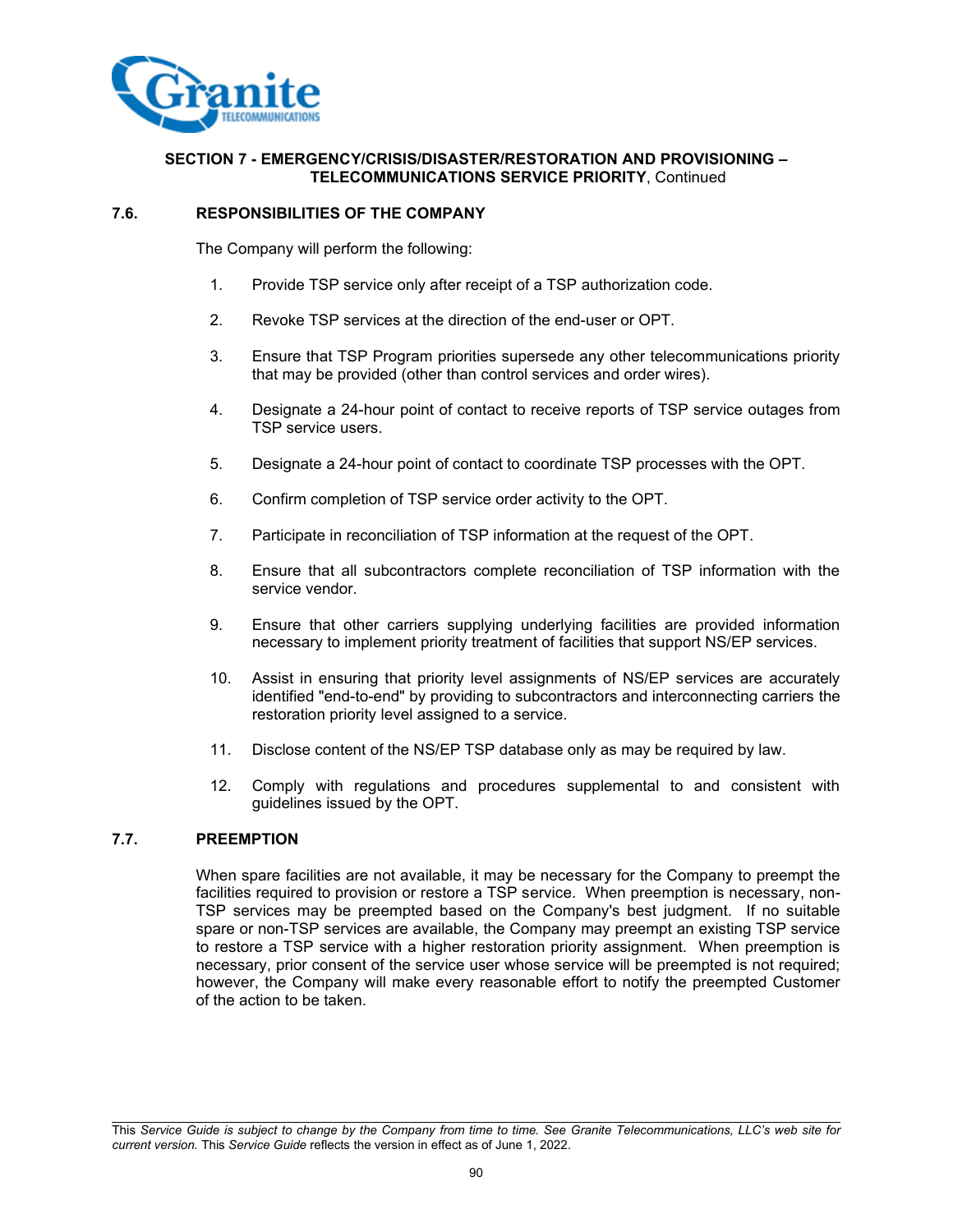**SECTION 7 - EMERGENCY/CRISIS/DISASTER/RESTORATION AND PROVISIONING – TELECOMMUNICATIONS SERVICE PRIORITY**, Continued

## 7.6. RESPONSIBILITIES OF THE COMPANY

The Company will perform the following:

1. Provide TSP service only after receipt of a TSP authorization code.
2. Revoke TSP services at the direction of the end-user or OPT.
3. Ensure that TSP Program priorities supersede any other telecommunications priority that may be provided (other than control services and order wires).
4. Designate a 24-hour point of contact to receive reports of TSP service outages from TSP service users.
5. Designate a 24-hour point of contact to coordinate TSP processes with the OPT.
6. Confirm completion of TSP service order activity to the OPT.
7. Participate in reconciliation of TSP information at the request of the OPT.
8. Ensure that all subcontractors complete reconciliation of TSP information with the service vendor.
9. Ensure that other carriers supplying underlying facilities are provided information necessary to implement priority treatment of facilities that support NS/EP services.
10. Assist in ensuring that priority level assignments of NS/EP services are accurately identified "end-to-end" by providing to subcontractors and interconnecting carriers the restoration priority level assigned to a service.
11. Disclose content of the NS/EP TSP database only as may be required by law.
12. Comply with regulations and procedures supplemental to and consistent with guidelines issued by the OPT.

## 7.7. PREEMPTION

When spare facilities are not available, it may be necessary for the Company to preempt the facilities required to provision or restore a TSP service. When preemption is necessary, non-TSP services may be preempted based on the Company's best judgment. If no suitable spare or non-TSP services are available, the Company may preempt an existing TSP service to restore a TSP service with a higher restoration priority assignment. When preemption is necessary, prior consent of the service user whose service will be preempted is not required; however, the Company will make every reasonable effort to notify the preempted Customer of the action to be taken.

This *Service Guide is subject to change by the Company from time to time. See Granite Telecommunications, LLC's web site for current version.* This *Service Guide* reflects the version in effect as of June 1, 2022.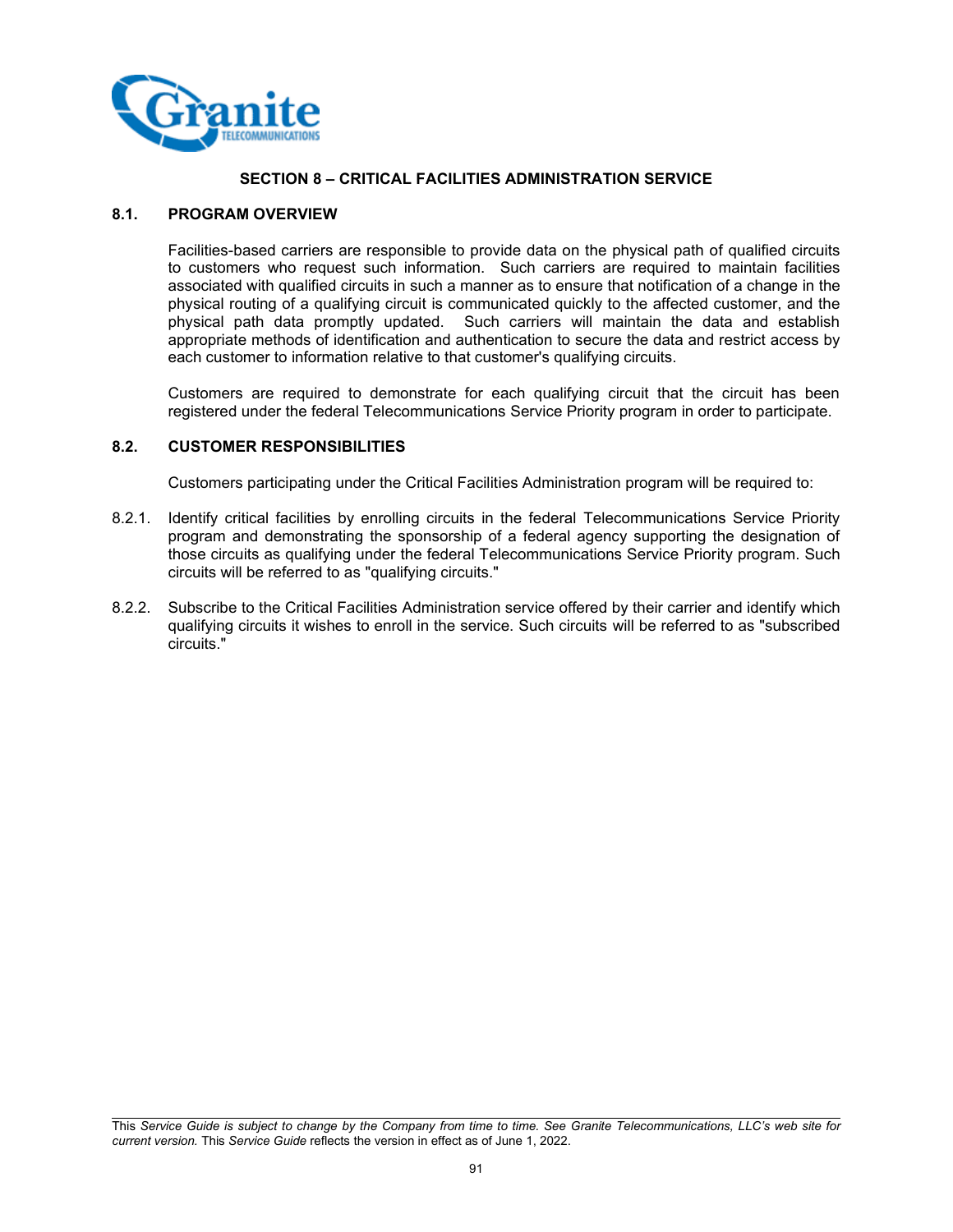## SECTION 8 – CRITICAL FACILITIES ADMINISTRATION SERVICE

### 8.1. PROGRAM OVERVIEW

Facilities-based carriers are responsible to provide data on the physical path of qualified circuits to customers who request such information. Such carriers are required to maintain facilities associated with qualified circuits in such a manner as to ensure that notification of a change in the physical routing of a qualifying circuit is communicated quickly to the affected customer, and the physical path data promptly updated. Such carriers will maintain the data and establish appropriate methods of identification and authentication to secure the data and restrict access by each customer to information relative to that customer's qualifying circuits.

Customers are required to demonstrate for each qualifying circuit that the circuit has been registered under the federal Telecommunications Service Priority program in order to participate.

### 8.2. CUSTOMER RESPONSIBILITIES

Customers participating under the Critical Facilities Administration program will be required to:

8.2.1. Identify critical facilities by enrolling circuits in the federal Telecommunications Service Priority program and demonstrating the sponsorship of a federal agency supporting the designation of those circuits as qualifying under the federal Telecommunications Service Priority program. Such circuits will be referred to as "qualifying circuits."

8.2.2. Subscribe to the Critical Facilities Administration service offered by their carrier and identify which qualifying circuits it wishes to enroll in the service. Such circuits will be referred to as "subscribed circuits."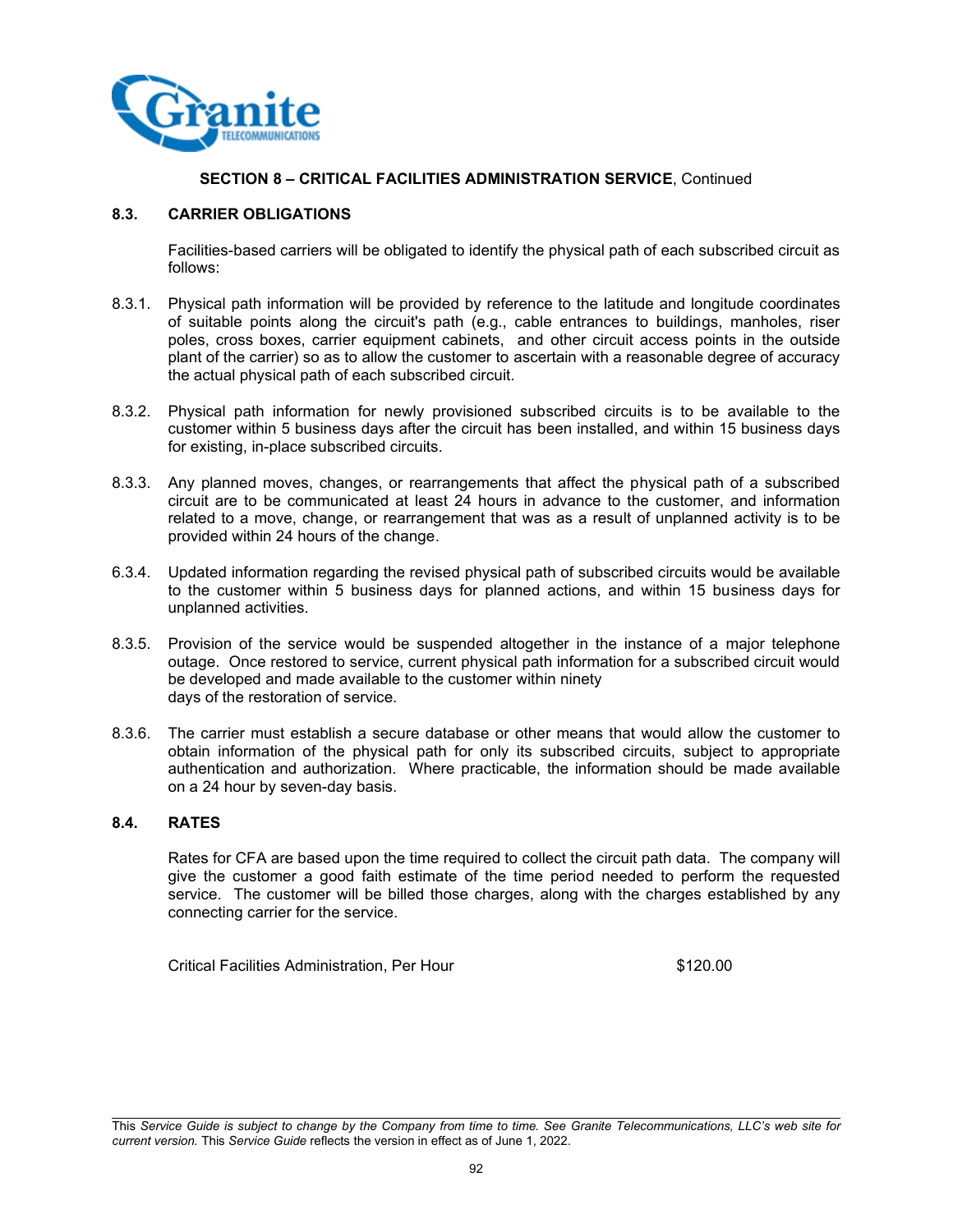**SECTION 8 – CRITICAL FACILITIES ADMINISTRATION SERVICE**, Continued

## 8.3. CARRIER OBLIGATIONS

Facilities-based carriers will be obligated to identify the physical path of each subscribed circuit as follows:

8.3.1. Physical path information will be provided by reference to the latitude and longitude coordinates of suitable points along the circuit's path (e.g., cable entrances to buildings, manholes, riser poles, cross boxes, carrier equipment cabinets, and other circuit access points in the outside plant of the carrier) so as to allow the customer to ascertain with a reasonable degree of accuracy the actual physical path of each subscribed circuit.

8.3.2. Physical path information for newly provisioned subscribed circuits is to be available to the customer within 5 business days after the circuit has been installed, and within 15 business days for existing, in-place subscribed circuits.

8.3.3. Any planned moves, changes, or rearrangements that affect the physical path of a subscribed circuit are to be communicated at least 24 hours in advance to the customer, and information related to a move, change, or rearrangement that was as a result of unplanned activity is to be provided within 24 hours of the change.

6.3.4. Updated information regarding the revised physical path of subscribed circuits would be available to the customer within 5 business days for planned actions, and within 15 business days for unplanned activities.

8.3.5. Provision of the service would be suspended altogether in the instance of a major telephone outage. Once restored to service, current physical path information for a subscribed circuit would be developed and made available to the customer within ninety days of the restoration of service.

8.3.6. The carrier must establish a secure database or other means that would allow the customer to obtain information of the physical path for only its subscribed circuits, subject to appropriate authentication and authorization. Where practicable, the information should be made available on a 24 hour by seven-day basis.

## 8.4. RATES

Rates for CFA are based upon the time required to collect the circuit path data. The company will give the customer a good faith estimate of the time period needed to perform the requested service. The customer will be billed those charges, along with the charges established by any connecting carrier for the service.

| | |
|---|---|
| Critical Facilities Administration, Per Hour | $120.00 |

This *Service Guide is subject to change by the Company from time to time. See Granite Telecommunications, LLC's web site for current version.* This *Service Guide* reflects the version in effect as of June 1, 2022.